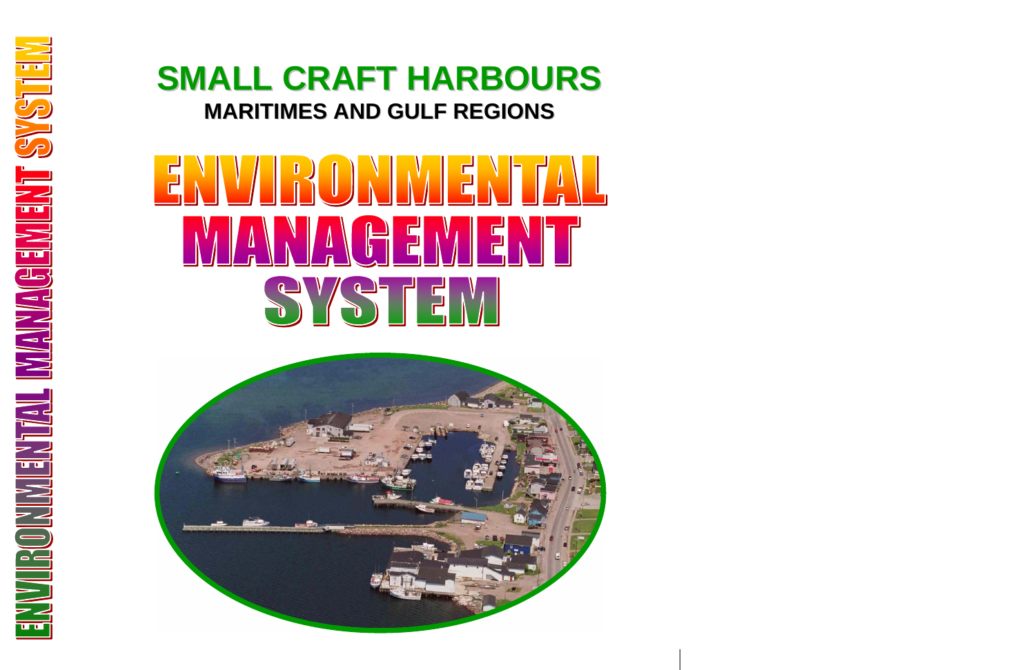# SMALL CRAFT HARBOURS

## MARITIMES AND GULF REGIONS

# ENVIRONMENTAL MANAGEMENT SYSTEM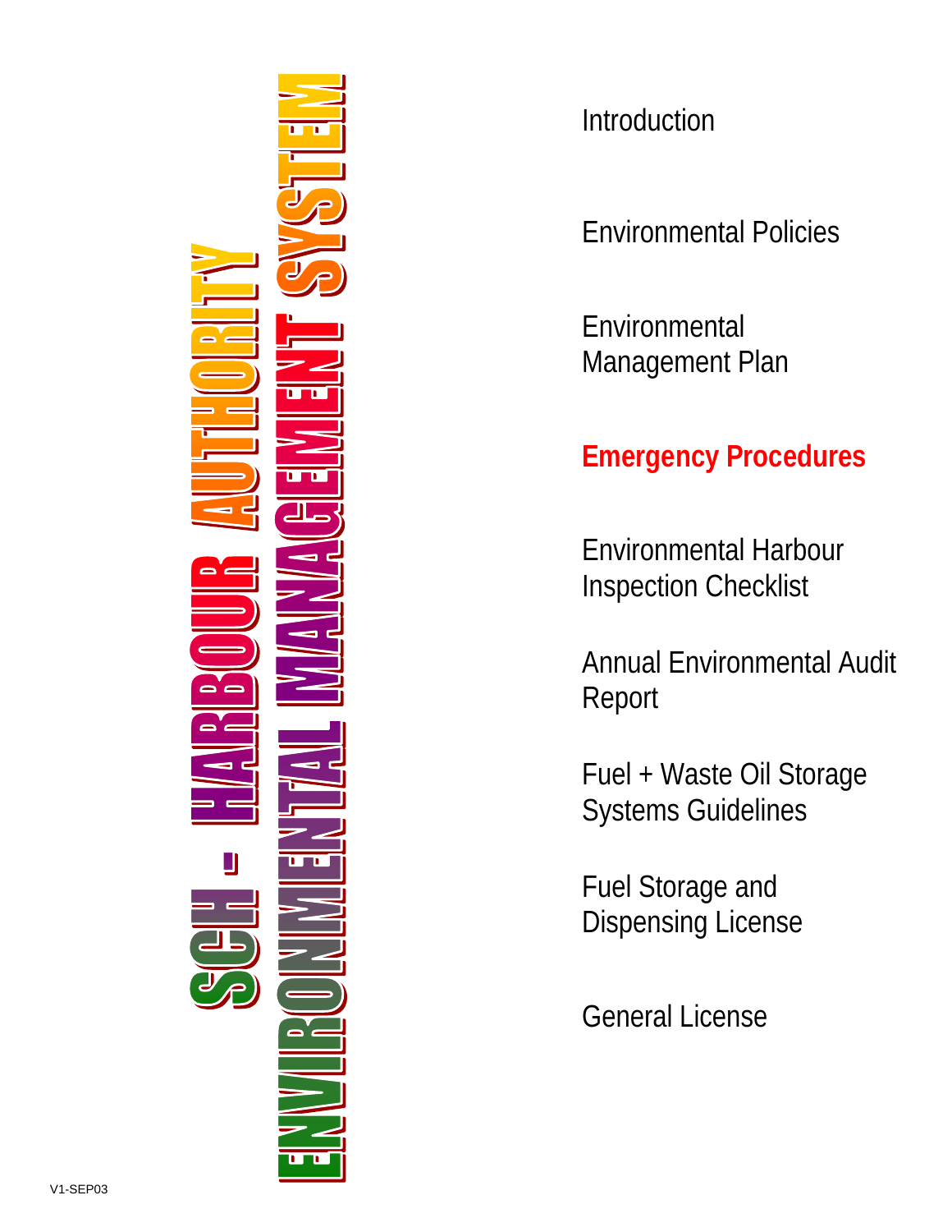# SCH - HARBOUR AUTHORITY

# ENVIRONMENTAL MANAGEMENT SYSTEM

Introduction

Environmental Policies

Environmental Management Plan

**Emergency Procedures**

Environmental Harbour Inspection Checklist

Annual Environmental Audit Report

Fuel + Waste Oil Storage Systems Guidelines

Fuel Storage and Dispensing License

General License

V1-SEP03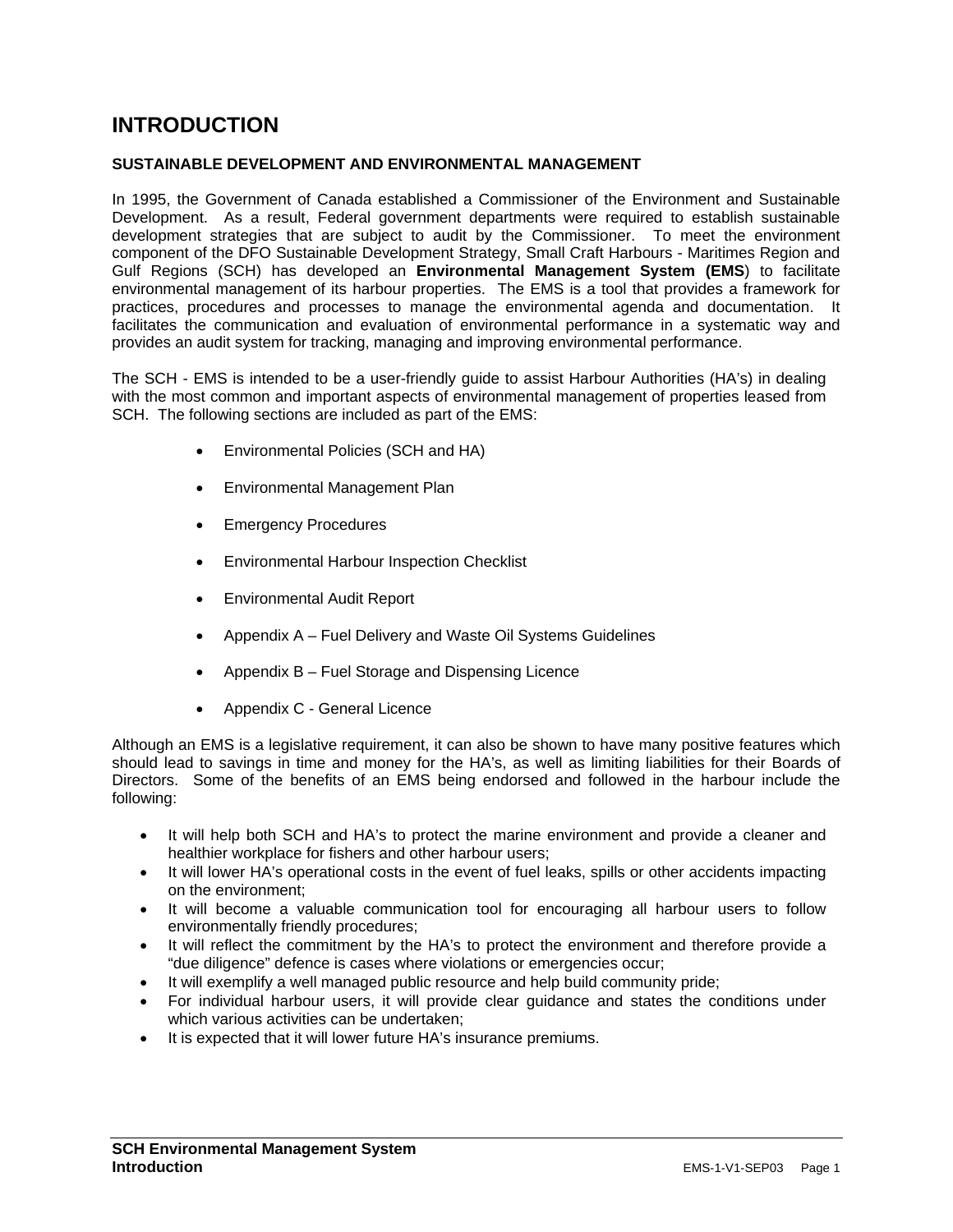# INTRODUCTION

### SUSTAINABLE DEVELOPMENT AND ENVIRONMENTAL MANAGEMENT

In 1995, the Government of Canada established a Commissioner of the Environment and Sustainable Development. As a result, Federal government departments were required to establish sustainable development strategies that are subject to audit by the Commissioner. To meet the environment component of the DFO Sustainable Development Strategy, Small Craft Harbours - Maritimes Region and Gulf Regions (SCH) has developed an **Environmental Management System (EMS**) to facilitate environmental management of its harbour properties. The EMS is a tool that provides a framework for practices, procedures and processes to manage the environmental agenda and documentation. It facilitates the communication and evaluation of environmental performance in a systematic way and provides an audit system for tracking, managing and improving environmental performance.

The SCH - EMS is intended to be a user-friendly guide to assist Harbour Authorities (HA's) in dealing with the most common and important aspects of environmental management of properties leased from SCH. The following sections are included as part of the EMS:

- Environmental Policies (SCH and HA)
- Environmental Management Plan
- Emergency Procedures
- Environmental Harbour Inspection Checklist
- Environmental Audit Report
- Appendix A – Fuel Delivery and Waste Oil Systems Guidelines
- Appendix B – Fuel Storage and Dispensing Licence
- Appendix C - General Licence

Although an EMS is a legislative requirement, it can also be shown to have many positive features which should lead to savings in time and money for the HA's, as well as limiting liabilities for their Boards of Directors. Some of the benefits of an EMS being endorsed and followed in the harbour include the following:

- It will help both SCH and HA's to protect the marine environment and provide a cleaner and healthier workplace for fishers and other harbour users;
- It will lower HA's operational costs in the event of fuel leaks, spills or other accidents impacting on the environment;
- It will become a valuable communication tool for encouraging all harbour users to follow environmentally friendly procedures;
- It will reflect the commitment by the HA's to protect the environment and therefore provide a "due diligence" defence is cases where violations or emergencies occur;
- It will exemplify a well managed public resource and help build community pride;
- For individual harbour users, it will provide clear guidance and states the conditions under which various activities can be undertaken;
- It is expected that it will lower future HA's insurance premiums.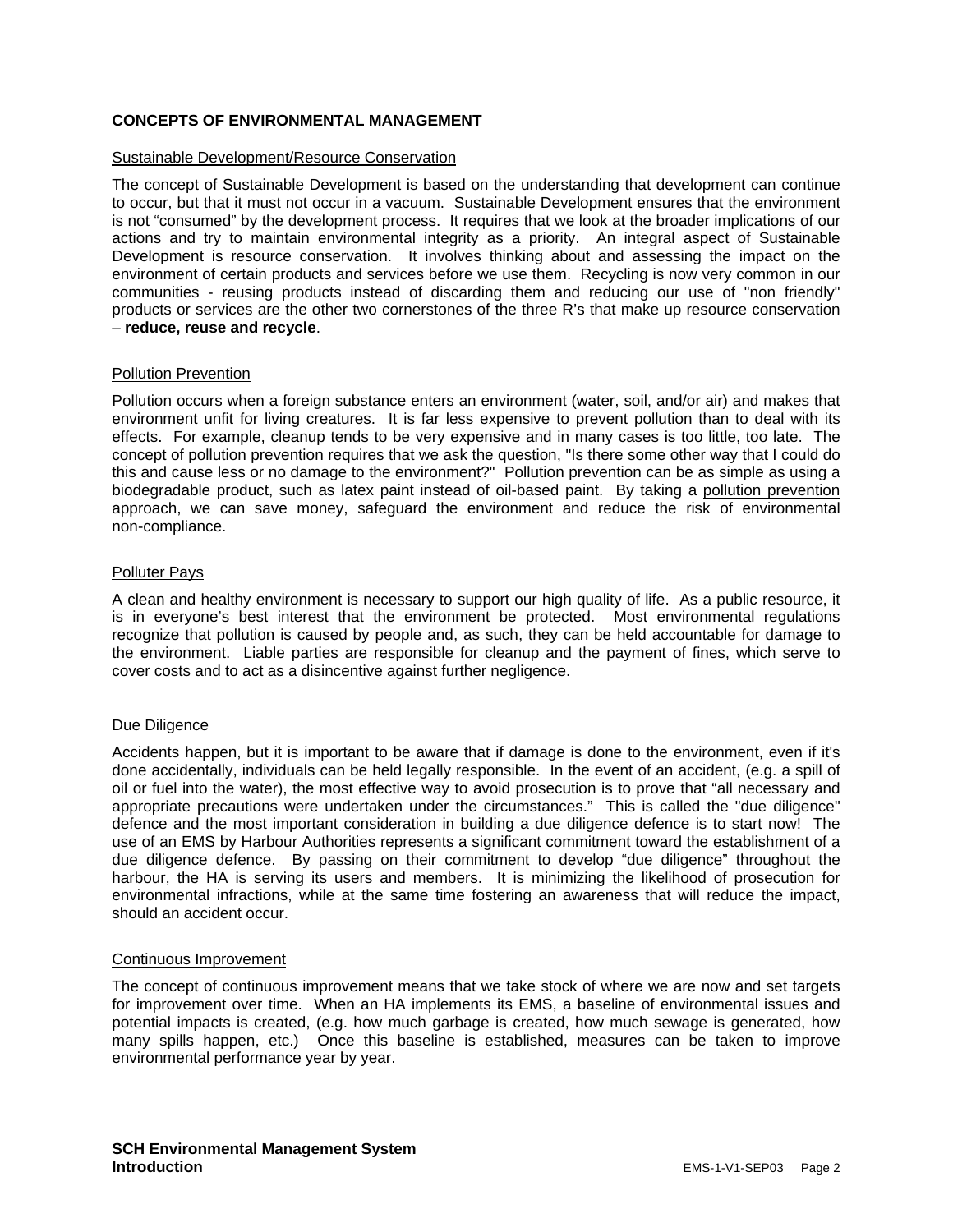# CONCEPTS OF ENVIRONMENTAL MANAGEMENT

## Sustainable Development/Resource Conservation

The concept of Sustainable Development is based on the understanding that development can continue to occur, but that it must not occur in a vacuum. Sustainable Development ensures that the environment is not "consumed" by the development process. It requires that we look at the broader implications of our actions and try to maintain environmental integrity as a priority. An integral aspect of Sustainable Development is resource conservation. It involves thinking about and assessing the impact on the environment of certain products and services before we use them. Recycling is now very common in our communities - reusing products instead of discarding them and reducing our use of "non friendly" products or services are the other two cornerstones of the three R's that make up resource conservation – **reduce, reuse and recycle**.

## Pollution Prevention

Pollution occurs when a foreign substance enters an environment (water, soil, and/or air) and makes that environment unfit for living creatures. It is far less expensive to prevent pollution than to deal with its effects. For example, cleanup tends to be very expensive and in many cases is too little, too late. The concept of pollution prevention requires that we ask the question, "Is there some other way that I could do this and cause less or no damage to the environment?" Pollution prevention can be as simple as using a biodegradable product, such as latex paint instead of oil-based paint. By taking a pollution prevention approach, we can save money, safeguard the environment and reduce the risk of environmental non-compliance.

## Polluter Pays

A clean and healthy environment is necessary to support our high quality of life. As a public resource, it is in everyone's best interest that the environment be protected. Most environmental regulations recognize that pollution is caused by people and, as such, they can be held accountable for damage to the environment. Liable parties are responsible for cleanup and the payment of fines, which serve to cover costs and to act as a disincentive against further negligence.

## Due Diligence

Accidents happen, but it is important to be aware that if damage is done to the environment, even if it's done accidentally, individuals can be held legally responsible. In the event of an accident, (e.g. a spill of oil or fuel into the water), the most effective way to avoid prosecution is to prove that "all necessary and appropriate precautions were undertaken under the circumstances." This is called the "due diligence" defence and the most important consideration in building a due diligence defence is to start now! The use of an EMS by Harbour Authorities represents a significant commitment toward the establishment of a due diligence defence. By passing on their commitment to develop "due diligence" throughout the harbour, the HA is serving its users and members. It is minimizing the likelihood of prosecution for environmental infractions, while at the same time fostering an awareness that will reduce the impact, should an accident occur.

## Continuous Improvement

The concept of continuous improvement means that we take stock of where we are now and set targets for improvement over time. When an HA implements its EMS, a baseline of environmental issues and potential impacts is created, (e.g. how much garbage is created, how much sewage is generated, how many spills happen, etc.) Once this baseline is established, measures can be taken to improve environmental performance year by year.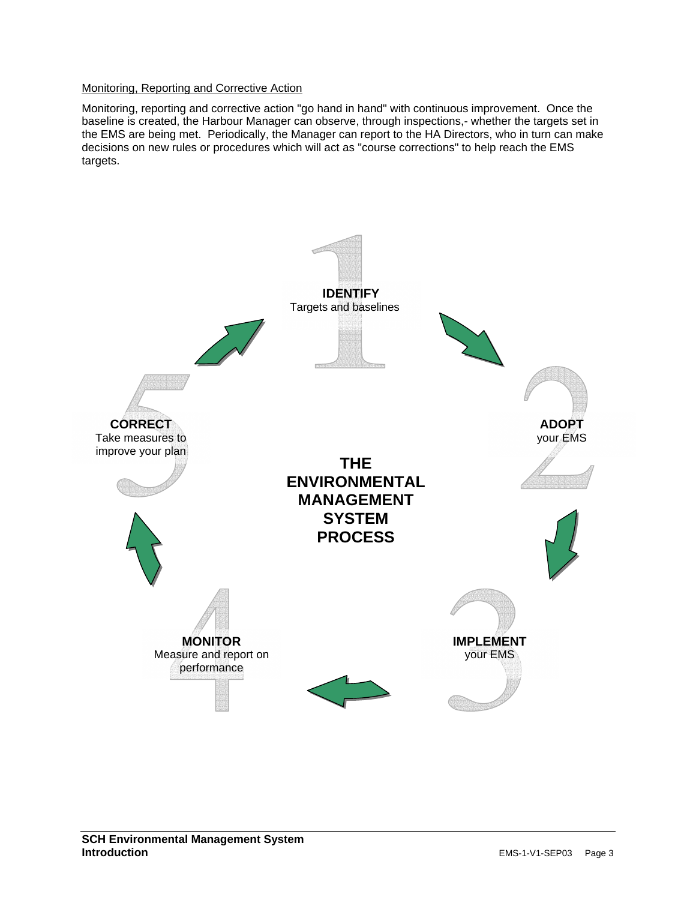Monitoring, Reporting and Corrective Action

Monitoring, reporting and corrective action "go hand in hand" with continuous improvement. Once the baseline is created, the Harbour Manager can observe, through inspections,- whether the targets set in the EMS are being met. Periodically, the Manager can report to the HA Directors, who in turn can make decisions on new rules or procedures which will act as "course corrections" to help reach the EMS targets.

**THE ENVIRONMENTAL MANAGEMENT SYSTEM PROCESS**

1. **IDENTIFY** Targets and baselines
2. **ADOPT** your EMS
3. **IMPLEMENT** your EMS
4. **MONITOR** Measure and report on performance
5. **CORRECT** Take measures to improve your plan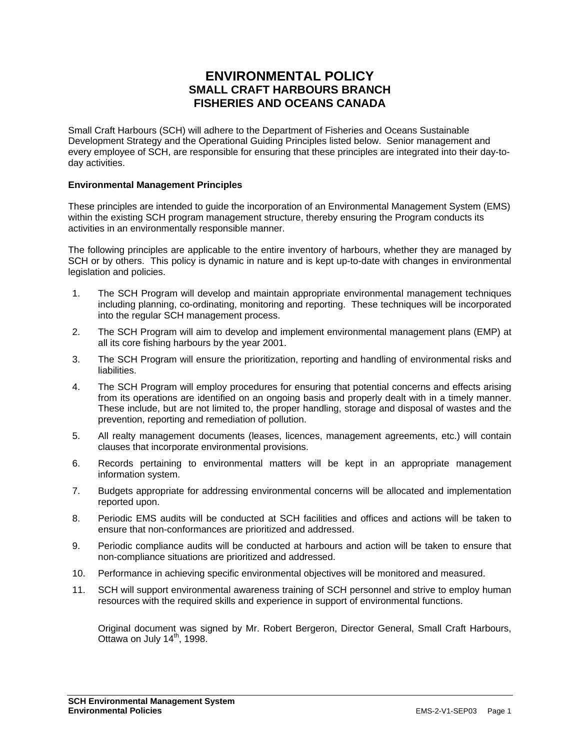# ENVIRONMENTAL POLICY
## SMALL CRAFT HARBOURS BRANCH
## FISHERIES AND OCEANS CANADA

Small Craft Harbours (SCH) will adhere to the Department of Fisheries and Oceans Sustainable Development Strategy and the Operational Guiding Principles listed below. Senior management and every employee of SCH, are responsible for ensuring that these principles are integrated into their day-to-day activities.

**Environmental Management Principles**

These principles are intended to guide the incorporation of an Environmental Management System (EMS) within the existing SCH program management structure, thereby ensuring the Program conducts its activities in an environmentally responsible manner.

The following principles are applicable to the entire inventory of harbours, whether they are managed by SCH or by others. This policy is dynamic in nature and is kept up-to-date with changes in environmental legislation and policies.

1. The SCH Program will develop and maintain appropriate environmental management techniques including planning, co-ordinating, monitoring and reporting. These techniques will be incorporated into the regular SCH management process.
2. The SCH Program will aim to develop and implement environmental management plans (EMP) at all its core fishing harbours by the year 2001.
3. The SCH Program will ensure the prioritization, reporting and handling of environmental risks and liabilities.
4. The SCH Program will employ procedures for ensuring that potential concerns and effects arising from its operations are identified on an ongoing basis and properly dealt with in a timely manner. These include, but are not limited to, the proper handling, storage and disposal of wastes and the prevention, reporting and remediation of pollution.
5. All realty management documents (leases, licences, management agreements, etc.) will contain clauses that incorporate environmental provisions.
6. Records pertaining to environmental matters will be kept in an appropriate management information system.
7. Budgets appropriate for addressing environmental concerns will be allocated and implementation reported upon.
8. Periodic EMS audits will be conducted at SCH facilities and offices and actions will be taken to ensure that non-conformances are prioritized and addressed.
9. Periodic compliance audits will be conducted at harbours and action will be taken to ensure that non-compliance situations are prioritized and addressed.
10. Performance in achieving specific environmental objectives will be monitored and measured.
11. SCH will support environmental awareness training of SCH personnel and strive to employ human resources with the required skills and experience in support of environmental functions.

Original document was signed by Mr. Robert Bergeron, Director General, Small Craft Harbours, Ottawa on July 14th, 1998.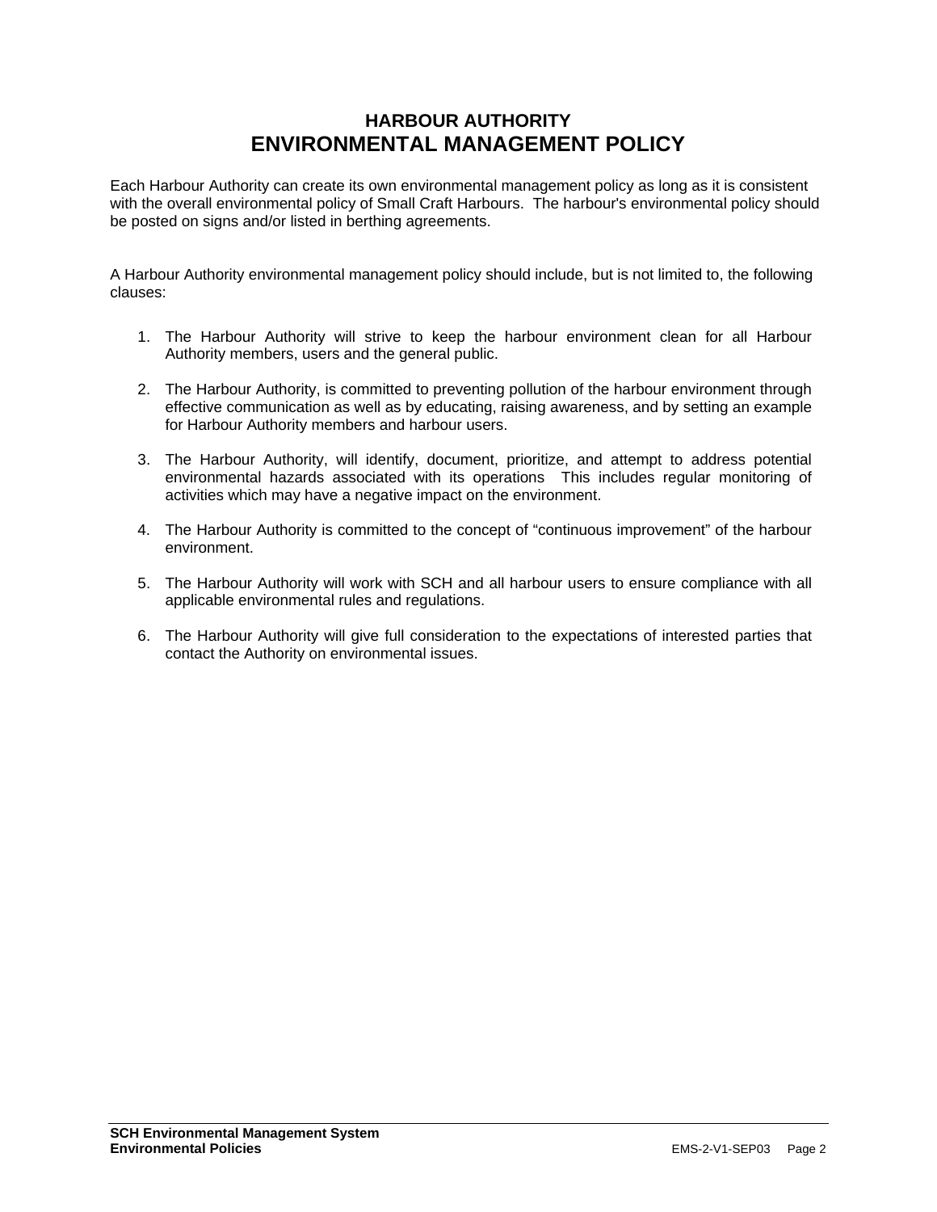# HARBOUR AUTHORITY
# ENVIRONMENTAL MANAGEMENT POLICY

Each Harbour Authority can create its own environmental management policy as long as it is consistent with the overall environmental policy of Small Craft Harbours. The harbour's environmental policy should be posted on signs and/or listed in berthing agreements.

A Harbour Authority environmental management policy should include, but is not limited to, the following clauses:

1. The Harbour Authority will strive to keep the harbour environment clean for all Harbour Authority members, users and the general public.

2. The Harbour Authority, is committed to preventing pollution of the harbour environment through effective communication as well as by educating, raising awareness, and by setting an example for Harbour Authority members and harbour users.

3. The Harbour Authority, will identify, document, prioritize, and attempt to address potential environmental hazards associated with its operations This includes regular monitoring of activities which may have a negative impact on the environment.

4. The Harbour Authority is committed to the concept of "continuous improvement" of the harbour environment.

5. The Harbour Authority will work with SCH and all harbour users to ensure compliance with all applicable environmental rules and regulations.

6. The Harbour Authority will give full consideration to the expectations of interested parties that contact the Authority on environmental issues.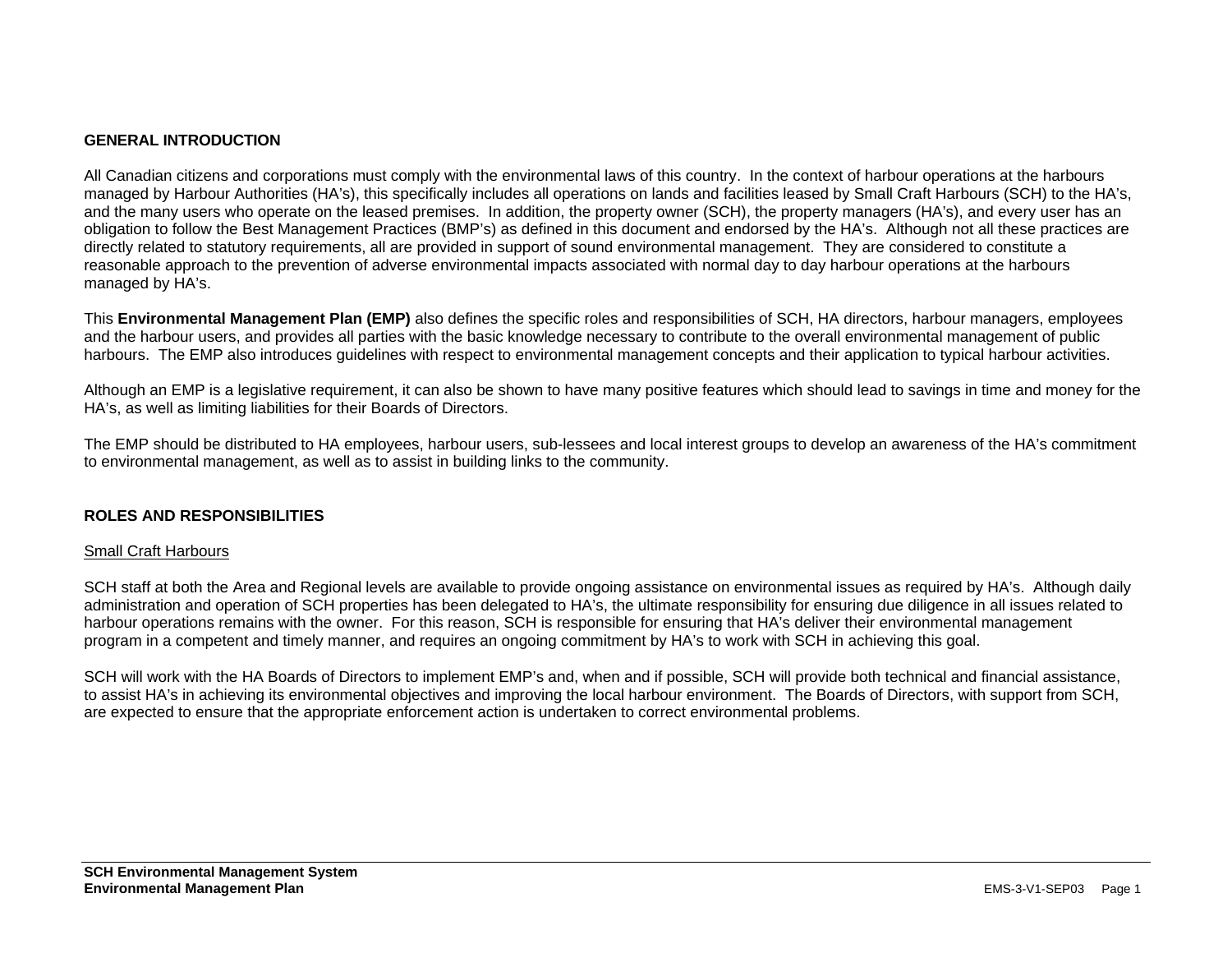## GENERAL INTRODUCTION

All Canadian citizens and corporations must comply with the environmental laws of this country. In the context of harbour operations at the harbours managed by Harbour Authorities (HA's), this specifically includes all operations on lands and facilities leased by Small Craft Harbours (SCH) to the HA's, and the many users who operate on the leased premises. In addition, the property owner (SCH), the property managers (HA's), and every user has an obligation to follow the Best Management Practices (BMP's) as defined in this document and endorsed by the HA's. Although not all these practices are directly related to statutory requirements, all are provided in support of sound environmental management. They are considered to constitute a reasonable approach to the prevention of adverse environmental impacts associated with normal day to day harbour operations at the harbours managed by HA's.

This **Environmental Management Plan (EMP)** also defines the specific roles and responsibilities of SCH, HA directors, harbour managers, employees and the harbour users, and provides all parties with the basic knowledge necessary to contribute to the overall environmental management of public harbours. The EMP also introduces guidelines with respect to environmental management concepts and their application to typical harbour activities.

Although an EMP is a legislative requirement, it can also be shown to have many positive features which should lead to savings in time and money for the HA's, as well as limiting liabilities for their Boards of Directors.

The EMP should be distributed to HA employees, harbour users, sub-lessees and local interest groups to develop an awareness of the HA's commitment to environmental management, as well as to assist in building links to the community.

## ROLES AND RESPONSIBILITIES

### Small Craft Harbours

SCH staff at both the Area and Regional levels are available to provide ongoing assistance on environmental issues as required by HA's. Although daily administration and operation of SCH properties has been delegated to HA's, the ultimate responsibility for ensuring due diligence in all issues related to harbour operations remains with the owner. For this reason, SCH is responsible for ensuring that HA's deliver their environmental management program in a competent and timely manner, and requires an ongoing commitment by HA's to work with SCH in achieving this goal.

SCH will work with the HA Boards of Directors to implement EMP's and, when and if possible, SCH will provide both technical and financial assistance, to assist HA's in achieving its environmental objectives and improving the local harbour environment. The Boards of Directors, with support from SCH, are expected to ensure that the appropriate enforcement action is undertaken to correct environmental problems.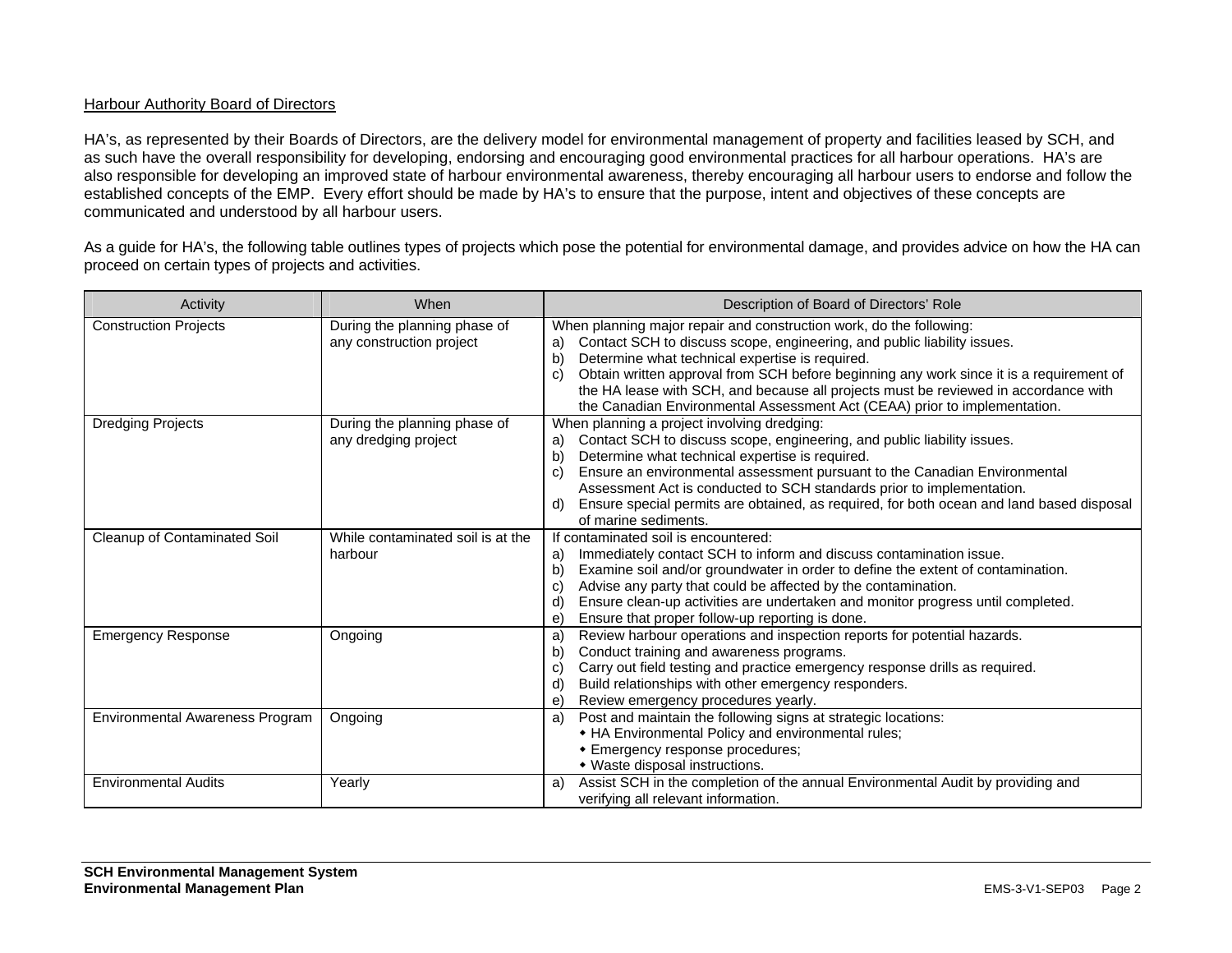Harbour Authority Board of Directors

HA's, as represented by their Boards of Directors, are the delivery model for environmental management of property and facilities leased by SCH, and as such have the overall responsibility for developing, endorsing and encouraging good environmental practices for all harbour operations. HA's are also responsible for developing an improved state of harbour environmental awareness, thereby encouraging all harbour users to endorse and follow the established concepts of the EMP. Every effort should be made by HA's to ensure that the purpose, intent and objectives of these concepts are communicated and understood by all harbour users.

As a guide for HA's, the following table outlines types of projects which pose the potential for environmental damage, and provides advice on how the HA can proceed on certain types of projects and activities.

| Activity | When | Description of Board of Directors' Role |
|---|---|---|
| Construction Projects | During the planning phase of any construction project | When planning major repair and construction work, do the following:<br>a) Contact SCH to discuss scope, engineering, and public liability issues.<br>b) Determine what technical expertise is required.<br>c) Obtain written approval from SCH before beginning any work since it is a requirement of the HA lease with SCH, and because all projects must be reviewed in accordance with the Canadian Environmental Assessment Act (CEAA) prior to implementation. |
| Dredging Projects | During the planning phase of any dredging project | When planning a project involving dredging:<br>a) Contact SCH to discuss scope, engineering, and public liability issues.<br>b) Determine what technical expertise is required.<br>c) Ensure an environmental assessment pursuant to the Canadian Environmental Assessment Act is conducted to SCH standards prior to implementation.<br>d) Ensure special permits are obtained, as required, for both ocean and land based disposal of marine sediments. |
| Cleanup of Contaminated Soil | While contaminated soil is at the harbour | If contaminated soil is encountered:<br>a) Immediately contact SCH to inform and discuss contamination issue.<br>b) Examine soil and/or groundwater in order to define the extent of contamination.<br>c) Advise any party that could be affected by the contamination.<br>d) Ensure clean-up activities are undertaken and monitor progress until completed.<br>e) Ensure that proper follow-up reporting is done. |
| Emergency Response | Ongoing | a) Review harbour operations and inspection reports for potential hazards.<br>b) Conduct training and awareness programs.<br>c) Carry out field testing and practice emergency response drills as required.<br>d) Build relationships with other emergency responders.<br>e) Review emergency procedures yearly. |
| Environmental Awareness Program | Ongoing | a) Post and maintain the following signs at strategic locations:<br>• HA Environmental Policy and environmental rules;<br>• Emergency response procedures;<br>• Waste disposal instructions. |
| Environmental Audits | Yearly | a) Assist SCH in the completion of the annual Environmental Audit by providing and verifying all relevant information. |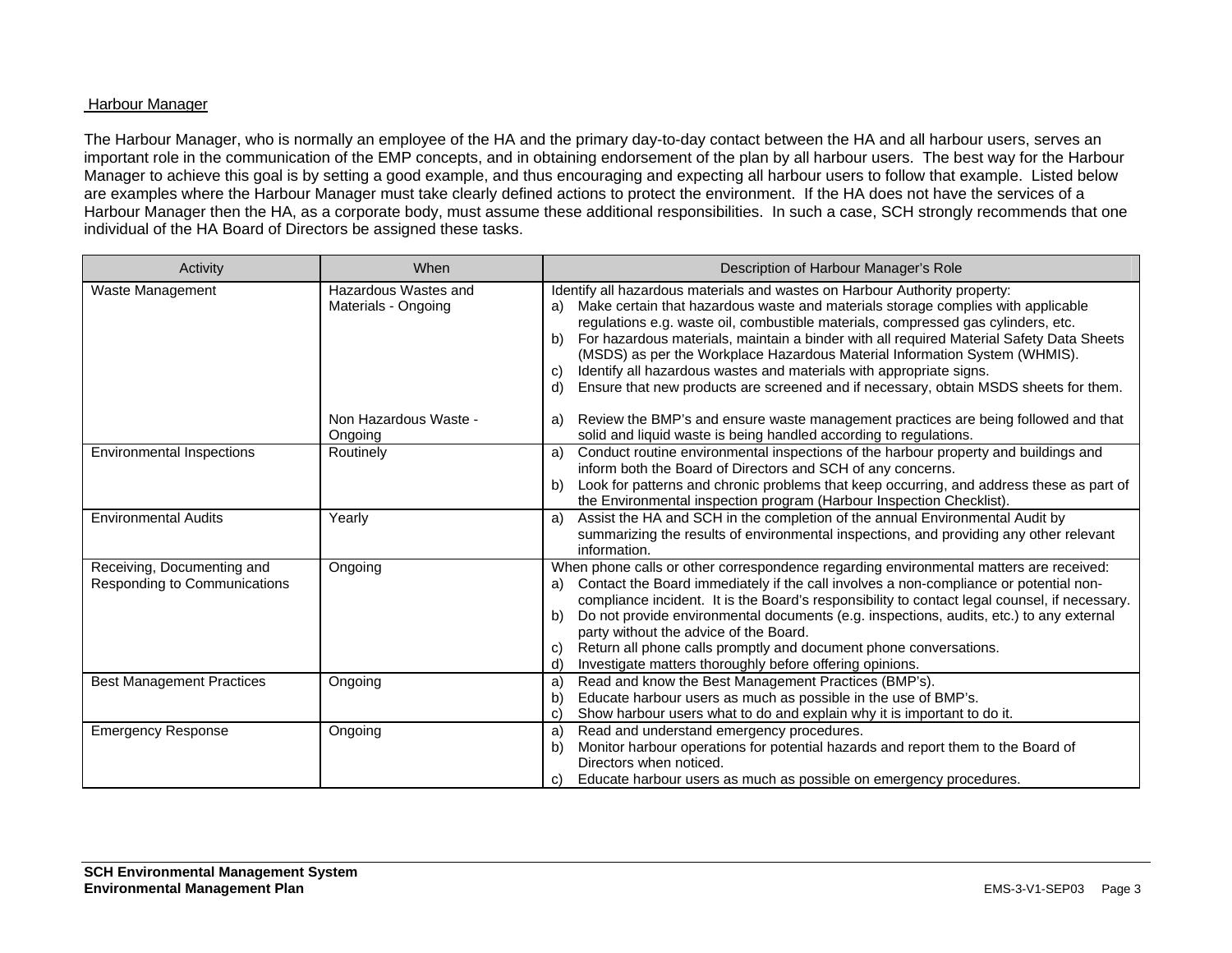Harbour Manager

The Harbour Manager, who is normally an employee of the HA and the primary day-to-day contact between the HA and all harbour users, serves an important role in the communication of the EMP concepts, and in obtaining endorsement of the plan by all harbour users. The best way for the Harbour Manager to achieve this goal is by setting a good example, and thus encouraging and expecting all harbour users to follow that example. Listed below are examples where the Harbour Manager must take clearly defined actions to protect the environment. If the HA does not have the services of a Harbour Manager then the HA, as a corporate body, must assume these additional responsibilities. In such a case, SCH strongly recommends that one individual of the HA Board of Directors be assigned these tasks.

| Activity | When | Description of Harbour Manager's Role |
|---|---|---|
| Waste Management | Hazardous Wastes and Materials - Ongoing | Identify all hazardous materials and wastes on Harbour Authority property:<br>a) Make certain that hazardous waste and materials storage complies with applicable regulations e.g. waste oil, combustible materials, compressed gas cylinders, etc.<br>b) For hazardous materials, maintain a binder with all required Material Safety Data Sheets (MSDS) as per the Workplace Hazardous Material Information System (WHMIS).<br>c) Identify all hazardous wastes and materials with appropriate signs.<br>d) Ensure that new products are screened and if necessary, obtain MSDS sheets for them. |
| | Non Hazardous Waste - Ongoing | a) Review the BMP's and ensure waste management practices are being followed and that solid and liquid waste is being handled according to regulations. |
| Environmental Inspections | Routinely | a) Conduct routine environmental inspections of the harbour property and buildings and inform both the Board of Directors and SCH of any concerns.<br>b) Look for patterns and chronic problems that keep occurring, and address these as part of the Environmental inspection program (Harbour Inspection Checklist). |
| Environmental Audits | Yearly | a) Assist the HA and SCH in the completion of the annual Environmental Audit by summarizing the results of environmental inspections, and providing any other relevant information. |
| Receiving, Documenting and Responding to Communications | Ongoing | When phone calls or other correspondence regarding environmental matters are received:<br>a) Contact the Board immediately if the call involves a non-compliance or potential non-compliance incident. It is the Board's responsibility to contact legal counsel, if necessary.<br>b) Do not provide environmental documents (e.g. inspections, audits, etc.) to any external party without the advice of the Board.<br>c) Return all phone calls promptly and document phone conversations.<br>d) Investigate matters thoroughly before offering opinions. |
| Best Management Practices | Ongoing | a) Read and know the Best Management Practices (BMP's).<br>b) Educate harbour users as much as possible in the use of BMP's.<br>c) Show harbour users what to do and explain why it is important to do it. |
| Emergency Response | Ongoing | a) Read and understand emergency procedures.<br>b) Monitor harbour operations for potential hazards and report them to the Board of Directors when noticed.<br>c) Educate harbour users as much as possible on emergency procedures. |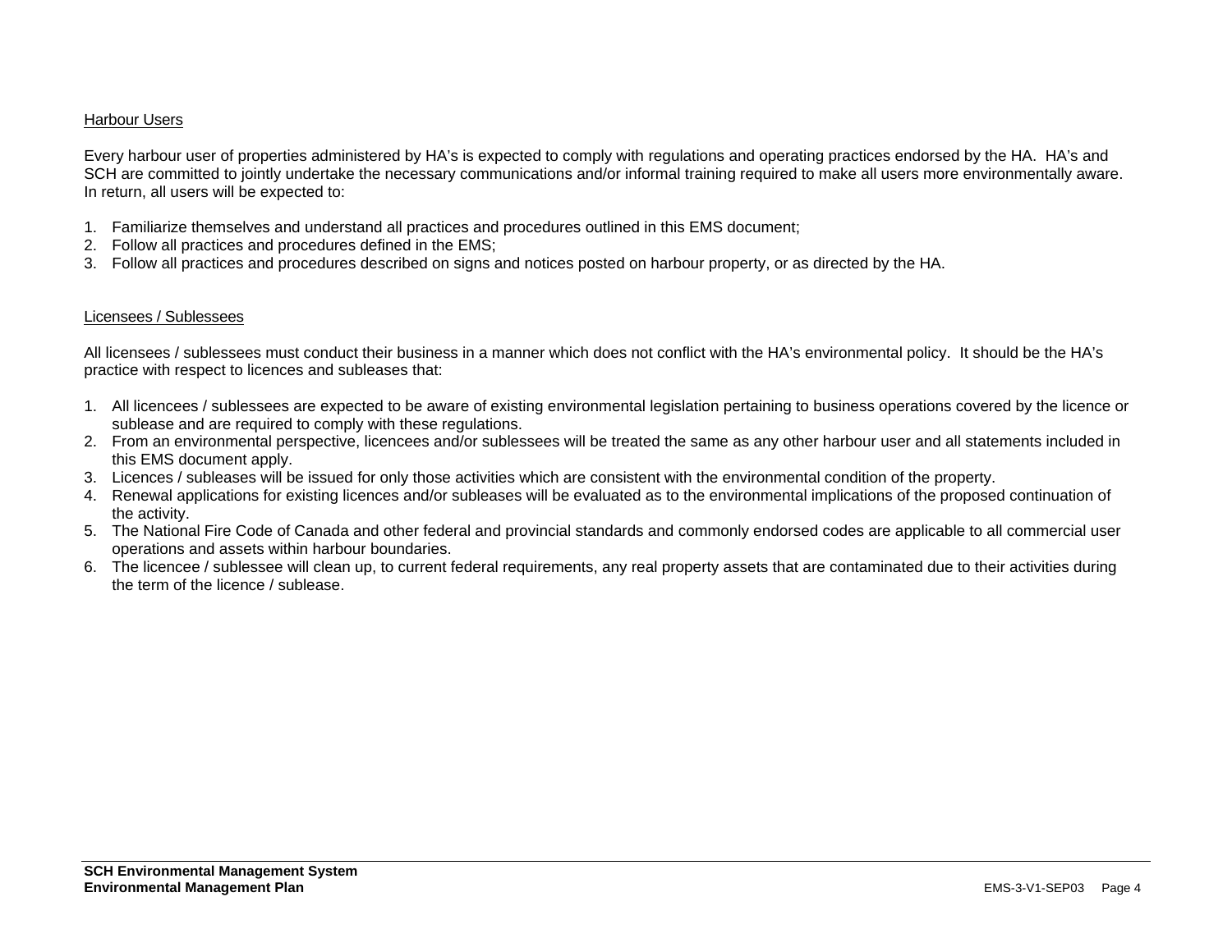Harbour Users

Every harbour user of properties administered by HA's is expected to comply with regulations and operating practices endorsed by the HA. HA's and SCH are committed to jointly undertake the necessary communications and/or informal training required to make all users more environmentally aware. In return, all users will be expected to:

1. Familiarize themselves and understand all practices and procedures outlined in this EMS document;
2. Follow all practices and procedures defined in the EMS;
3. Follow all practices and procedures described on signs and notices posted on harbour property, or as directed by the HA.

Licensees / Sublessees

All licensees / sublessees must conduct their business in a manner which does not conflict with the HA's environmental policy. It should be the HA's practice with respect to licences and subleases that:

1. All licencees / sublessees are expected to be aware of existing environmental legislation pertaining to business operations covered by the licence or sublease and are required to comply with these regulations.
2. From an environmental perspective, licencees and/or sublessees will be treated the same as any other harbour user and all statements included in this EMS document apply.
3. Licences / subleases will be issued for only those activities which are consistent with the environmental condition of the property.
4. Renewal applications for existing licences and/or subleases will be evaluated as to the environmental implications of the proposed continuation of the activity.
5. The National Fire Code of Canada and other federal and provincial standards and commonly endorsed codes are applicable to all commercial user operations and assets within harbour boundaries.
6. The licencee / sublessee will clean up, to current federal requirements, any real property assets that are contaminated due to their activities during the term of the licence / sublease.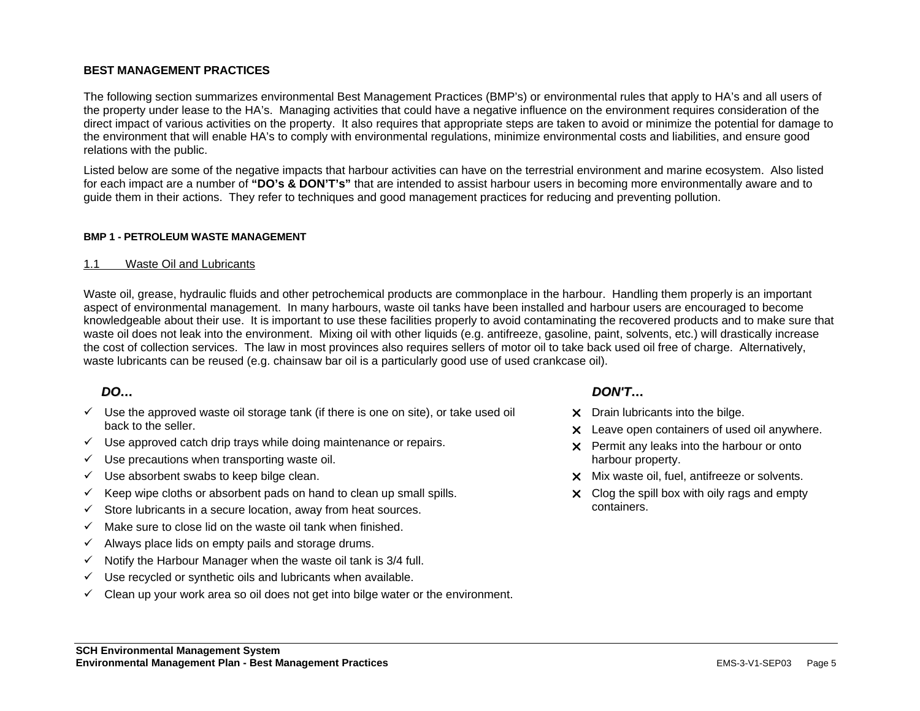## BEST MANAGEMENT PRACTICES

The following section summarizes environmental Best Management Practices (BMP's) or environmental rules that apply to HA's and all users of the property under lease to the HA's. Managing activities that could have a negative influence on the environment requires consideration of the direct impact of various activities on the property. It also requires that appropriate steps are taken to avoid or minimize the potential for damage to the environment that will enable HA's to comply with environmental regulations, minimize environmental costs and liabilities, and ensure good relations with the public.

Listed below are some of the negative impacts that harbour activities can have on the terrestrial environment and marine ecosystem. Also listed for each impact are a number of **"DO's & DON'T's"** that are intended to assist harbour users in becoming more environmentally aware and to guide them in their actions. They refer to techniques and good management practices for reducing and preventing pollution.

### BMP 1 - PETROLEUM WASTE MANAGEMENT

#### 1.1 Waste Oil and Lubricants

Waste oil, grease, hydraulic fluids and other petrochemical products are commonplace in the harbour. Handling them properly is an important aspect of environmental management. In many harbours, waste oil tanks have been installed and harbour users are encouraged to become knowledgeable about their use. It is important to use these facilities properly to avoid contaminating the recovered products and to make sure that waste oil does not leak into the environment. Mixing oil with other liquids (e.g. antifreeze, gasoline, paint, solvents, etc.) will drastically increase the cost of collection services. The law in most provinces also requires sellers of motor oil to take back used oil free of charge. Alternatively, waste lubricants can be reused (e.g. chainsaw bar oil is a particularly good use of used crankcase oil).

***DO…***

- ✓ Use the approved waste oil storage tank (if there is one on site), or take used oil back to the seller.
- ✓ Use approved catch drip trays while doing maintenance or repairs.
- ✓ Use precautions when transporting waste oil.
- ✓ Use absorbent swabs to keep bilge clean.
- ✓ Keep wipe cloths or absorbent pads on hand to clean up small spills.
- ✓ Store lubricants in a secure location, away from heat sources.
- ✓ Make sure to close lid on the waste oil tank when finished.
- ✓ Always place lids on empty pails and storage drums.
- ✓ Notify the Harbour Manager when the waste oil tank is 3/4 full.
- ✓ Use recycled or synthetic oils and lubricants when available.
- ✓ Clean up your work area so oil does not get into bilge water or the environment.

***DON'T…***

- ✗ Drain lubricants into the bilge.
- ✗ Leave open containers of used oil anywhere.
- ✗ Permit any leaks into the harbour or onto harbour property.
- ✗ Mix waste oil, fuel, antifreeze or solvents.
- ✗ Clog the spill box with oily rags and empty containers.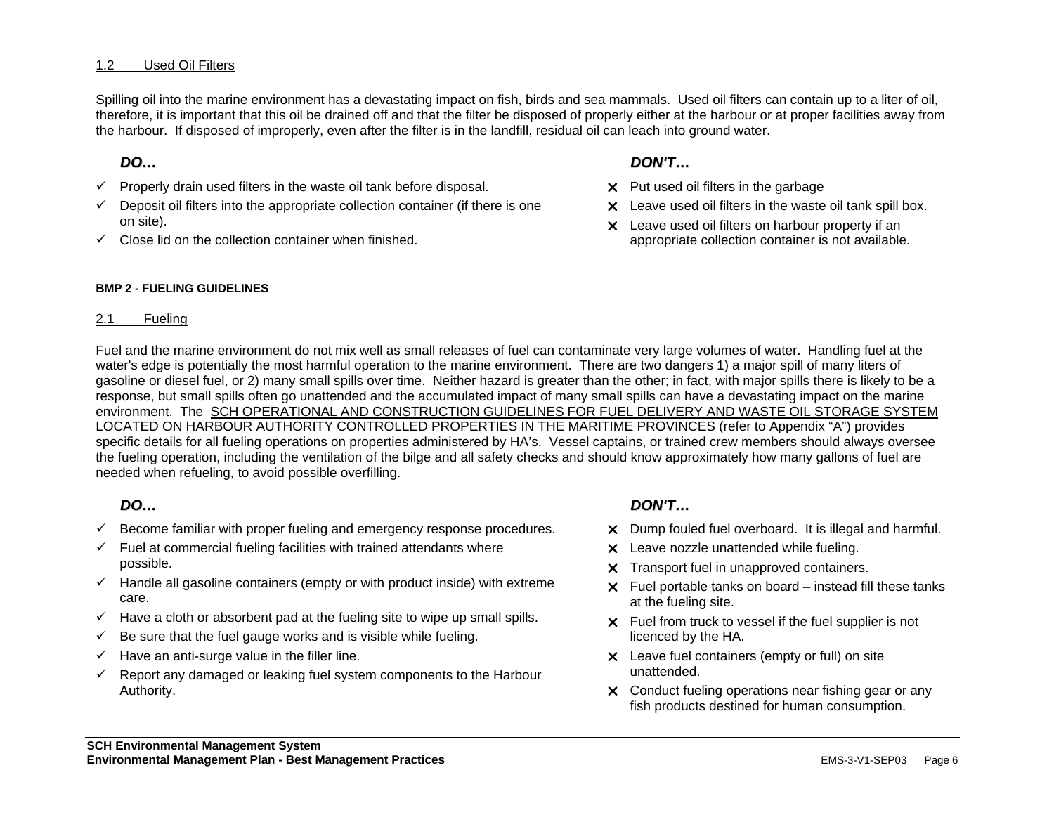### 1.2 Used Oil Filters

Spilling oil into the marine environment has a devastating impact on fish, birds and sea mammals. Used oil filters can contain up to a liter of oil, therefore, it is important that this oil be drained off and that the filter be disposed of properly either at the harbour or at proper facilities away from the harbour. If disposed of improperly, even after the filter is in the landfill, residual oil can leach into ground water.

***DO…***

- ✓ Properly drain used filters in the waste oil tank before disposal.
- ✓ Deposit oil filters into the appropriate collection container (if there is one on site).
- ✓ Close lid on the collection container when finished.

***DON'T…***

- ✗ Put used oil filters in the garbage
- ✗ Leave used oil filters in the waste oil tank spill box.
- ✗ Leave used oil filters on harbour property if an appropriate collection container is not available.

## BMP 2 - FUELING GUIDELINES

### 2.1 Fueling

Fuel and the marine environment do not mix well as small releases of fuel can contaminate very large volumes of water. Handling fuel at the water's edge is potentially the most harmful operation to the marine environment. There are two dangers 1) a major spill of many liters of gasoline or diesel fuel, or 2) many small spills over time. Neither hazard is greater than the other; in fact, with major spills there is likely to be a response, but small spills often go unattended and the accumulated impact of many small spills can have a devastating impact on the marine environment. The SCH OPERATIONAL AND CONSTRUCTION GUIDELINES FOR FUEL DELIVERY AND WASTE OIL STORAGE SYSTEM LOCATED ON HARBOUR AUTHORITY CONTROLLED PROPERTIES IN THE MARITIME PROVINCES (refer to Appendix "A") provides specific details for all fueling operations on properties administered by HA's. Vessel captains, or trained crew members should always oversee the fueling operation, including the ventilation of the bilge and all safety checks and should know approximately how many gallons of fuel are needed when refueling, to avoid possible overfilling.

***DO…***

- ✓ Become familiar with proper fueling and emergency response procedures.
- ✓ Fuel at commercial fueling facilities with trained attendants where possible.
- ✓ Handle all gasoline containers (empty or with product inside) with extreme care.
- ✓ Have a cloth or absorbent pad at the fueling site to wipe up small spills.
- ✓ Be sure that the fuel gauge works and is visible while fueling.
- ✓ Have an anti-surge value in the filler line.
- ✓ Report any damaged or leaking fuel system components to the Harbour Authority.

***DON'T…***

- ✗ Dump fouled fuel overboard. It is illegal and harmful.
- ✗ Leave nozzle unattended while fueling.
- ✗ Transport fuel in unapproved containers.
- ✗ Fuel portable tanks on board – instead fill these tanks at the fueling site.
- ✗ Fuel from truck to vessel if the fuel supplier is not licenced by the HA.
- ✗ Leave fuel containers (empty or full) on site unattended.
- ✗ Conduct fueling operations near fishing gear or any fish products destined for human consumption.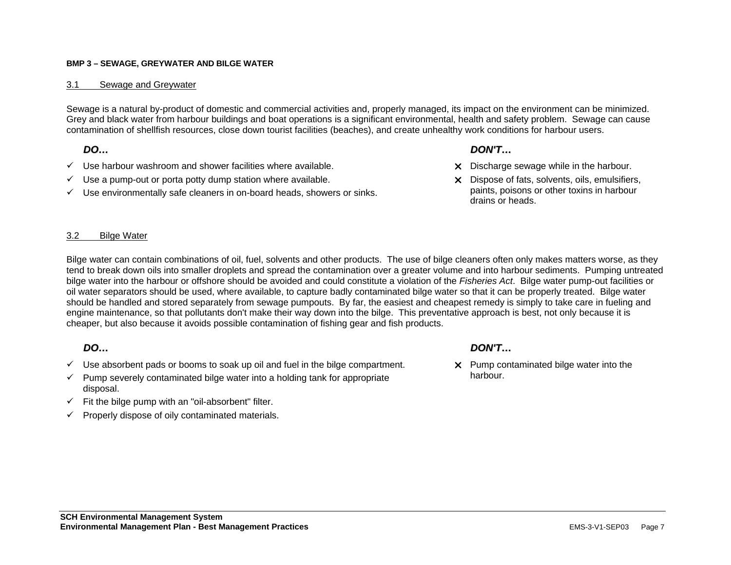**BMP 3 – SEWAGE, GREYWATER AND BILGE WATER**

## 3.1 Sewage and Greywater

Sewage is a natural by-product of domestic and commercial activities and, properly managed, its impact on the environment can be minimized. Grey and black water from harbour buildings and boat operations is a significant environmental, health and safety problem. Sewage can cause contamination of shellfish resources, close down tourist facilities (beaches), and create unhealthy work conditions for harbour users.

***DO…***

- ✓ Use harbour washroom and shower facilities where available.
- ✓ Use a pump-out or porta potty dump station where available.
- ✓ Use environmentally safe cleaners in on-board heads, showers or sinks.

***DON'T…***

- ✗ Discharge sewage while in the harbour.
- ✗ Dispose of fats, solvents, oils, emulsifiers, paints, poisons or other toxins in harbour drains or heads.

## 3.2 Bilge Water

Bilge water can contain combinations of oil, fuel, solvents and other products. The use of bilge cleaners often only makes matters worse, as they tend to break down oils into smaller droplets and spread the contamination over a greater volume and into harbour sediments. Pumping untreated bilge water into the harbour or offshore should be avoided and could constitute a violation of the *Fisheries Act*. Bilge water pump-out facilities or oil water separators should be used, where available, to capture badly contaminated bilge water so that it can be properly treated. Bilge water should be handled and stored separately from sewage pumpouts. By far, the easiest and cheapest remedy is simply to take care in fueling and engine maintenance, so that pollutants don't make their way down into the bilge. This preventative approach is best, not only because it is cheaper, but also because it avoids possible contamination of fishing gear and fish products.

***DO…***

- ✓ Use absorbent pads or booms to soak up oil and fuel in the bilge compartment.
- ✓ Pump severely contaminated bilge water into a holding tank for appropriate disposal.
- ✓ Fit the bilge pump with an "oil-absorbent" filter.
- ✓ Properly dispose of oily contaminated materials.

***DON'T…***

- ✗ Pump contaminated bilge water into the harbour.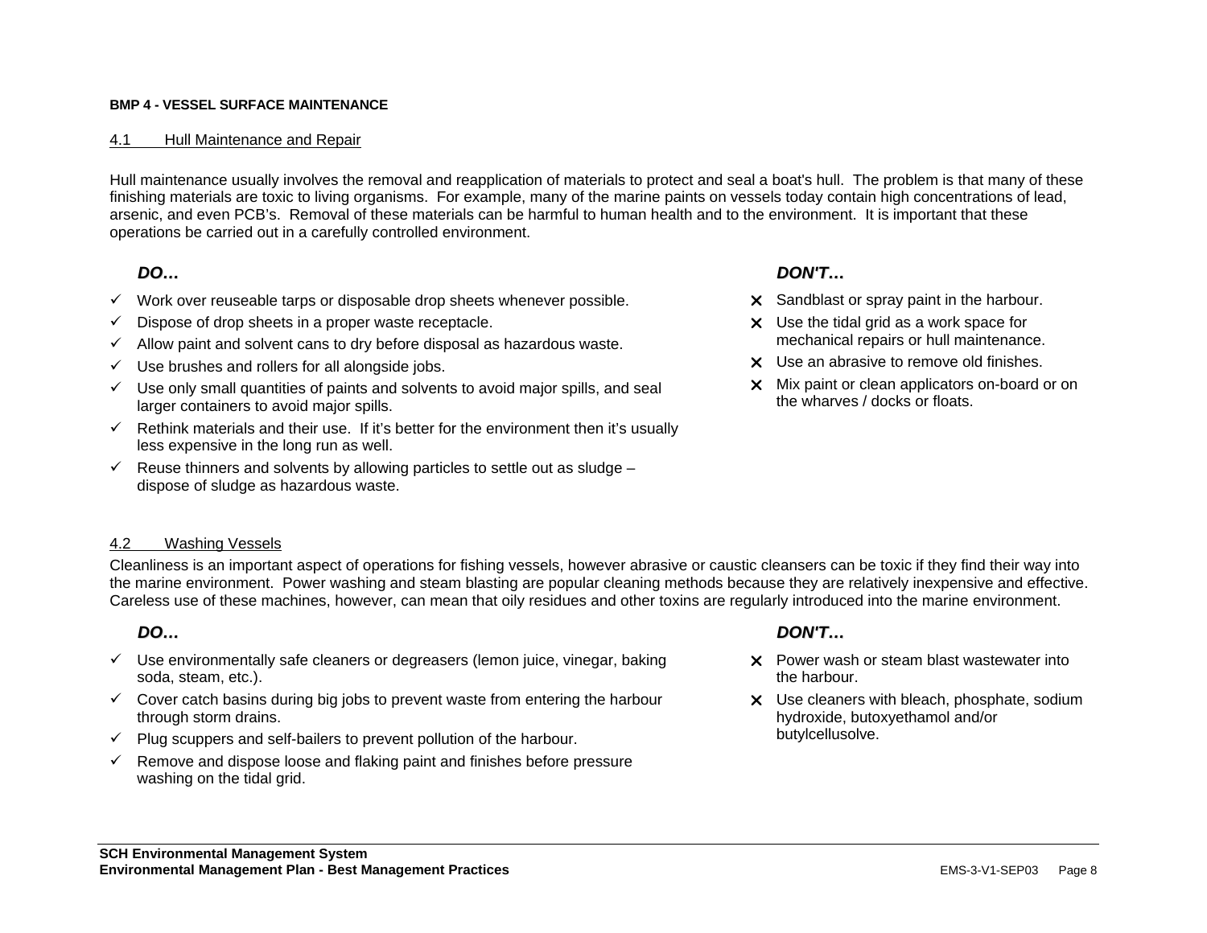**BMP 4 - VESSEL SURFACE MAINTENANCE**

4.1 Hull Maintenance and Repair

Hull maintenance usually involves the removal and reapplication of materials to protect and seal a boat's hull. The problem is that many of these finishing materials are toxic to living organisms. For example, many of the marine paints on vessels today contain high concentrations of lead, arsenic, and even PCB's. Removal of these materials can be harmful to human health and to the environment. It is important that these operations be carried out in a carefully controlled environment.

***DO…***

- ✓ Work over reuseable tarps or disposable drop sheets whenever possible.
- ✓ Dispose of drop sheets in a proper waste receptacle.
- ✓ Allow paint and solvent cans to dry before disposal as hazardous waste.
- ✓ Use brushes and rollers for all alongside jobs.
- ✓ Use only small quantities of paints and solvents to avoid major spills, and seal larger containers to avoid major spills.
- ✓ Rethink materials and their use. If it's better for the environment then it's usually less expensive in the long run as well.
- ✓ Reuse thinners and solvents by allowing particles to settle out as sludge – dispose of sludge as hazardous waste.

***DON'T…***

- ✗ Sandblast or spray paint in the harbour.
- ✗ Use the tidal grid as a work space for mechanical repairs or hull maintenance.
- ✗ Use an abrasive to remove old finishes.
- ✗ Mix paint or clean applicators on-board or on the wharves / docks or floats.

4.2 Washing Vessels

Cleanliness is an important aspect of operations for fishing vessels, however abrasive or caustic cleansers can be toxic if they find their way into the marine environment. Power washing and steam blasting are popular cleaning methods because they are relatively inexpensive and effective. Careless use of these machines, however, can mean that oily residues and other toxins are regularly introduced into the marine environment.

***DO…***

- ✓ Use environmentally safe cleaners or degreasers (lemon juice, vinegar, baking soda, steam, etc.).
- ✓ Cover catch basins during big jobs to prevent waste from entering the harbour through storm drains.
- ✓ Plug scuppers and self-bailers to prevent pollution of the harbour.
- ✓ Remove and dispose loose and flaking paint and finishes before pressure washing on the tidal grid.

***DON'T…***

- ✗ Power wash or steam blast wastewater into the harbour.
- ✗ Use cleaners with bleach, phosphate, sodium hydroxide, butoxyethamol and/or butylcellusolve.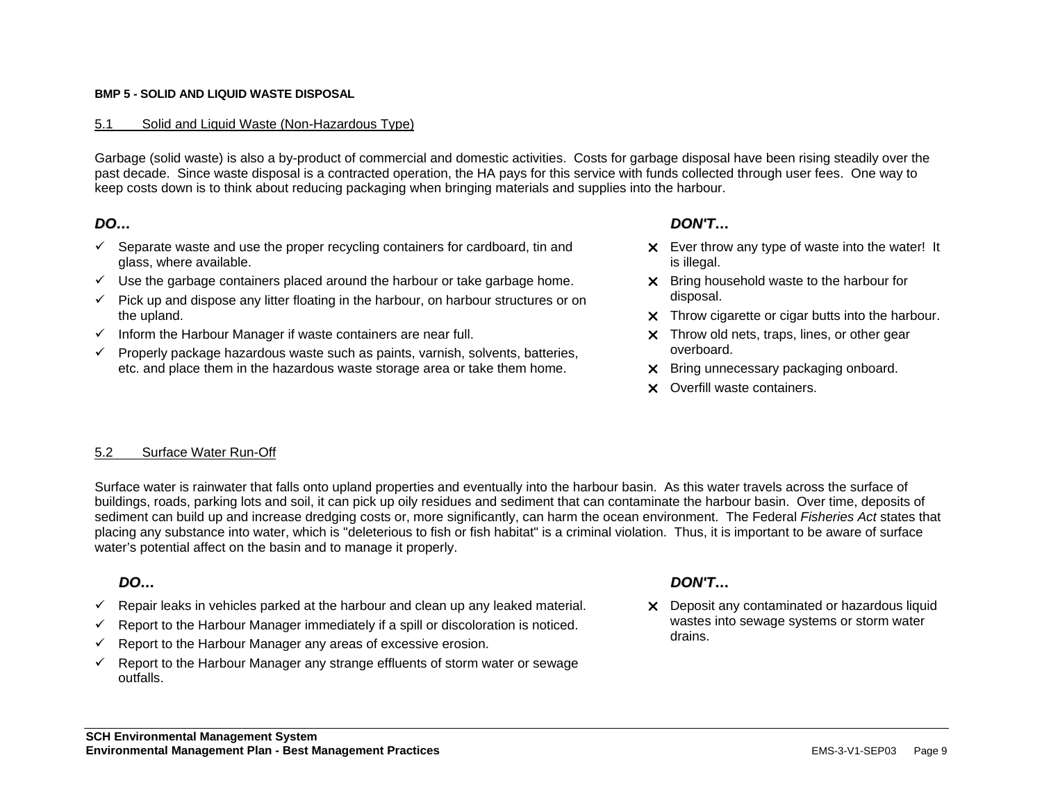## BMP 5 - SOLID AND LIQUID WASTE DISPOSAL

### 5.1 Solid and Liquid Waste (Non-Hazardous Type)

Garbage (solid waste) is also a by-product of commercial and domestic activities. Costs for garbage disposal have been rising steadily over the past decade. Since waste disposal is a contracted operation, the HA pays for this service with funds collected through user fees. One way to keep costs down is to think about reducing packaging when bringing materials and supplies into the harbour.

***DO…***

- ✓ Separate waste and use the proper recycling containers for cardboard, tin and glass, where available.
- ✓ Use the garbage containers placed around the harbour or take garbage home.
- ✓ Pick up and dispose any litter floating in the harbour, on harbour structures or on the upland.
- ✓ Inform the Harbour Manager if waste containers are near full.
- ✓ Properly package hazardous waste such as paints, varnish, solvents, batteries, etc. and place them in the hazardous waste storage area or take them home.

***DON'T…***

- ✗ Ever throw any type of waste into the water! It is illegal.
- ✗ Bring household waste to the harbour for disposal.
- ✗ Throw cigarette or cigar butts into the harbour.
- ✗ Throw old nets, traps, lines, or other gear overboard.
- ✗ Bring unnecessary packaging onboard.
- ✗ Overfill waste containers.

### 5.2 Surface Water Run-Off

Surface water is rainwater that falls onto upland properties and eventually into the harbour basin. As this water travels across the surface of buildings, roads, parking lots and soil, it can pick up oily residues and sediment that can contaminate the harbour basin. Over time, deposits of sediment can build up and increase dredging costs or, more significantly, can harm the ocean environment. The Federal *Fisheries Act* states that placing any substance into water, which is "deleterious to fish or fish habitat" is a criminal violation. Thus, it is important to be aware of surface water's potential affect on the basin and to manage it properly.

***DO…***

- ✓ Repair leaks in vehicles parked at the harbour and clean up any leaked material.
- ✓ Report to the Harbour Manager immediately if a spill or discoloration is noticed.
- ✓ Report to the Harbour Manager any areas of excessive erosion.
- ✓ Report to the Harbour Manager any strange effluents of storm water or sewage outfalls.

***DON'T…***

- ✗ Deposit any contaminated or hazardous liquid wastes into sewage systems or storm water drains.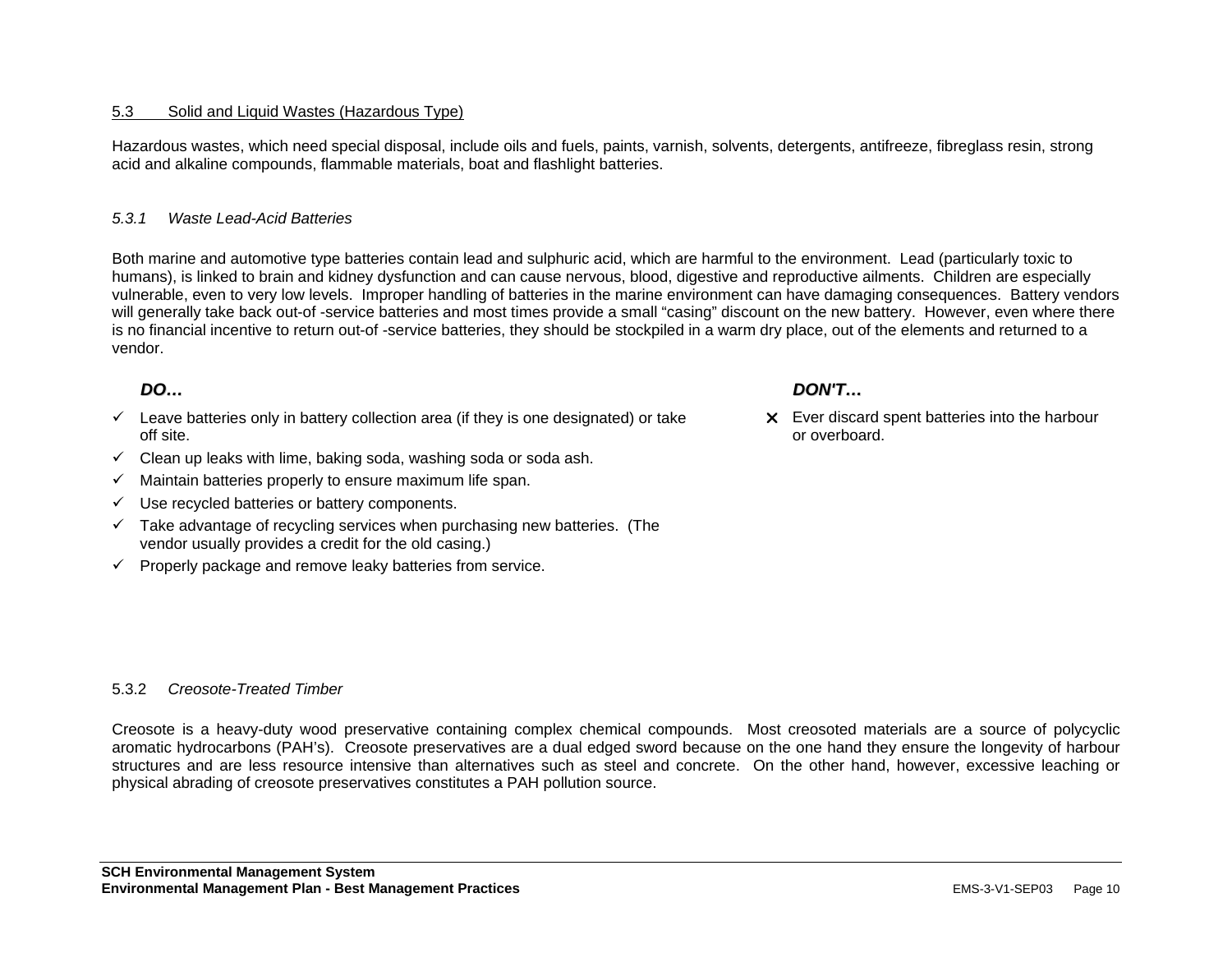## 5.3 Solid and Liquid Wastes (Hazardous Type)

Hazardous wastes, which need special disposal, include oils and fuels, paints, varnish, solvents, detergents, antifreeze, fibreglass resin, strong acid and alkaline compounds, flammable materials, boat and flashlight batteries.

### *5.3.1 Waste Lead-Acid Batteries*

Both marine and automotive type batteries contain lead and sulphuric acid, which are harmful to the environment. Lead (particularly toxic to humans), is linked to brain and kidney dysfunction and can cause nervous, blood, digestive and reproductive ailments. Children are especially vulnerable, even to very low levels. Improper handling of batteries in the marine environment can have damaging consequences. Battery vendors will generally take back out-of -service batteries and most times provide a small "casing" discount on the new battery. However, even where there is no financial incentive to return out-of -service batteries, they should be stockpiled in a warm dry place, out of the elements and returned to a vendor.

***DO…***

- ✓ Leave batteries only in battery collection area (if they is one designated) or take off site.
- ✓ Clean up leaks with lime, baking soda, washing soda or soda ash.
- ✓ Maintain batteries properly to ensure maximum life span.
- ✓ Use recycled batteries or battery components.
- ✓ Take advantage of recycling services when purchasing new batteries. (The vendor usually provides a credit for the old casing.)
- ✓ Properly package and remove leaky batteries from service.

***DON'T…***

- ✗ Ever discard spent batteries into the harbour or overboard.

### 5.3.2 *Creosote-Treated Timber*

Creosote is a heavy-duty wood preservative containing complex chemical compounds. Most creosoted materials are a source of polycyclic aromatic hydrocarbons (PAH's). Creosote preservatives are a dual edged sword because on the one hand they ensure the longevity of harbour structures and are less resource intensive than alternatives such as steel and concrete. On the other hand, however, excessive leaching or physical abrading of creosote preservatives constitutes a PAH pollution source.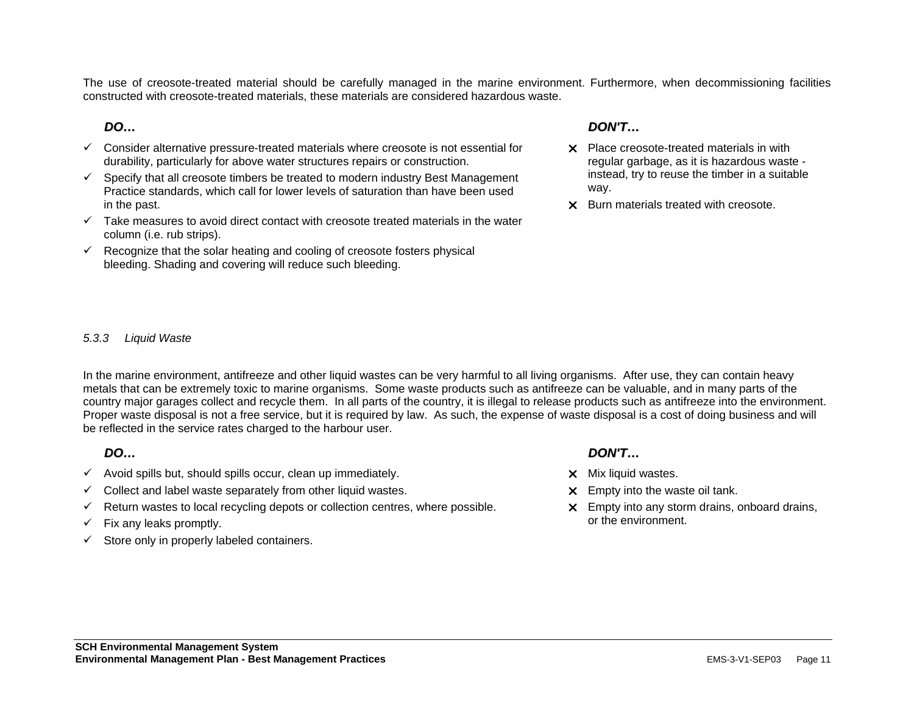The use of creosote-treated material should be carefully managed in the marine environment. Furthermore, when decommissioning facilities constructed with creosote-treated materials, these materials are considered hazardous waste.

***DO…***

- ✓ Consider alternative pressure-treated materials where creosote is not essential for durability, particularly for above water structures repairs or construction.
- ✓ Specify that all creosote timbers be treated to modern industry Best Management Practice standards, which call for lower levels of saturation than have been used in the past.
- ✓ Take measures to avoid direct contact with creosote treated materials in the water column (i.e. rub strips).
- ✓ Recognize that the solar heating and cooling of creosote fosters physical bleeding. Shading and covering will reduce such bleeding.

***DON'T…***

- ✕ Place creosote-treated materials in with regular garbage, as it is hazardous waste - instead, try to reuse the timber in a suitable way.
- ✕ Burn materials treated with creosote.

### *5.3.3 Liquid Waste*

In the marine environment, antifreeze and other liquid wastes can be very harmful to all living organisms. After use, they can contain heavy metals that can be extremely toxic to marine organisms. Some waste products such as antifreeze can be valuable, and in many parts of the country major garages collect and recycle them. In all parts of the country, it is illegal to release products such as antifreeze into the environment. Proper waste disposal is not a free service, but it is required by law. As such, the expense of waste disposal is a cost of doing business and will be reflected in the service rates charged to the harbour user.

***DO…***

- ✓ Avoid spills but, should spills occur, clean up immediately.
- ✓ Collect and label waste separately from other liquid wastes.
- ✓ Return wastes to local recycling depots or collection centres, where possible.
- ✓ Fix any leaks promptly.
- ✓ Store only in properly labeled containers.

***DON'T…***

- ✕ Mix liquid wastes.
- ✕ Empty into the waste oil tank.
- ✕ Empty into any storm drains, onboard drains, or the environment.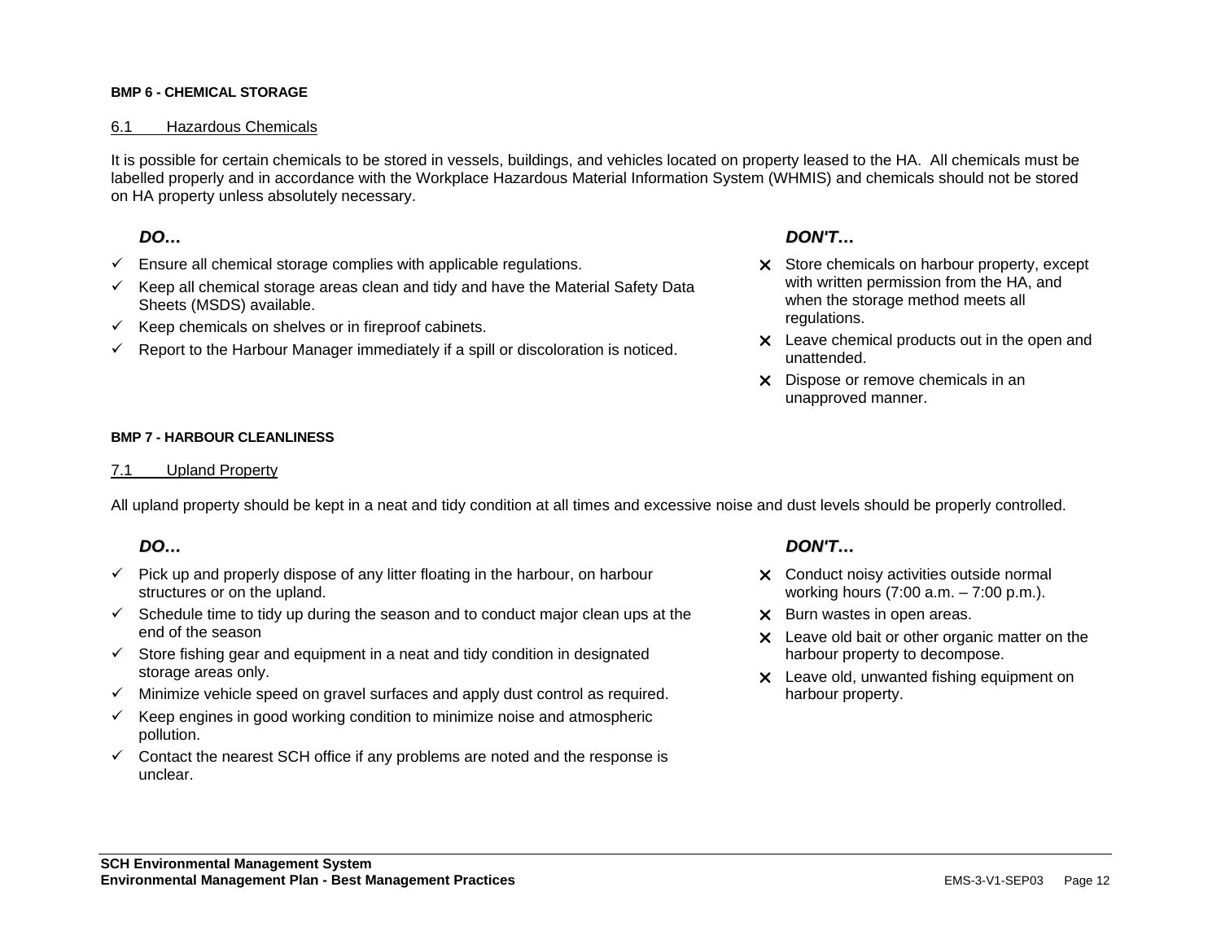## BMP 6 - CHEMICAL STORAGE

### 6.1 Hazardous Chemicals

It is possible for certain chemicals to be stored in vessels, buildings, and vehicles located on property leased to the HA. All chemicals must be labelled properly and in accordance with the Workplace Hazardous Material Information System (WHMIS) and chemicals should not be stored on HA property unless absolutely necessary.

***DO…***

- ✓ Ensure all chemical storage complies with applicable regulations.
- ✓ Keep all chemical storage areas clean and tidy and have the Material Safety Data Sheets (MSDS) available.
- ✓ Keep chemicals on shelves or in fireproof cabinets.
- ✓ Report to the Harbour Manager immediately if a spill or discoloration is noticed.

***DON'T…***

- ✗ Store chemicals on harbour property, except with written permission from the HA, and when the storage method meets all regulations.
- ✗ Leave chemical products out in the open and unattended.
- ✗ Dispose or remove chemicals in an unapproved manner.

## BMP 7 - HARBOUR CLEANLINESS

### 7.1 Upland Property

All upland property should be kept in a neat and tidy condition at all times and excessive noise and dust levels should be properly controlled.

***DO…***

- ✓ Pick up and properly dispose of any litter floating in the harbour, on harbour structures or on the upland.
- ✓ Schedule time to tidy up during the season and to conduct major clean ups at the end of the season
- ✓ Store fishing gear and equipment in a neat and tidy condition in designated storage areas only.
- ✓ Minimize vehicle speed on gravel surfaces and apply dust control as required.
- ✓ Keep engines in good working condition to minimize noise and atmospheric pollution.
- ✓ Contact the nearest SCH office if any problems are noted and the response is unclear.

***DON'T…***

- ✗ Conduct noisy activities outside normal working hours (7:00 a.m. – 7:00 p.m.).
- ✗ Burn wastes in open areas.
- ✗ Leave old bait or other organic matter on the harbour property to decompose.
- ✗ Leave old, unwanted fishing equipment on harbour property.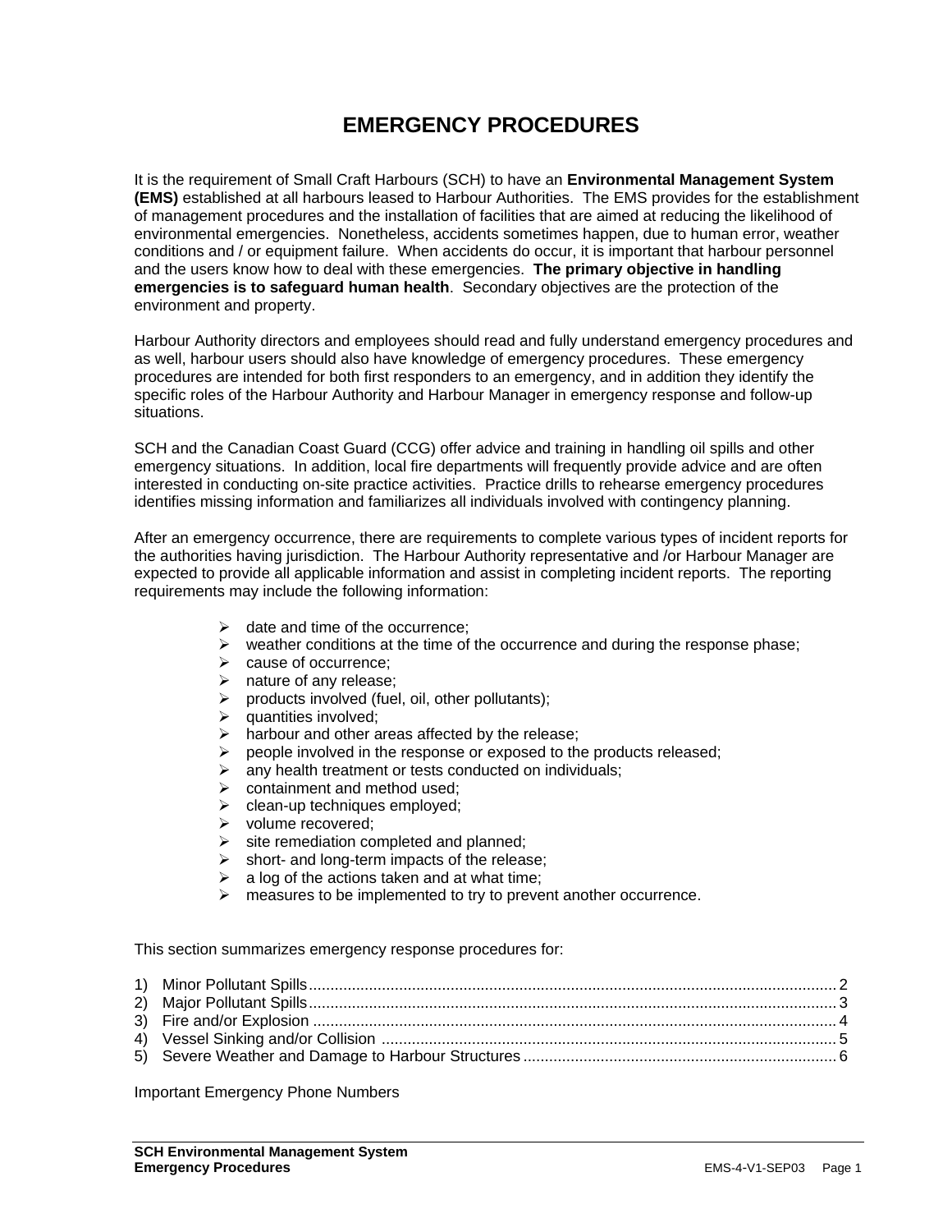# EMERGENCY PROCEDURES

It is the requirement of Small Craft Harbours (SCH) to have an **Environmental Management System (EMS)** established at all harbours leased to Harbour Authorities. The EMS provides for the establishment of management procedures and the installation of facilities that are aimed at reducing the likelihood of environmental emergencies. Nonetheless, accidents sometimes happen, due to human error, weather conditions and / or equipment failure. When accidents do occur, it is important that harbour personnel and the users know how to deal with these emergencies. **The primary objective in handling emergencies is to safeguard human health**. Secondary objectives are the protection of the environment and property.

Harbour Authority directors and employees should read and fully understand emergency procedures and as well, harbour users should also have knowledge of emergency procedures. These emergency procedures are intended for both first responders to an emergency, and in addition they identify the specific roles of the Harbour Authority and Harbour Manager in emergency response and follow-up situations.

SCH and the Canadian Coast Guard (CCG) offer advice and training in handling oil spills and other emergency situations. In addition, local fire departments will frequently provide advice and are often interested in conducting on-site practice activities. Practice drills to rehearse emergency procedures identifies missing information and familiarizes all individuals involved with contingency planning.

After an emergency occurrence, there are requirements to complete various types of incident reports for the authorities having jurisdiction. The Harbour Authority representative and /or Harbour Manager are expected to provide all applicable information and assist in completing incident reports. The reporting requirements may include the following information:

- date and time of the occurrence;
- weather conditions at the time of the occurrence and during the response phase;
- cause of occurrence;
- nature of any release;
- products involved (fuel, oil, other pollutants);
- quantities involved;
- harbour and other areas affected by the release;
- people involved in the response or exposed to the products released;
- any health treatment or tests conducted on individuals;
- containment and method used;
- clean-up techniques employed;
- volume recovered;
- site remediation completed and planned;
- short- and long-term impacts of the release;
- a log of the actions taken and at what time;
- measures to be implemented to try to prevent another occurrence.

This section summarizes emergency response procedures for:

1) Minor Pollutant Spills .......... 2
2) Major Pollutant Spills .......... 3
3) Fire and/or Explosion .......... 4
4) Vessel Sinking and/or Collision .......... 5
5) Severe Weather and Damage to Harbour Structures .......... 6

Important Emergency Phone Numbers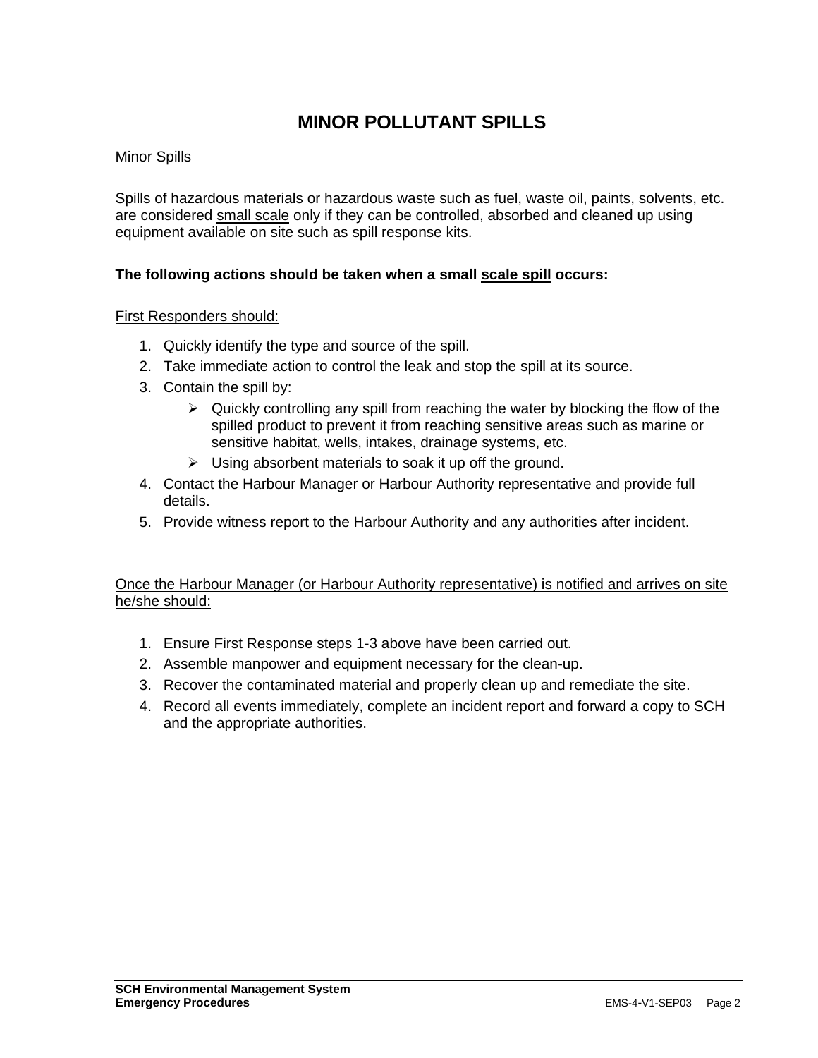# MINOR POLLUTANT SPILLS

Minor Spills

Spills of hazardous materials or hazardous waste such as fuel, waste oil, paints, solvents, etc. are considered small scale only if they can be controlled, absorbed and cleaned up using equipment available on site such as spill response kits.

**The following actions should be taken when a small scale spill occurs:**

First Responders should:

1. Quickly identify the type and source of the spill.
2. Take immediate action to control the leak and stop the spill at its source.
3. Contain the spill by:
   - Quickly controlling any spill from reaching the water by blocking the flow of the spilled product to prevent it from reaching sensitive areas such as marine or sensitive habitat, wells, intakes, drainage systems, etc.
   - Using absorbent materials to soak it up off the ground.
4. Contact the Harbour Manager or Harbour Authority representative and provide full details.
5. Provide witness report to the Harbour Authority and any authorities after incident.

Once the Harbour Manager (or Harbour Authority representative) is notified and arrives on site he/she should:

1. Ensure First Response steps 1-3 above have been carried out.
2. Assemble manpower and equipment necessary for the clean-up.
3. Recover the contaminated material and properly clean up and remediate the site.
4. Record all events immediately, complete an incident report and forward a copy to SCH and the appropriate authorities.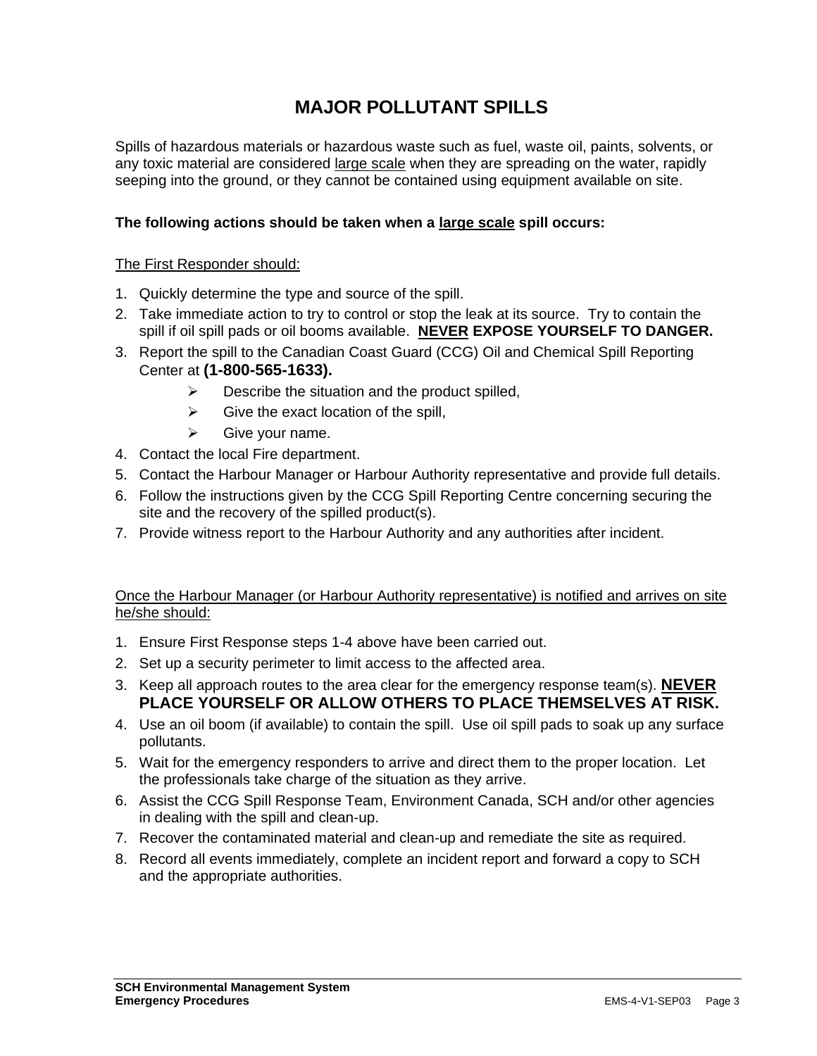# MAJOR POLLUTANT SPILLS

Spills of hazardous materials or hazardous waste such as fuel, waste oil, paints, solvents, or any toxic material are considered <u>large scale</u> when they are spreading on the water, rapidly seeping into the ground, or they cannot be contained using equipment available on site.

**The following actions should be taken when a <u>large scale</u> spill occurs:**

<u>The First Responder should:</u>

1. Quickly determine the type and source of the spill.
2. Take immediate action to try to control or stop the leak at its source. Try to contain the spill if oil spill pads or oil booms available. **<u>NEVER</u> EXPOSE YOURSELF TO DANGER.**
3. Report the spill to the Canadian Coast Guard (CCG) Oil and Chemical Spill Reporting Center at **(1-800-565-1633).**
   - Describe the situation and the product spilled,
   - Give the exact location of the spill,
   - Give your name.
4. Contact the local Fire department.
5. Contact the Harbour Manager or Harbour Authority representative and provide full details.
6. Follow the instructions given by the CCG Spill Reporting Centre concerning securing the site and the recovery of the spilled product(s).
7. Provide witness report to the Harbour Authority and any authorities after incident.

<u>Once the Harbour Manager (or Harbour Authority representative) is notified and arrives on site he/she should:</u>

1. Ensure First Response steps 1-4 above have been carried out.
2. Set up a security perimeter to limit access to the affected area.
3. Keep all approach routes to the area clear for the emergency response team(s). **<u>NEVER</u> PLACE YOURSELF OR ALLOW OTHERS TO PLACE THEMSELVES AT RISK.**
4. Use an oil boom (if available) to contain the spill. Use oil spill pads to soak up any surface pollutants.
5. Wait for the emergency responders to arrive and direct them to the proper location. Let the professionals take charge of the situation as they arrive.
6. Assist the CCG Spill Response Team, Environment Canada, SCH and/or other agencies in dealing with the spill and clean-up.
7. Recover the contaminated material and clean-up and remediate the site as required.
8. Record all events immediately, complete an incident report and forward a copy to SCH and the appropriate authorities.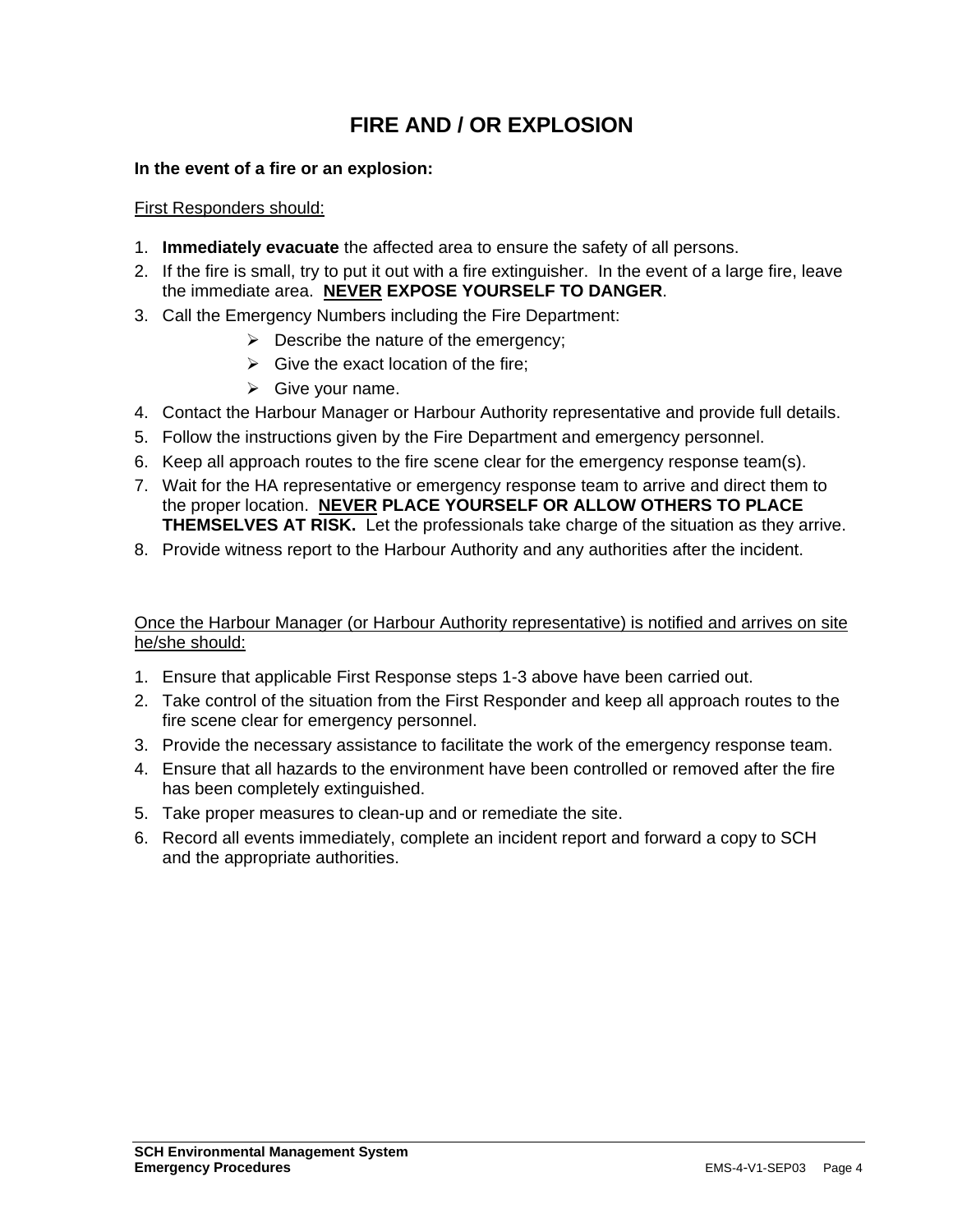# FIRE AND / OR EXPLOSION

**In the event of a fire or an explosion:**

First Responders should:

1. **Immediately evacuate** the affected area to ensure the safety of all persons.
2. If the fire is small, try to put it out with a fire extinguisher. In the event of a large fire, leave the immediate area. **NEVER EXPOSE YOURSELF TO DANGER**.
3. Call the Emergency Numbers including the Fire Department:
   - Describe the nature of the emergency;
   - Give the exact location of the fire;
   - Give your name.
4. Contact the Harbour Manager or Harbour Authority representative and provide full details.
5. Follow the instructions given by the Fire Department and emergency personnel.
6. Keep all approach routes to the fire scene clear for the emergency response team(s).
7. Wait for the HA representative or emergency response team to arrive and direct them to the proper location. **NEVER PLACE YOURSELF OR ALLOW OTHERS TO PLACE THEMSELVES AT RISK.** Let the professionals take charge of the situation as they arrive.
8. Provide witness report to the Harbour Authority and any authorities after the incident.

Once the Harbour Manager (or Harbour Authority representative) is notified and arrives on site he/she should:

1. Ensure that applicable First Response steps 1-3 above have been carried out.
2. Take control of the situation from the First Responder and keep all approach routes to the fire scene clear for emergency personnel.
3. Provide the necessary assistance to facilitate the work of the emergency response team.
4. Ensure that all hazards to the environment have been controlled or removed after the fire has been completely extinguished.
5. Take proper measures to clean-up and or remediate the site.
6. Record all events immediately, complete an incident report and forward a copy to SCH and the appropriate authorities.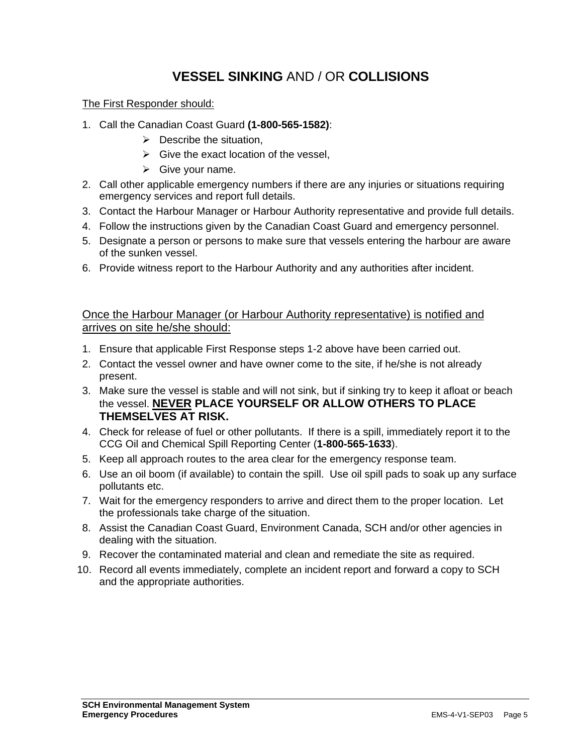# **VESSEL SINKING** AND / OR **COLLISIONS**

The First Responder should:

1. Call the Canadian Coast Guard **(1-800-565-1582)**:
   - Describe the situation,
   - Give the exact location of the vessel,
   - Give your name.
2. Call other applicable emergency numbers if there are any injuries or situations requiring emergency services and report full details.
3. Contact the Harbour Manager or Harbour Authority representative and provide full details.
4. Follow the instructions given by the Canadian Coast Guard and emergency personnel.
5. Designate a person or persons to make sure that vessels entering the harbour are aware of the sunken vessel.
6. Provide witness report to the Harbour Authority and any authorities after incident.

Once the Harbour Manager (or Harbour Authority representative) is notified and arrives on site he/she should:

1. Ensure that applicable First Response steps 1-2 above have been carried out.
2. Contact the vessel owner and have owner come to the site, if he/she is not already present.
3. Make sure the vessel is stable and will not sink, but if sinking try to keep it afloat or beach the vessel. **NEVER PLACE YOURSELF OR ALLOW OTHERS TO PLACE THEMSELVES AT RISK.**
4. Check for release of fuel or other pollutants. If there is a spill, immediately report it to the CCG Oil and Chemical Spill Reporting Center (**1-800-565-1633**).
5. Keep all approach routes to the area clear for the emergency response team.
6. Use an oil boom (if available) to contain the spill. Use oil spill pads to soak up any surface pollutants etc.
7. Wait for the emergency responders to arrive and direct them to the proper location. Let the professionals take charge of the situation.
8. Assist the Canadian Coast Guard, Environment Canada, SCH and/or other agencies in dealing with the situation.
9. Recover the contaminated material and clean and remediate the site as required.
10. Record all events immediately, complete an incident report and forward a copy to SCH and the appropriate authorities.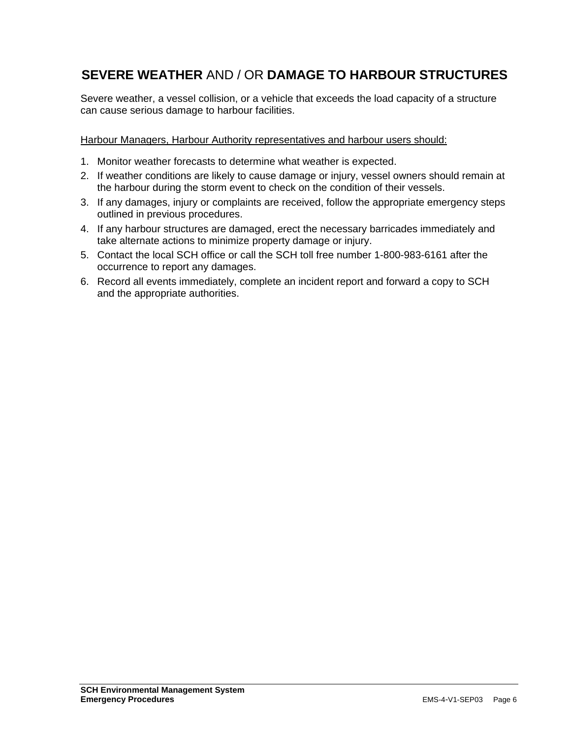## **SEVERE WEATHER** AND / OR **DAMAGE TO HARBOUR STRUCTURES**

Severe weather, a vessel collision, or a vehicle that exceeds the load capacity of a structure can cause serious damage to harbour facilities.

<u>Harbour Managers, Harbour Authority representatives and harbour users should:</u>

1. Monitor weather forecasts to determine what weather is expected.
2. If weather conditions are likely to cause damage or injury, vessel owners should remain at the harbour during the storm event to check on the condition of their vessels.
3. If any damages, injury or complaints are received, follow the appropriate emergency steps outlined in previous procedures.
4. If any harbour structures are damaged, erect the necessary barricades immediately and take alternate actions to minimize property damage or injury.
5. Contact the local SCH office or call the SCH toll free number 1-800-983-6161 after the occurrence to report any damages.
6. Record all events immediately, complete an incident report and forward a copy to SCH and the appropriate authorities.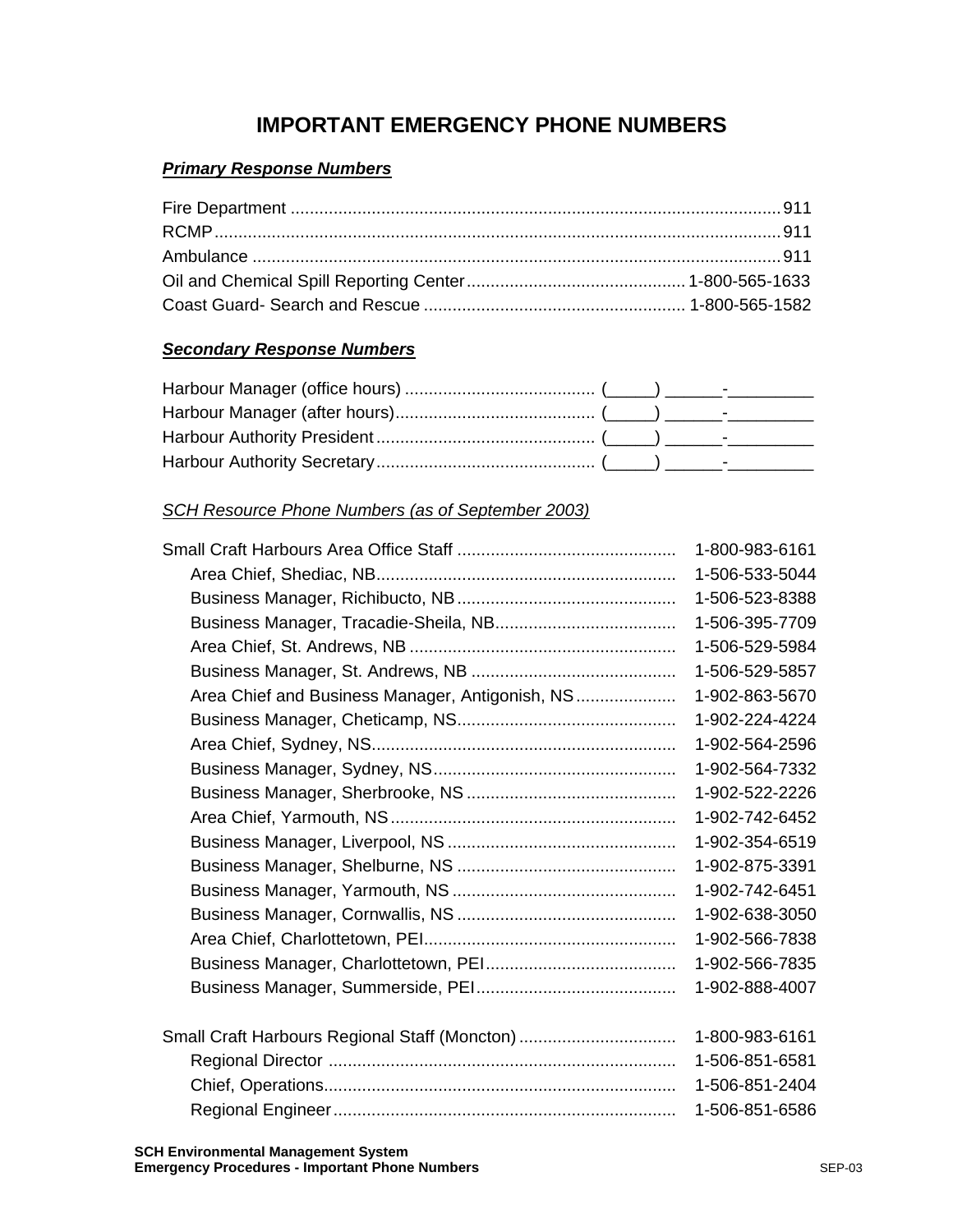# IMPORTANT EMERGENCY PHONE NUMBERS

***Primary Response Numbers***

| | |
|---|---|
| Fire Department | 911 |
| RCMP | 911 |
| Ambulance | 911 |
| Oil and Chemical Spill Reporting Center | 1-800-565-1633 |
| Coast Guard- Search and Rescue | 1-800-565-1582 |

***Secondary Response Numbers***

| | |
|---|---|
| Harbour Manager (office hours) | (_____) ______-_________ |
| Harbour Manager (after hours) | (_____) ______-_________ |
| Harbour Authority President | (_____) ______-_________ |
| Harbour Authority Secretary | (_____) ______-_________ |

*SCH Resource Phone Numbers (as of September 2003)*

| | |
|---|---|
| Small Craft Harbours Area Office Staff | 1-800-983-6161 |
| Area Chief, Shediac, NB | 1-506-533-5044 |
| Business Manager, Richibucto, NB | 1-506-523-8388 |
| Business Manager, Tracadie-Sheila, NB | 1-506-395-7709 |
| Area Chief, St. Andrews, NB | 1-506-529-5984 |
| Business Manager, St. Andrews, NB | 1-506-529-5857 |
| Area Chief and Business Manager, Antigonish, NS | 1-902-863-5670 |
| Business Manager, Cheticamp, NS | 1-902-224-4224 |
| Area Chief, Sydney, NS | 1-902-564-2596 |
| Business Manager, Sydney, NS | 1-902-564-7332 |
| Business Manager, Sherbrooke, NS | 1-902-522-2226 |
| Area Chief, Yarmouth, NS | 1-902-742-6452 |
| Business Manager, Liverpool, NS | 1-902-354-6519 |
| Business Manager, Shelburne, NS | 1-902-875-3391 |
| Business Manager, Yarmouth, NS | 1-902-742-6451 |
| Business Manager, Cornwallis, NS | 1-902-638-3050 |
| Area Chief, Charlottetown, PEI | 1-902-566-7838 |
| Business Manager, Charlottetown, PEI | 1-902-566-7835 |
| Business Manager, Summerside, PEI | 1-902-888-4007 |
| | |
| Small Craft Harbours Regional Staff (Moncton) | 1-800-983-6161 |
| Regional Director | 1-506-851-6581 |
| Chief, Operations | 1-506-851-2404 |
| Regional Engineer | 1-506-851-6586 |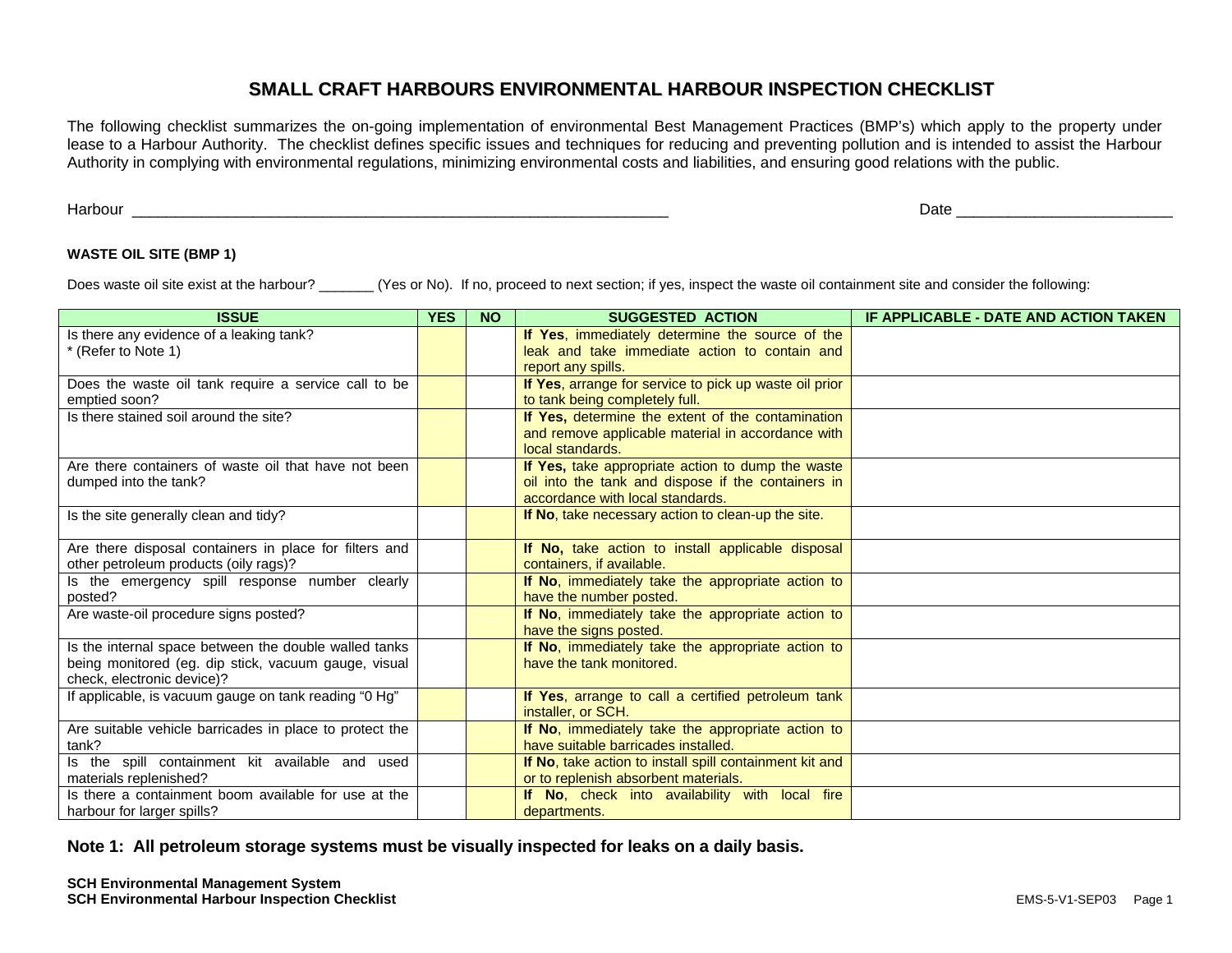# SMALL CRAFT HARBOURS ENVIRONMENTAL HARBOUR INSPECTION CHECKLIST

The following checklist summarizes the on-going implementation of environmental Best Management Practices (BMP's) which apply to the property under lease to a Harbour Authority. The checklist defines specific issues and techniques for reducing and preventing pollution and is intended to assist the Harbour Authority in complying with environmental regulations, minimizing environmental costs and liabilities, and ensuring good relations with the public.

Harbour ____________________________________________________________ Date ________________________

**WASTE OIL SITE (BMP 1)**

Does waste oil site exist at the harbour? _______ (Yes or No). If no, proceed to next section; if yes, inspect the waste oil containment site and consider the following:

| ISSUE | YES | NO | SUGGESTED ACTION | IF APPLICABLE - DATE AND ACTION TAKEN |
|---|---|---|---|---|
| Is there any evidence of a leaking tank? * (Refer to Note 1) | | | **If Yes**, immediately determine the source of the leak and take immediate action to contain and report any spills. | |
| Does the waste oil tank require a service call to be emptied soon? | | | **If Yes**, arrange for service to pick up waste oil prior to tank being completely full. | |
| Is there stained soil around the site? | | | **If Yes,** determine the extent of the contamination and remove applicable material in accordance with local standards. | |
| Are there containers of waste oil that have not been dumped into the tank? | | | **If Yes,** take appropriate action to dump the waste oil into the tank and dispose if the containers in accordance with local standards. | |
| Is the site generally clean and tidy? | | | **If No**, take necessary action to clean-up the site. | |
| Are there disposal containers in place for filters and other petroleum products (oily rags)? | | | **If No,** take action to install applicable disposal containers, if available. | |
| Is the emergency spill response number clearly posted? | | | **If No**, immediately take the appropriate action to have the number posted. | |
| Are waste-oil procedure signs posted? | | | **If No**, immediately take the appropriate action to have the signs posted. | |
| Is the internal space between the double walled tanks being monitored (eg. dip stick, vacuum gauge, visual check, electronic device)? | | | **If No**, immediately take the appropriate action to have the tank monitored. | |
| If applicable, is vacuum gauge on tank reading "0 Hg" | | | **If Yes**, arrange to call a certified petroleum tank installer, or SCH. | |
| Are suitable vehicle barricades in place to protect the tank? | | | **If No**, immediately take the appropriate action to have suitable barricades installed. | |
| Is the spill containment kit available and used materials replenished? | | | **If No**, take action to install spill containment kit and or to replenish absorbent materials. | |
| Is there a containment boom available for use at the harbour for larger spills? | | | **If No**, check into availability with local fire departments. | |

**Note 1: All petroleum storage systems must be visually inspected for leaks on a daily basis.**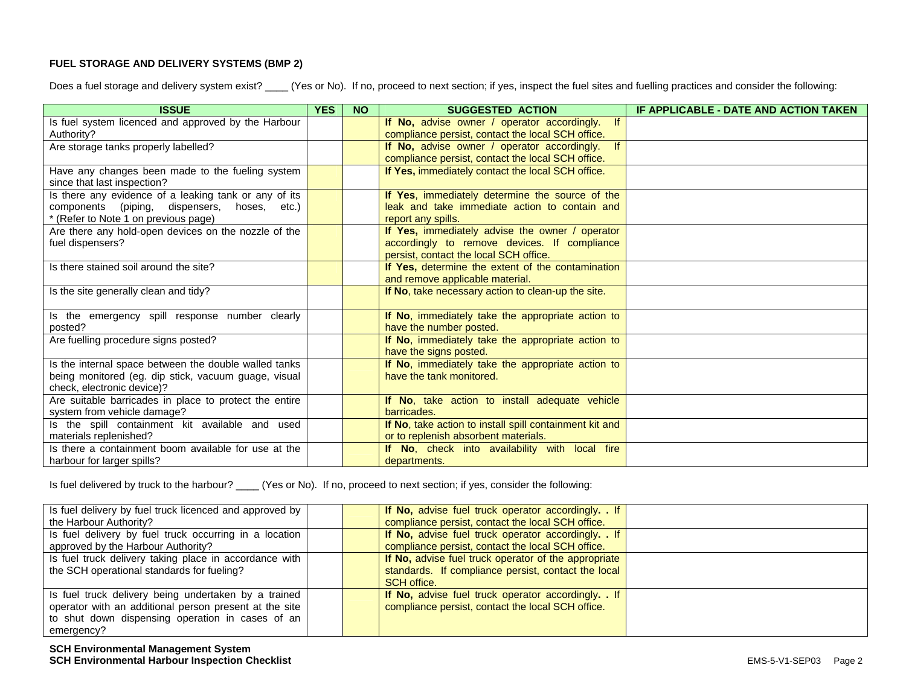### FUEL STORAGE AND DELIVERY SYSTEMS (BMP 2)

Does a fuel storage and delivery system exist? ____ (Yes or No). If no, proceed to next section; if yes, inspect the fuel sites and fuelling practices and consider the following:

| ISSUE | YES | NO | SUGGESTED ACTION | IF APPLICABLE - DATE AND ACTION TAKEN |
|---|---|---|---|---|
| Is fuel system licenced and approved by the Harbour Authority? | | | **If No,** advise owner / operator accordingly. If compliance persist, contact the local SCH office. | |
| Are storage tanks properly labelled? | | | **If No,** advise owner / operator accordingly. If compliance persist, contact the local SCH office. | |
| Have any changes been made to the fueling system since that last inspection? | | | **If Yes,** immediately contact the local SCH office. | |
| Is there any evidence of a leaking tank or any of its components (piping, dispensers, hoses, etc.) * (Refer to Note 1 on previous page) | | | **If Yes**, immediately determine the source of the leak and take immediate action to contain and report any spills. | |
| Are there any hold-open devices on the nozzle of the fuel dispensers? | | | **If Yes,** immediately advise the owner / operator accordingly to remove devices. If compliance persist, contact the local SCH office. | |
| Is there stained soil around the site? | | | **If Yes,** determine the extent of the contamination and remove applicable material. | |
| Is the site generally clean and tidy? | | | **If No**, take necessary action to clean-up the site. | |
| Is the emergency spill response number clearly posted? | | | **If No**, immediately take the appropriate action to have the number posted. | |
| Are fuelling procedure signs posted? | | | **If No**, immediately take the appropriate action to have the signs posted. | |
| Is the internal space between the double walled tanks being monitored (eg. dip stick, vacuum guage, visual check, electronic device)? | | | **If No**, immediately take the appropriate action to have the tank monitored. | |
| Are suitable barricades in place to protect the entire system from vehicle damage? | | | **If No**, take action to install adequate vehicle barricades. | |
| Is the spill containment kit available and used materials replenished? | | | **If No**, take action to install spill containment kit and or to replenish absorbent materials. | |
| Is there a containment boom available for use at the harbour for larger spills? | | | **If No**, check into availability with local fire departments. | |

Is fuel delivered by truck to the harbour? ____ (Yes or No). If no, proceed to next section; if yes, consider the following:

| ISSUE | YES | NO | SUGGESTED ACTION | IF APPLICABLE - DATE AND ACTION TAKEN |
|---|---|---|---|---|
| Is fuel delivery by fuel truck licenced and approved by the Harbour Authority? | | | **If No,** advise fuel truck operator accordingly**. .** If compliance persist, contact the local SCH office. | |
| Is fuel delivery by fuel truck occurring in a location approved by the Harbour Authority? | | | **If No,** advise fuel truck operator accordingly**. .** If compliance persist, contact the local SCH office. | |
| Is fuel truck delivery taking place in accordance with the SCH operational standards for fueling? | | | **If No,** advise fuel truck operator of the appropriate standards. If compliance persist, contact the local SCH office. | |
| Is fuel truck delivery being undertaken by a trained operator with an additional person present at the site to shut down dispensing operation in cases of an emergency? | | | **If No,** advise fuel truck operator accordingly**. .** If compliance persist, contact the local SCH office. | |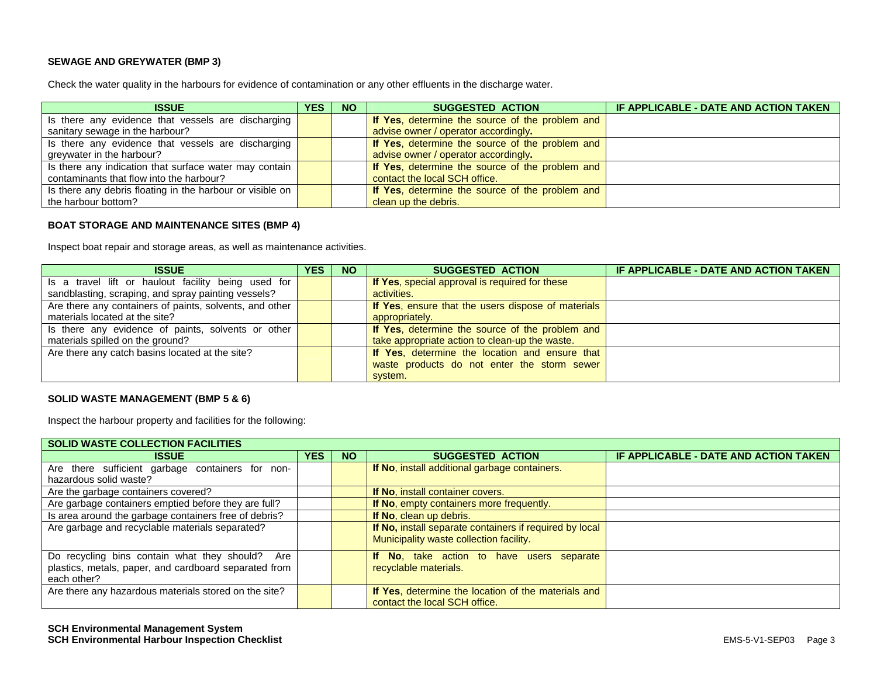### SEWAGE AND GREYWATER (BMP 3)

Check the water quality in the harbours for evidence of contamination or any other effluents in the discharge water.

| ISSUE | YES | NO | SUGGESTED ACTION | IF APPLICABLE - DATE AND ACTION TAKEN |
|---|---|---|---|---|
| Is there any evidence that vessels are discharging sanitary sewage in the harbour? | | | **If Yes**, determine the source of the problem and advise owner / operator accordingly**.** | |
| Is there any evidence that vessels are discharging greywater in the harbour? | | | **If Yes**, determine the source of the problem and advise owner / operator accordingly**.** | |
| Is there any indication that surface water may contain contaminants that flow into the harbour? | | | **If Yes**, determine the source of the problem and contact the local SCH office. | |
| Is there any debris floating in the harbour or visible on the harbour bottom? | | | **If Yes**, determine the source of the problem and clean up the debris. | |

### BOAT STORAGE AND MAINTENANCE SITES (BMP 4)

Inspect boat repair and storage areas, as well as maintenance activities.

| ISSUE | YES | NO | SUGGESTED ACTION | IF APPLICABLE - DATE AND ACTION TAKEN |
|---|---|---|---|---|
| Is a travel lift or haulout facility being used for sandblasting, scraping, and spray painting vessels? | | | **If Yes**, special approval is required for these activities. | |
| Are there any containers of paints, solvents, and other materials located at the site? | | | **If Yes**, ensure that the users dispose of materials appropriately. | |
| Is there any evidence of paints, solvents or other materials spilled on the ground? | | | **If Yes**, determine the source of the problem and take appropriate action to clean-up the waste. | |
| Are there any catch basins located at the site? | | | **If Yes**, determine the location and ensure that waste products do not enter the storm sewer system. | |

### SOLID WASTE MANAGEMENT (BMP 5 & 6)

Inspect the harbour property and facilities for the following:

| SOLID WASTE COLLECTION FACILITIES | | | | |
|---|---|---|---|---|
| **ISSUE** | **YES** | **NO** | **SUGGESTED ACTION** | **IF APPLICABLE - DATE AND ACTION TAKEN** |
| Are there sufficient garbage containers for non-hazardous solid waste? | | | **If No**, install additional garbage containers. | |
| Are the garbage containers covered? | | | **If No**, install container covers. | |
| Are garbage containers emptied before they are full? | | | **If No**, empty containers more frequently. | |
| Is area around the garbage containers free of debris? | | | **If No**, clean up debris. | |
| Are garbage and recyclable materials separated? | | | **If No,** install separate containers if required by local Municipality waste collection facility. | |
| Do recycling bins contain what they should? Are plastics, metals, paper, and cardboard separated from each other? | | | **If No**, take action to have users separate recyclable materials. | |
| Are there any hazardous materials stored on the site? | | | **If Yes**, determine the location of the materials and contact the local SCH office. | |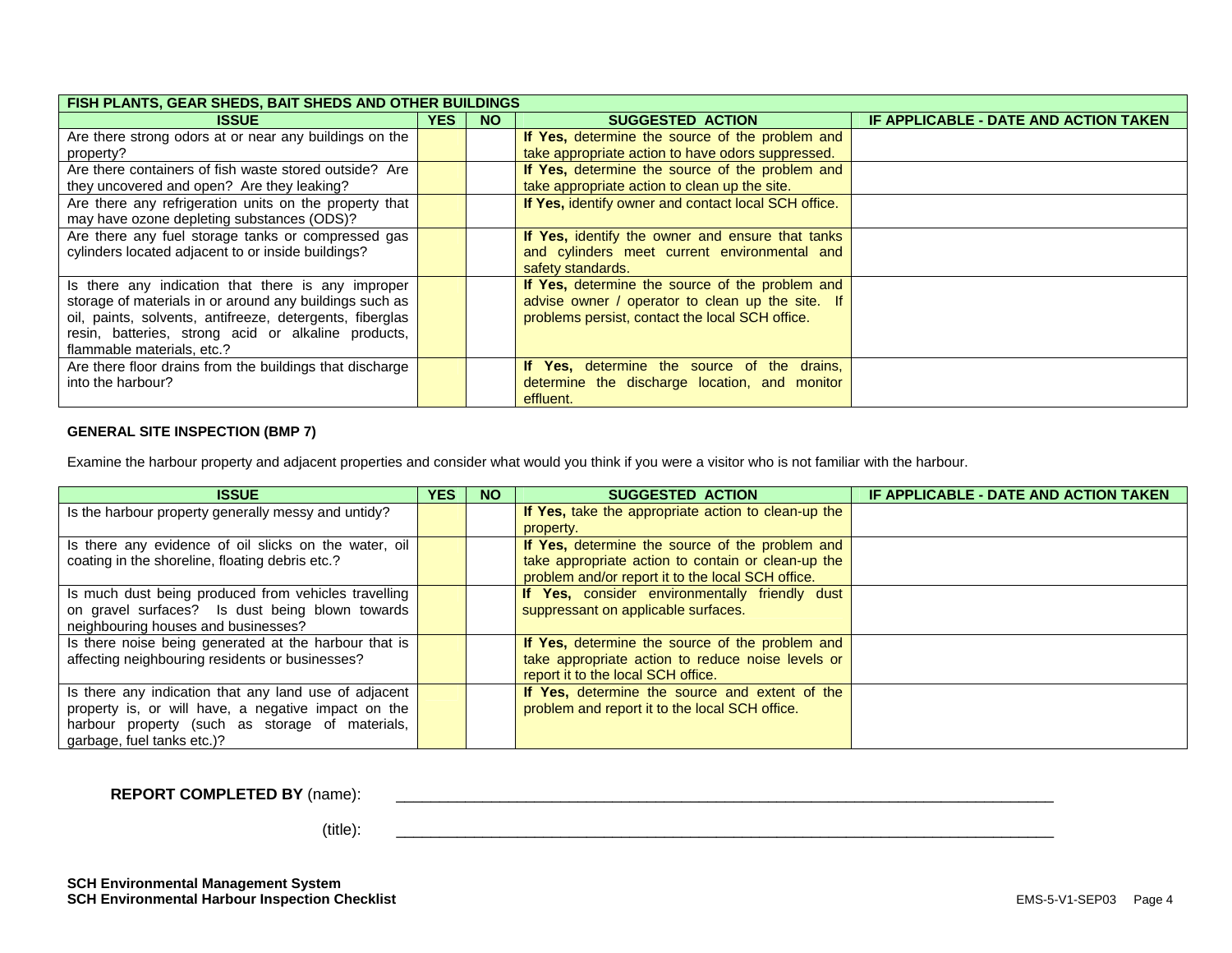| FISH PLANTS, GEAR SHEDS, BAIT SHEDS AND OTHER BUILDINGS | | | | |
|---|---|---|---|---|
| **ISSUE** | **YES** | **NO** | **SUGGESTED ACTION** | **IF APPLICABLE - DATE AND ACTION TAKEN** |
| Are there strong odors at or near any buildings on the property? | | | **If Yes,** determine the source of the problem and take appropriate action to have odors suppressed. | |
| Are there containers of fish waste stored outside? Are they uncovered and open? Are they leaking? | | | **If Yes,** determine the source of the problem and take appropriate action to clean up the site. | |
| Are there any refrigeration units on the property that may have ozone depleting substances (ODS)? | | | **If Yes,** identify owner and contact local SCH office. | |
| Are there any fuel storage tanks or compressed gas cylinders located adjacent to or inside buildings? | | | **If Yes,** identify the owner and ensure that tanks and cylinders meet current environmental and safety standards. | |
| Is there any indication that there is any improper storage of materials in or around any buildings such as oil, paints, solvents, antifreeze, detergents, fiberglas resin, batteries, strong acid or alkaline products, flammable materials, etc.? | | | **If Yes,** determine the source of the problem and advise owner / operator to clean up the site. If problems persist, contact the local SCH office. | |
| Are there floor drains from the buildings that discharge into the harbour? | | | **If Yes,** determine the source of the drains, determine the discharge location, and monitor effluent. | |

**GENERAL SITE INSPECTION (BMP 7)**

Examine the harbour property and adjacent properties and consider what would you think if you were a visitor who is not familiar with the harbour.

| **ISSUE** | **YES** | **NO** | **SUGGESTED ACTION** | **IF APPLICABLE - DATE AND ACTION TAKEN** |
|---|---|---|---|---|
| Is the harbour property generally messy and untidy? | | | **If Yes,** take the appropriate action to clean-up the property. | |
| Is there any evidence of oil slicks on the water, oil coating in the shoreline, floating debris etc.? | | | **If Yes,** determine the source of the problem and take appropriate action to contain or clean-up the problem and/or report it to the local SCH office. | |
| Is much dust being produced from vehicles travelling on gravel surfaces? Is dust being blown towards neighbouring houses and businesses? | | | **If Yes,** consider environmentally friendly dust suppressant on applicable surfaces. | |
| Is there noise being generated at the harbour that is affecting neighbouring residents or businesses? | | | **If Yes,** determine the source of the problem and take appropriate action to reduce noise levels or report it to the local SCH office. | |
| Is there any indication that any land use of adjacent property is, or will have, a negative impact on the harbour property (such as storage of materials, garbage, fuel tanks etc.)? | | | **If Yes,** determine the source and extent of the problem and report it to the local SCH office. | |

**REPORT COMPLETED BY** (name): ________________________________________________

(title): ________________________________________________

**SCH Environmental Management System**
**SCH Environmental Harbour Inspection Checklist**

EMS-5-V1-SEP03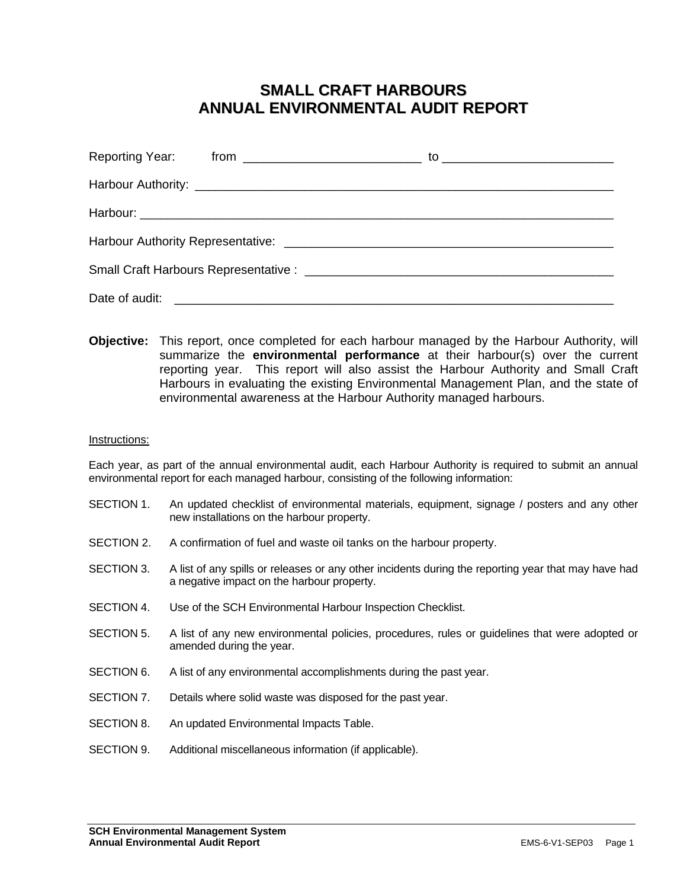# SMALL CRAFT HARBOURS
# ANNUAL ENVIRONMENTAL AUDIT REPORT

Reporting Year: from __________________________ to _________________________

Harbour Authority: ______________________________________________________________

Harbour: ______________________________________________________________________

Harbour Authority Representative: _________________________________________________

Small Craft Harbours Representative : _____________________________________________

Date of audit: __________________________________________________________________

**Objective:** This report, once completed for each harbour managed by the Harbour Authority, will summarize the **environmental performance** at their harbour(s) over the current reporting year. This report will also assist the Harbour Authority and Small Craft Harbours in evaluating the existing Environmental Management Plan, and the state of environmental awareness at the Harbour Authority managed harbours.

Instructions:

Each year, as part of the annual environmental audit, each Harbour Authority is required to submit an annual environmental report for each managed harbour, consisting of the following information:

SECTION 1. An updated checklist of environmental materials, equipment, signage / posters and any other new installations on the harbour property.

SECTION 2. A confirmation of fuel and waste oil tanks on the harbour property.

SECTION 3. A list of any spills or releases or any other incidents during the reporting year that may have had a negative impact on the harbour property.

SECTION 4. Use of the SCH Environmental Harbour Inspection Checklist.

SECTION 5. A list of any new environmental policies, procedures, rules or guidelines that were adopted or amended during the year.

SECTION 6. A list of any environmental accomplishments during the past year.

SECTION 7. Details where solid waste was disposed for the past year.

SECTION 8. An updated Environmental Impacts Table.

SECTION 9. Additional miscellaneous information (if applicable).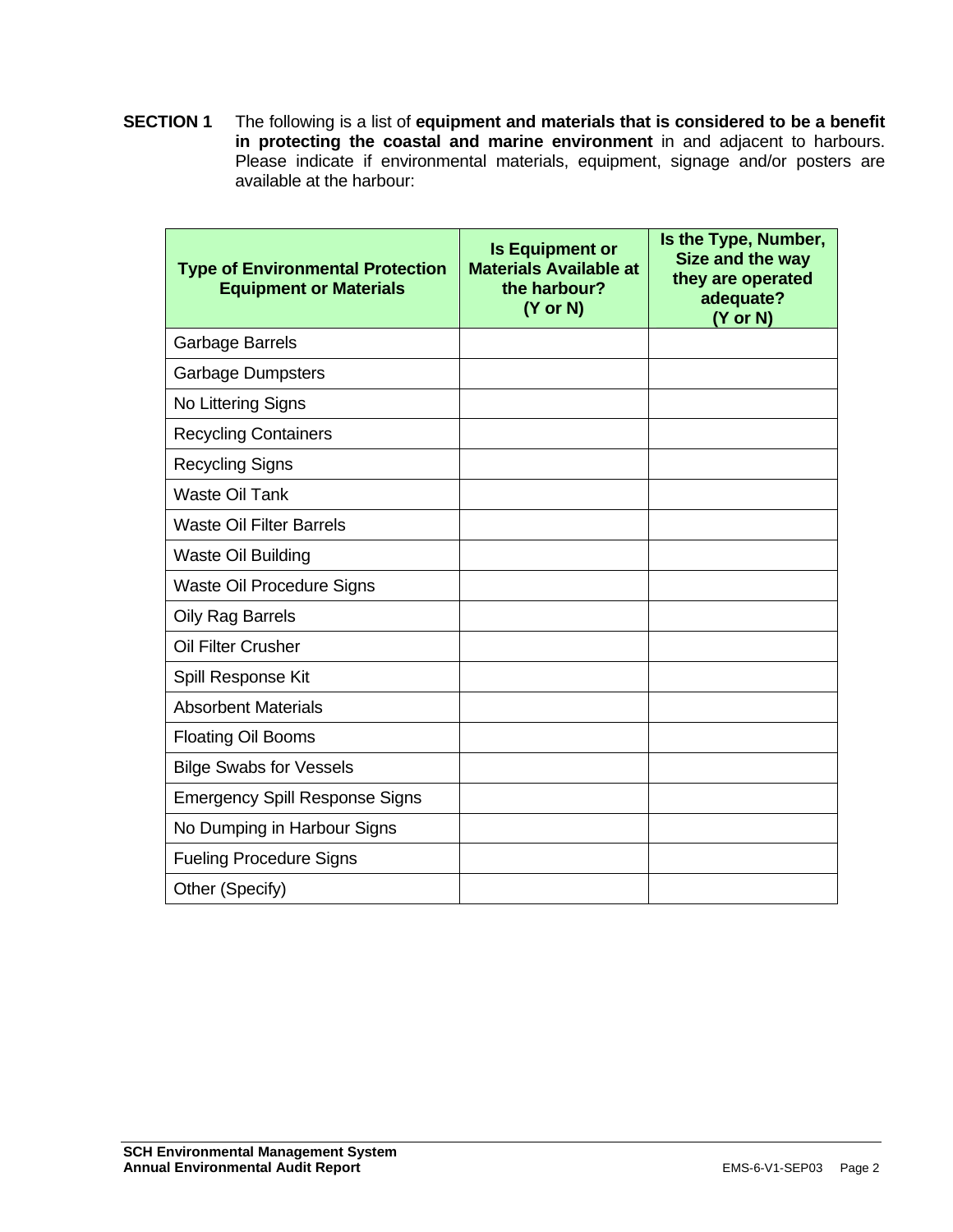**SECTION 1** The following is a list of **equipment and materials that is considered to be a benefit in protecting the coastal and marine environment** in and adjacent to harbours. Please indicate if environmental materials, equipment, signage and/or posters are available at the harbour:

| Type of Environmental Protection Equipment or Materials | Is Equipment or Materials Available at the harbour? (Y or N) | Is the Type, Number, Size and the way they are operated adequate? (Y or N) |
|---|---|---|
| Garbage Barrels | | |
| Garbage Dumpsters | | |
| No Littering Signs | | |
| Recycling Containers | | |
| Recycling Signs | | |
| Waste Oil Tank | | |
| Waste Oil Filter Barrels | | |
| Waste Oil Building | | |
| Waste Oil Procedure Signs | | |
| Oily Rag Barrels | | |
| Oil Filter Crusher | | |
| Spill Response Kit | | |
| Absorbent Materials | | |
| Floating Oil Booms | | |
| Bilge Swabs for Vessels | | |
| Emergency Spill Response Signs | | |
| No Dumping in Harbour Signs | | |
| Fueling Procedure Signs | | |
| Other (Specify) | | |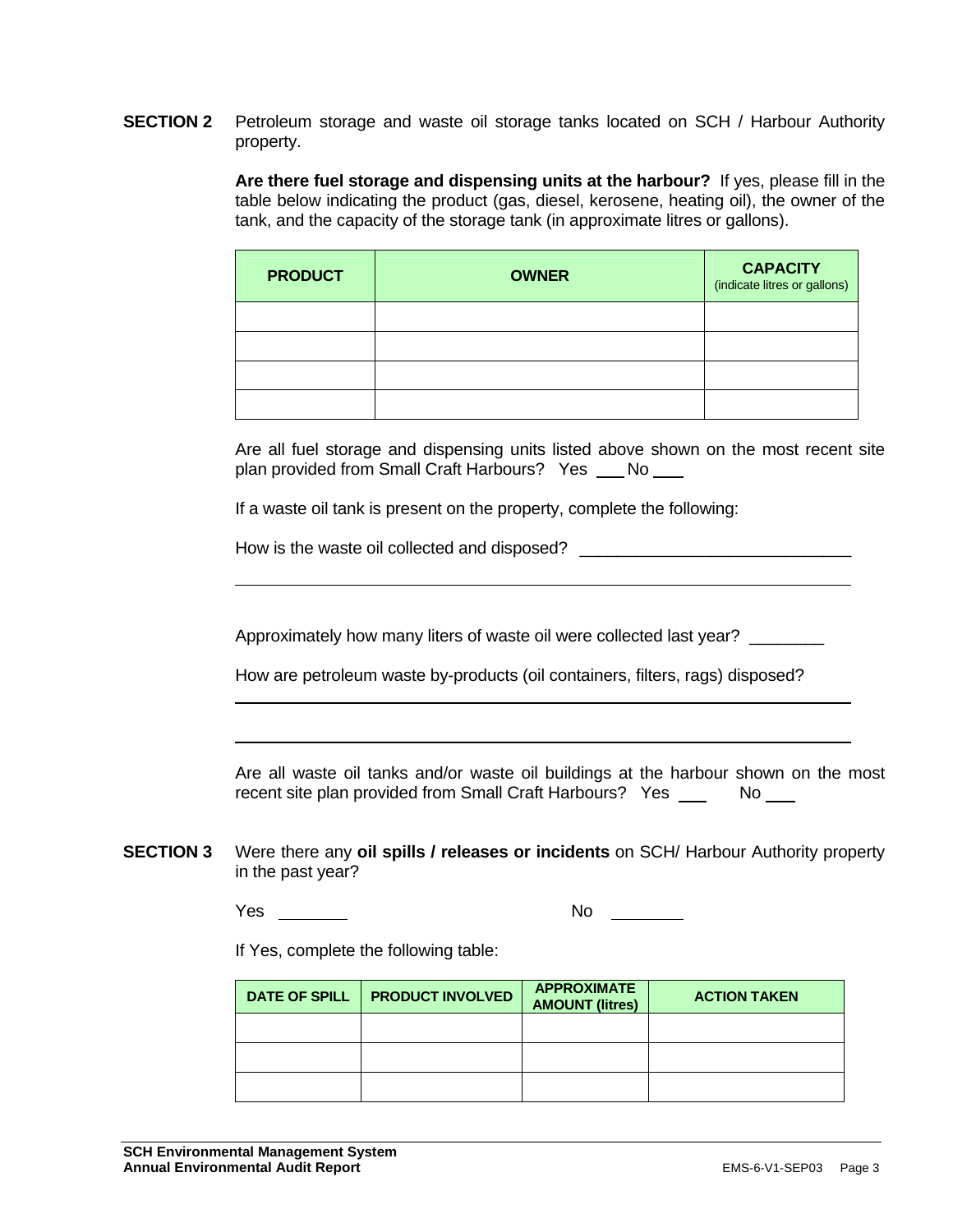**SECTION 2** Petroleum storage and waste oil storage tanks located on SCH / Harbour Authority property.

**Are there fuel storage and dispensing units at the harbour?** If yes, please fill in the table below indicating the product (gas, diesel, kerosene, heating oil), the owner of the tank, and the capacity of the storage tank (in approximate litres or gallons).

| PRODUCT | OWNER | CAPACITY (indicate litres or gallons) |
|---|---|---|
| | | |
| | | |
| | | |
| | | |

Are all fuel storage and dispensing units listed above shown on the most recent site plan provided from Small Craft Harbours? Yes ___ No ___

If a waste oil tank is present on the property, complete the following:

How is the waste oil collected and disposed? ______________________________

______________________________________________________________

Approximately how many liters of waste oil were collected last year? ________

How are petroleum waste by-products (oil containers, filters, rags) disposed?

______________________________________________________________

______________________________________________________________

Are all waste oil tanks and/or waste oil buildings at the harbour shown on the most recent site plan provided from Small Craft Harbours? Yes ___ No ___

**SECTION 3** Were there any **oil spills / releases or incidents** on SCH/ Harbour Authority property in the past year?

Yes ________ No ________

If Yes, complete the following table:

| DATE OF SPILL | PRODUCT INVOLVED | APPROXIMATE AMOUNT (litres) | ACTION TAKEN |
|---|---|---|---|
| | | | |
| | | | |
| | | | |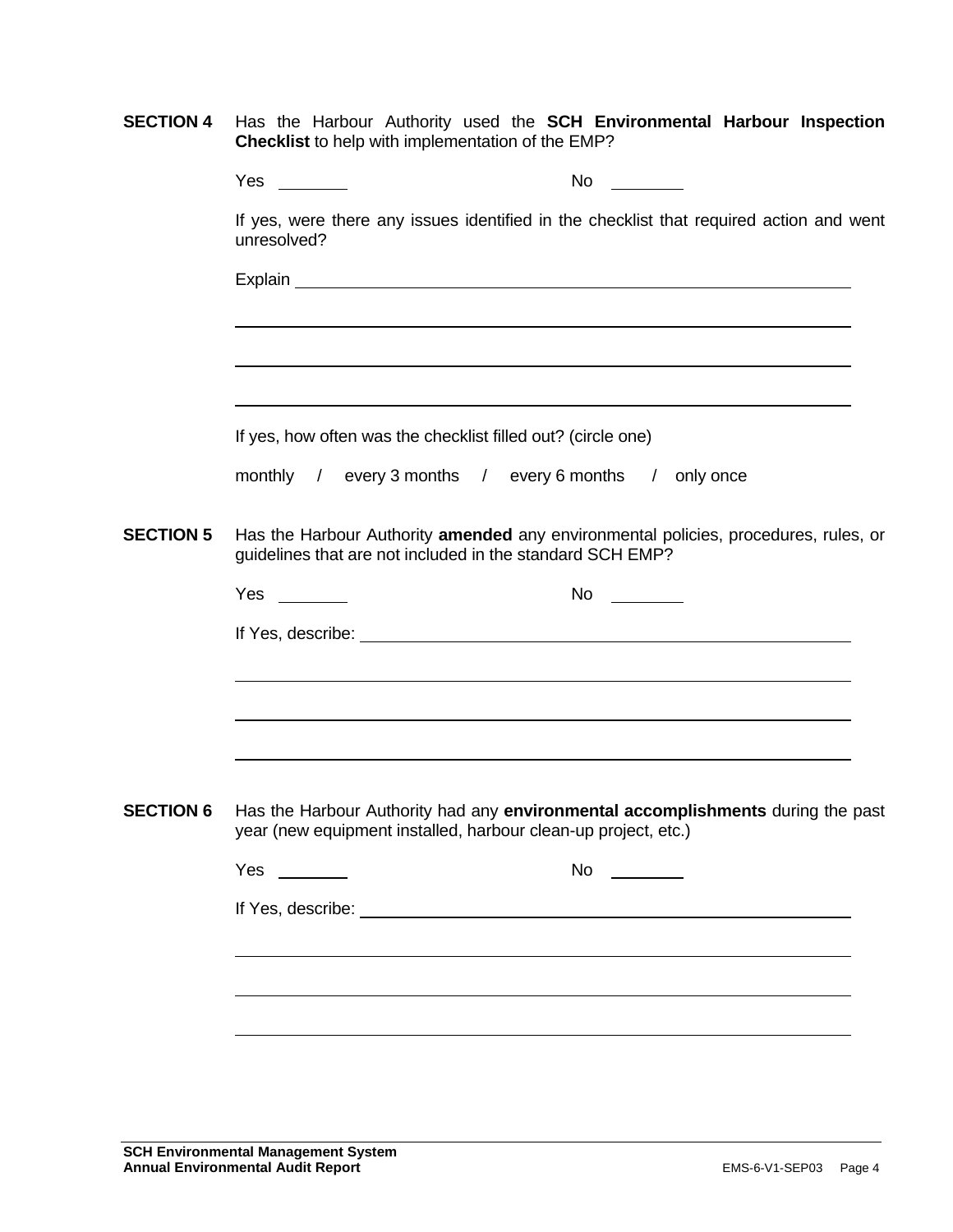**SECTION 4** Has the Harbour Authority used the **SCH Environmental Harbour Inspection Checklist** to help with implementation of the EMP?

Yes ________ No ________

If yes, were there any issues identified in the checklist that required action and went unresolved?

Explain ______________________________________________________________

______________________________________________________________

______________________________________________________________

______________________________________________________________

If yes, how often was the checklist filled out? (circle one)

monthly / every 3 months / every 6 months / only once

**SECTION 5** Has the Harbour Authority **amended** any environmental policies, procedures, rules, or guidelines that are not included in the standard SCH EMP?

Yes ________ No ________

If Yes, describe: ______________________________________________________________

______________________________________________________________

______________________________________________________________

______________________________________________________________

**SECTION 6** Has the Harbour Authority had any **environmental accomplishments** during the past year (new equipment installed, harbour clean-up project, etc.)

Yes ________ No ________

If Yes, describe: ______________________________________________________________

______________________________________________________________

______________________________________________________________

______________________________________________________________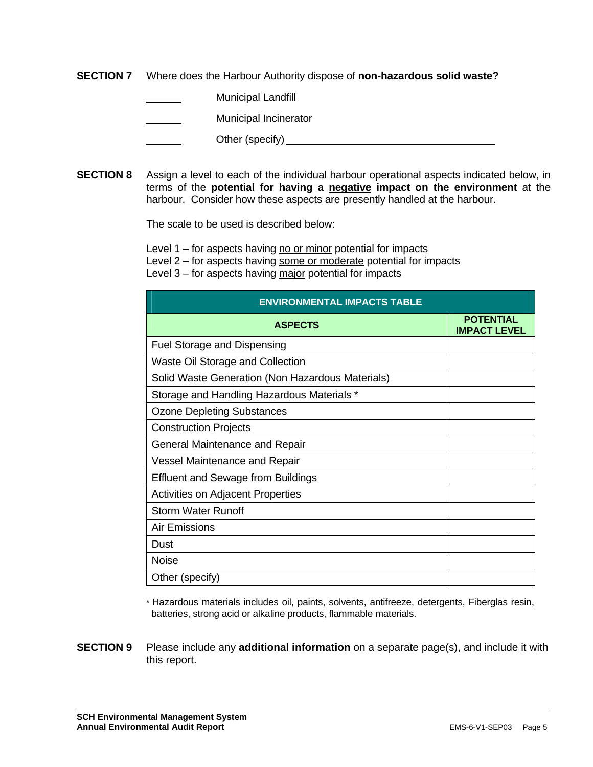**SECTION 7** Where does the Harbour Authority dispose of **non-hazardous solid waste?**

______ Municipal Landfill

______ Municipal Incinerator

______ Other (specify) ________________________________

**SECTION 8** Assign a level to each of the individual harbour operational aspects indicated below, in terms of the **potential for having a negative impact on the environment** at the harbour. Consider how these aspects are presently handled at the harbour.

The scale to be used is described below:

Level 1 – for aspects having no or minor potential for impacts
Level 2 – for aspects having some or moderate potential for impacts
Level 3 – for aspects having major potential for impacts

| ENVIRONMENTAL IMPACTS TABLE | |
|---|---|
| **ASPECTS** | **POTENTIAL IMPACT LEVEL** |
| Fuel Storage and Dispensing | |
| Waste Oil Storage and Collection | |
| Solid Waste Generation (Non Hazardous Materials) | |
| Storage and Handling Hazardous Materials * | |
| Ozone Depleting Substances | |
| Construction Projects | |
| General Maintenance and Repair | |
| Vessel Maintenance and Repair | |
| Effluent and Sewage from Buildings | |
| Activities on Adjacent Properties | |
| Storm Water Runoff | |
| Air Emissions | |
| Dust | |
| Noise | |
| Other (specify) | |

* Hazardous materials includes oil, paints, solvents, antifreeze, detergents, Fiberglas resin, batteries, strong acid or alkaline products, flammable materials.

**SECTION 9** Please include any **additional information** on a separate page(s), and include it with this report.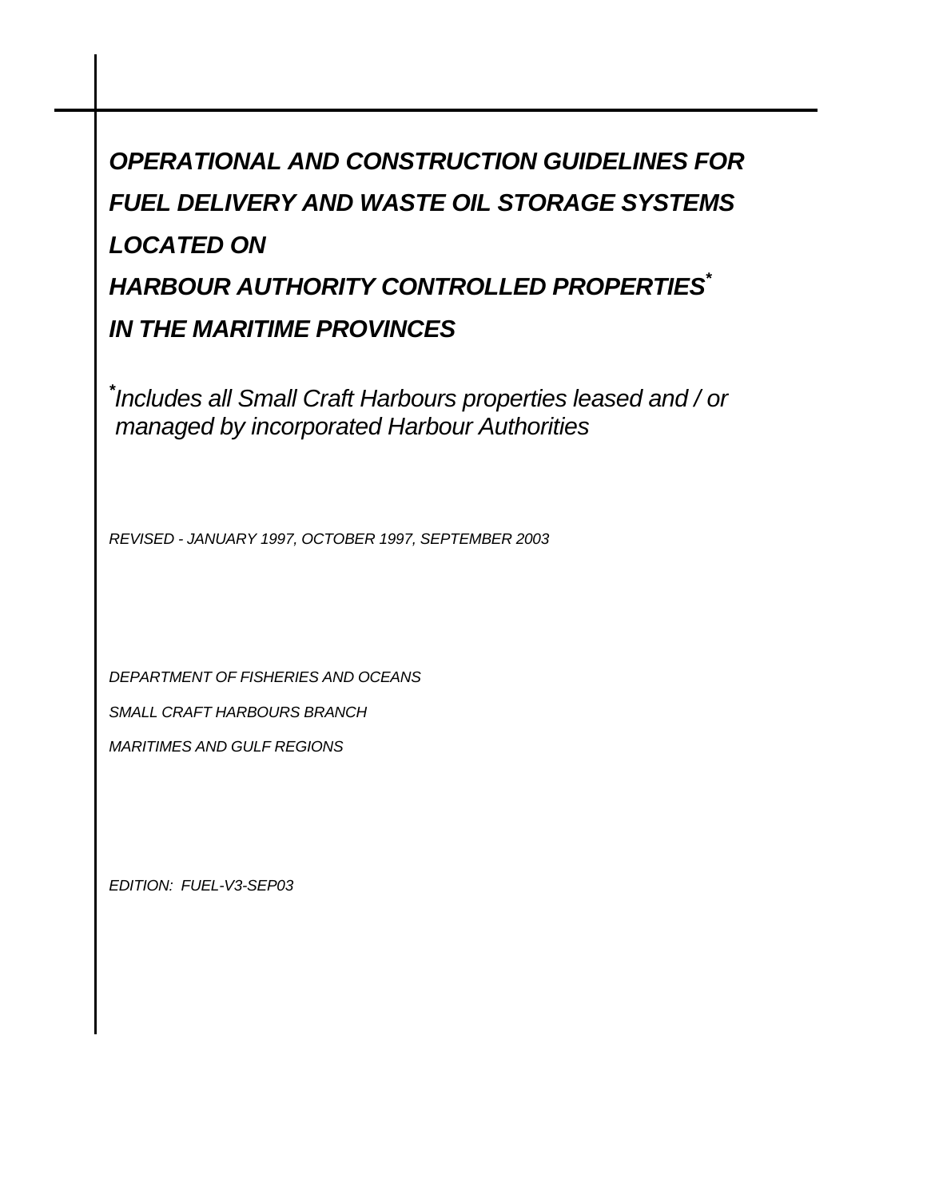# *OPERATIONAL AND CONSTRUCTION GUIDELINES FOR FUEL DELIVERY AND WASTE OIL STORAGE SYSTEMS LOCATED ON HARBOUR AUTHORITY CONTROLLED PROPERTIES* IN THE MARITIME PROVINCES*

*\*Includes all Small Craft Harbours properties leased and / or managed by incorporated Harbour Authorities*

*REVISED - JANUARY 1997, OCTOBER 1997, SEPTEMBER 2003*

*DEPARTMENT OF FISHERIES AND OCEANS*

*SMALL CRAFT HARBOURS BRANCH*

*MARITIMES AND GULF REGIONS*

*EDITION: FUEL-V3-SEP03*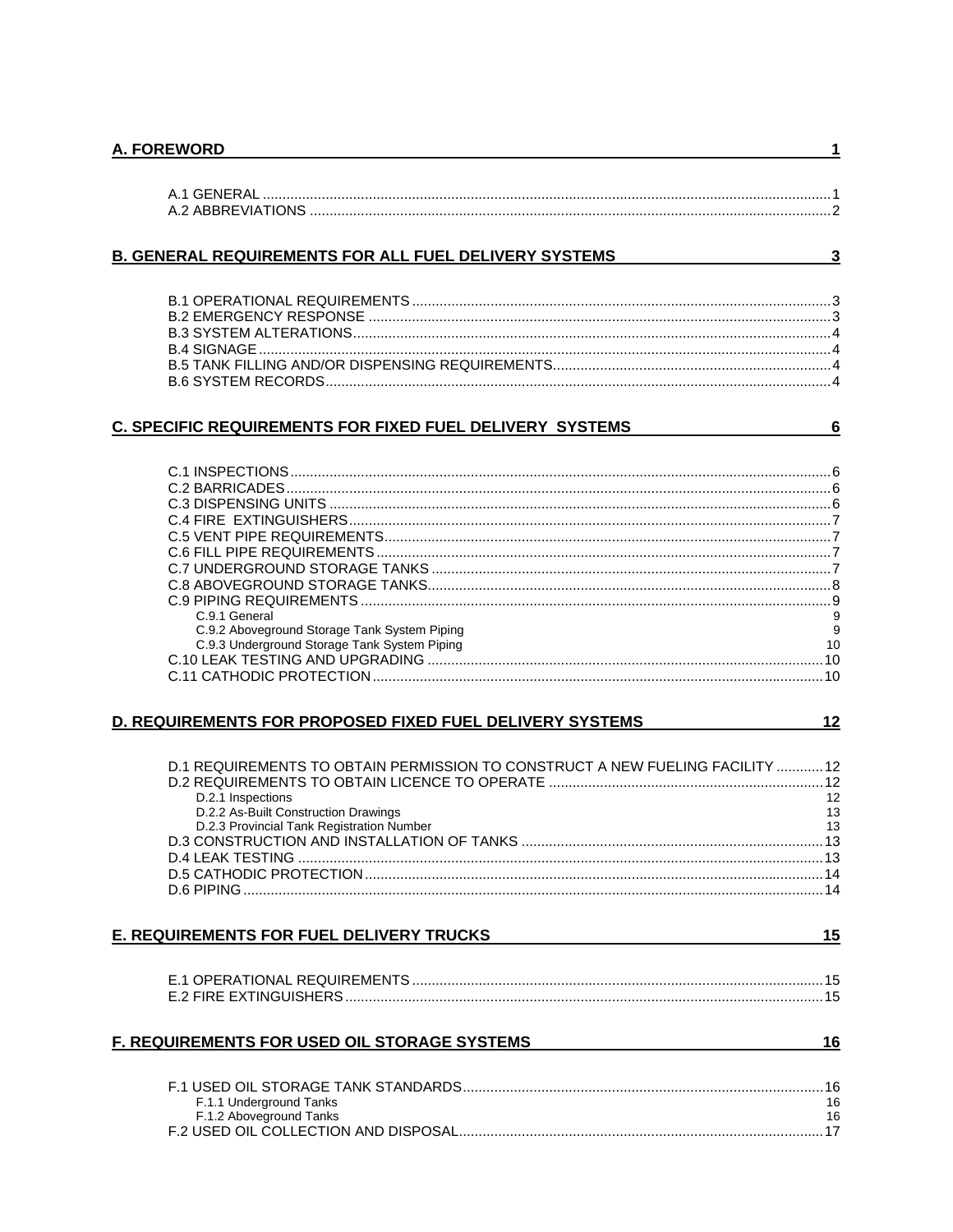**A. FOREWORD** 1

- A.1 GENERAL ........ 1
- A.2 ABBREVIATIONS ........ 2

**B. GENERAL REQUIREMENTS FOR ALL FUEL DELIVERY SYSTEMS** 3

- B.1 OPERATIONAL REQUIREMENTS ........ 3
- B.2 EMERGENCY RESPONSE ........ 3
- B.3 SYSTEM ALTERATIONS ........ 4
- B.4 SIGNAGE ........ 4
- B.5 TANK FILLING AND/OR DISPENSING REQUIREMENTS ........ 4
- B.6 SYSTEM RECORDS ........ 4

**C. SPECIFIC REQUIREMENTS FOR FIXED FUEL DELIVERY SYSTEMS** 6

- C.1 INSPECTIONS ........ 6
- C.2 BARRICADES ........ 6
- C.3 DISPENSING UNITS ........ 6
- C.4 FIRE EXTINGUISHERS ........ 7
- C.5 VENT PIPE REQUIREMENTS ........ 7
- C.6 FILL PIPE REQUIREMENTS ........ 7
- C.7 UNDERGROUND STORAGE TANKS ........ 7
- C.8 ABOVEGROUND STORAGE TANKS ........ 8
- C.9 PIPING REQUIREMENTS ........ 9
  - C.9.1 General 9
  - C.9.2 Aboveground Storage Tank System Piping 9
  - C.9.3 Underground Storage Tank System Piping 10
- C.10 LEAK TESTING AND UPGRADING ........ 10
- C.11 CATHODIC PROTECTION ........ 10

**D. REQUIREMENTS FOR PROPOSED FIXED FUEL DELIVERY SYSTEMS** 12

- D.1 REQUIREMENTS TO OBTAIN PERMISSION TO CONSTRUCT A NEW FUELING FACILITY ........ 12
- D.2 REQUIREMENTS TO OBTAIN LICENCE TO OPERATE ........ 12
  - D.2.1 Inspections 12
  - D.2.2 As-Built Construction Drawings 13
  - D.2.3 Provincial Tank Registration Number 13
- D.3 CONSTRUCTION AND INSTALLATION OF TANKS ........ 13
- D.4 LEAK TESTING ........ 13
- D.5 CATHODIC PROTECTION ........ 14
- D.6 PIPING ........ 14

**E. REQUIREMENTS FOR FUEL DELIVERY TRUCKS** 15

- E.1 OPERATIONAL REQUIREMENTS ........ 15
- E.2 FIRE EXTINGUISHERS ........ 15

**F. REQUIREMENTS FOR USED OIL STORAGE SYSTEMS** 16

- F.1 USED OIL STORAGE TANK STANDARDS ........ 16
  - F.1.1 Underground Tanks 16
  - F.1.2 Aboveground Tanks 16
- F.2 USED OIL COLLECTION AND DISPOSAL ........ 17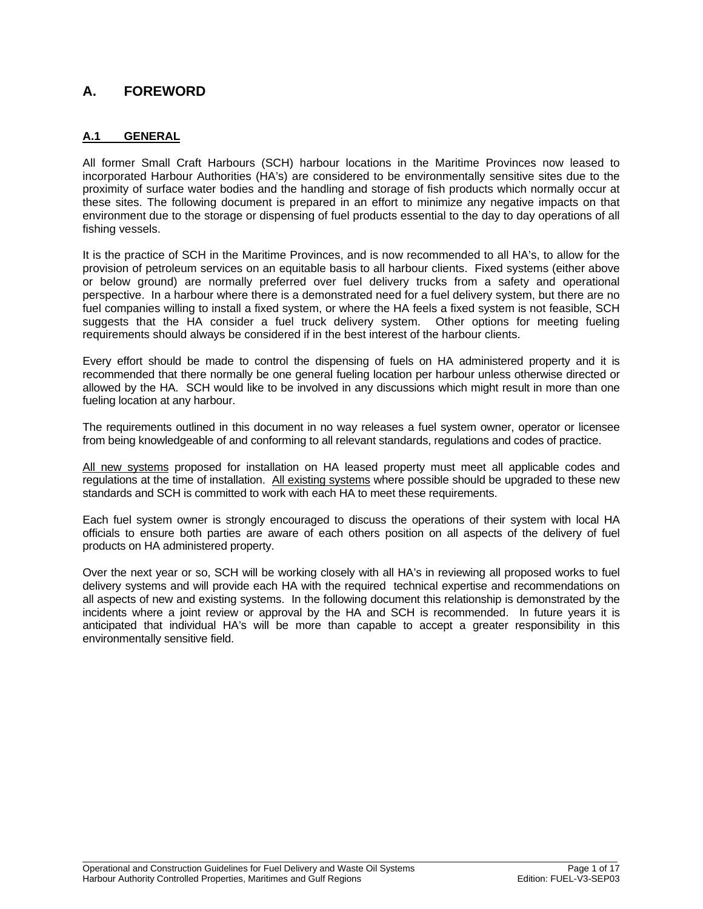# A. FOREWORD

## A.1 GENERAL

All former Small Craft Harbours (SCH) harbour locations in the Maritime Provinces now leased to incorporated Harbour Authorities (HA's) are considered to be environmentally sensitive sites due to the proximity of surface water bodies and the handling and storage of fish products which normally occur at these sites. The following document is prepared in an effort to minimize any negative impacts on that environment due to the storage or dispensing of fuel products essential to the day to day operations of all fishing vessels.

It is the practice of SCH in the Maritime Provinces, and is now recommended to all HA's, to allow for the provision of petroleum services on an equitable basis to all harbour clients. Fixed systems (either above or below ground) are normally preferred over fuel delivery trucks from a safety and operational perspective. In a harbour where there is a demonstrated need for a fuel delivery system, but there are no fuel companies willing to install a fixed system, or where the HA feels a fixed system is not feasible, SCH suggests that the HA consider a fuel truck delivery system. Other options for meeting fueling requirements should always be considered if in the best interest of the harbour clients.

Every effort should be made to control the dispensing of fuels on HA administered property and it is recommended that there normally be one general fueling location per harbour unless otherwise directed or allowed by the HA. SCH would like to be involved in any discussions which might result in more than one fueling location at any harbour.

The requirements outlined in this document in no way releases a fuel system owner, operator or licensee from being knowledgeable of and conforming to all relevant standards, regulations and codes of practice.

<u>All new systems</u> proposed for installation on HA leased property must meet all applicable codes and regulations at the time of installation. <u>All existing systems</u> where possible should be upgraded to these new standards and SCH is committed to work with each HA to meet these requirements.

Each fuel system owner is strongly encouraged to discuss the operations of their system with local HA officials to ensure both parties are aware of each others position on all aspects of the delivery of fuel products on HA administered property.

Over the next year or so, SCH will be working closely with all HA's in reviewing all proposed works to fuel delivery systems and will provide each HA with the required technical expertise and recommendations on all aspects of new and existing systems. In the following document this relationship is demonstrated by the incidents where a joint review or approval by the HA and SCH is recommended. In future years it is anticipated that individual HA's will be more than capable to accept a greater responsibility in this environmentally sensitive field.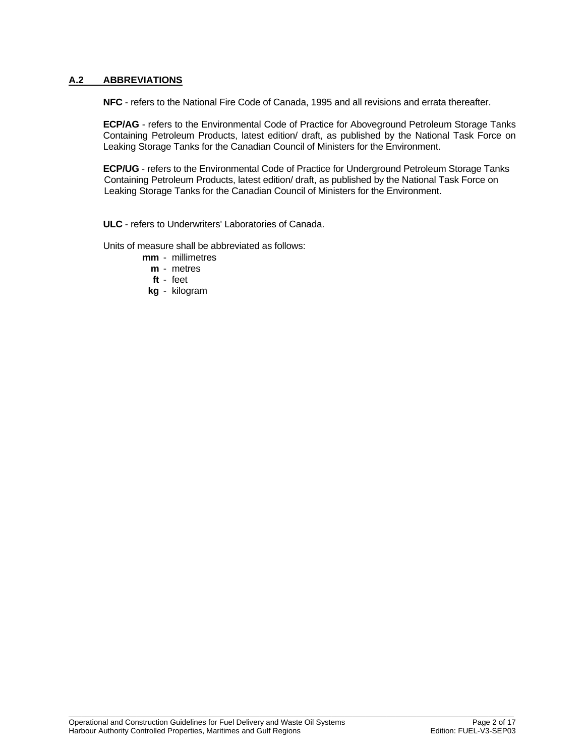## A.2 ABBREVIATIONS

**NFC** - refers to the National Fire Code of Canada, 1995 and all revisions and errata thereafter.

**ECP/AG** - refers to the Environmental Code of Practice for Aboveground Petroleum Storage Tanks Containing Petroleum Products, latest edition/ draft, as published by the National Task Force on Leaking Storage Tanks for the Canadian Council of Ministers for the Environment.

**ECP/UG** - refers to the Environmental Code of Practice for Underground Petroleum Storage Tanks Containing Petroleum Products, latest edition/ draft, as published by the National Task Force on Leaking Storage Tanks for the Canadian Council of Ministers for the Environment.

**ULC** - refers to Underwriters' Laboratories of Canada.

Units of measure shall be abbreviated as follows:

- **mm** - millimetres
- **m** - metres
- **ft** - feet
- **kg** - kilogram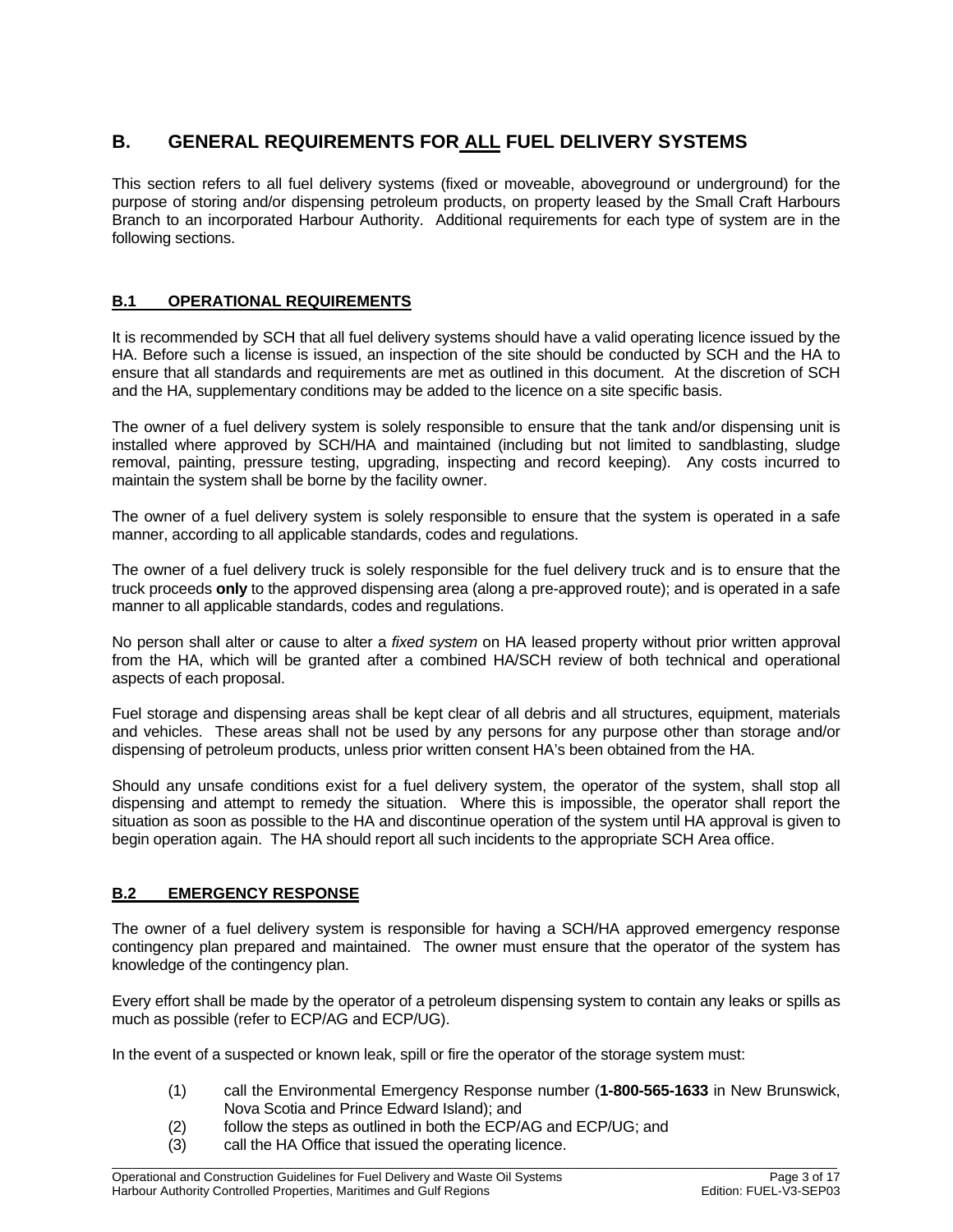# B. GENERAL REQUIREMENTS FOR ALL FUEL DELIVERY SYSTEMS

This section refers to all fuel delivery systems (fixed or moveable, aboveground or underground) for the purpose of storing and/or dispensing petroleum products, on property leased by the Small Craft Harbours Branch to an incorporated Harbour Authority. Additional requirements for each type of system are in the following sections.

## B.1 OPERATIONAL REQUIREMENTS

It is recommended by SCH that all fuel delivery systems should have a valid operating licence issued by the HA. Before such a license is issued, an inspection of the site should be conducted by SCH and the HA to ensure that all standards and requirements are met as outlined in this document. At the discretion of SCH and the HA, supplementary conditions may be added to the licence on a site specific basis.

The owner of a fuel delivery system is solely responsible to ensure that the tank and/or dispensing unit is installed where approved by SCH/HA and maintained (including but not limited to sandblasting, sludge removal, painting, pressure testing, upgrading, inspecting and record keeping). Any costs incurred to maintain the system shall be borne by the facility owner.

The owner of a fuel delivery system is solely responsible to ensure that the system is operated in a safe manner, according to all applicable standards, codes and regulations.

The owner of a fuel delivery truck is solely responsible for the fuel delivery truck and is to ensure that the truck proceeds **only** to the approved dispensing area (along a pre-approved route); and is operated in a safe manner to all applicable standards, codes and regulations.

No person shall alter or cause to alter a *fixed system* on HA leased property without prior written approval from the HA, which will be granted after a combined HA/SCH review of both technical and operational aspects of each proposal.

Fuel storage and dispensing areas shall be kept clear of all debris and all structures, equipment, materials and vehicles. These areas shall not be used by any persons for any purpose other than storage and/or dispensing of petroleum products, unless prior written consent HA's been obtained from the HA.

Should any unsafe conditions exist for a fuel delivery system, the operator of the system, shall stop all dispensing and attempt to remedy the situation. Where this is impossible, the operator shall report the situation as soon as possible to the HA and discontinue operation of the system until HA approval is given to begin operation again. The HA should report all such incidents to the appropriate SCH Area office.

## B.2 EMERGENCY RESPONSE

The owner of a fuel delivery system is responsible for having a SCH/HA approved emergency response contingency plan prepared and maintained. The owner must ensure that the operator of the system has knowledge of the contingency plan.

Every effort shall be made by the operator of a petroleum dispensing system to contain any leaks or spills as much as possible (refer to ECP/AG and ECP/UG).

In the event of a suspected or known leak, spill or fire the operator of the storage system must:

(1) call the Environmental Emergency Response number (**1-800-565-1633** in New Brunswick, Nova Scotia and Prince Edward Island); and
(2) follow the steps as outlined in both the ECP/AG and ECP/UG; and
(3) call the HA Office that issued the operating licence.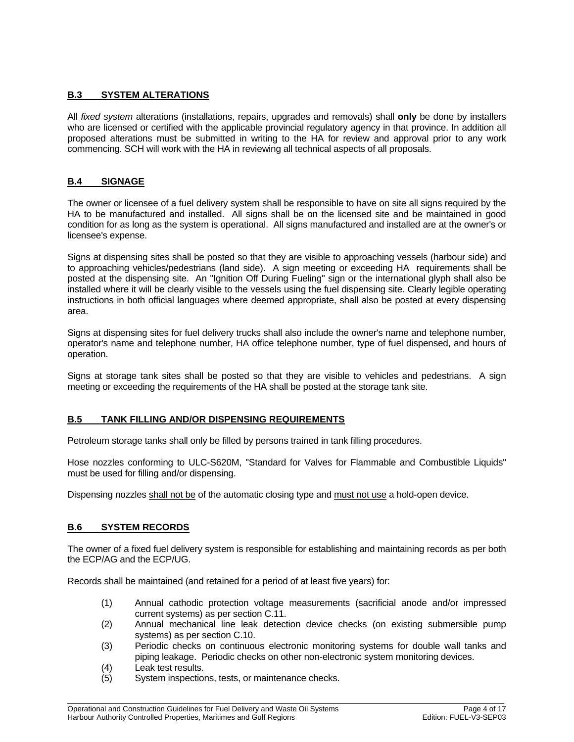## **B.3 SYSTEM ALTERATIONS**

All *fixed system* alterations (installations, repairs, upgrades and removals) shall **only** be done by installers who are licensed or certified with the applicable provincial regulatory agency in that province. In addition all proposed alterations must be submitted in writing to the HA for review and approval prior to any work commencing. SCH will work with the HA in reviewing all technical aspects of all proposals.

## **B.4 SIGNAGE**

The owner or licensee of a fuel delivery system shall be responsible to have on site all signs required by the HA to be manufactured and installed. All signs shall be on the licensed site and be maintained in good condition for as long as the system is operational. All signs manufactured and installed are at the owner's or licensee's expense.

Signs at dispensing sites shall be posted so that they are visible to approaching vessels (harbour side) and to approaching vehicles/pedestrians (land side). A sign meeting or exceeding HA requirements shall be posted at the dispensing site. An "Ignition Off During Fueling" sign or the international glyph shall also be installed where it will be clearly visible to the vessels using the fuel dispensing site. Clearly legible operating instructions in both official languages where deemed appropriate, shall also be posted at every dispensing area.

Signs at dispensing sites for fuel delivery trucks shall also include the owner's name and telephone number, operator's name and telephone number, HA office telephone number, type of fuel dispensed, and hours of operation.

Signs at storage tank sites shall be posted so that they are visible to vehicles and pedestrians. A sign meeting or exceeding the requirements of the HA shall be posted at the storage tank site.

## **B.5 TANK FILLING AND/OR DISPENSING REQUIREMENTS**

Petroleum storage tanks shall only be filled by persons trained in tank filling procedures.

Hose nozzles conforming to ULC-S620M, "Standard for Valves for Flammable and Combustible Liquids" must be used for filling and/or dispensing.

Dispensing nozzles shall not be of the automatic closing type and must not use a hold-open device.

## **B.6 SYSTEM RECORDS**

The owner of a fixed fuel delivery system is responsible for establishing and maintaining records as per both the ECP/AG and the ECP/UG.

Records shall be maintained (and retained for a period of at least five years) for:

(1) Annual cathodic protection voltage measurements (sacrificial anode and/or impressed current systems) as per section C.11.
(2) Annual mechanical line leak detection device checks (on existing submersible pump systems) as per section C.10.
(3) Periodic checks on continuous electronic monitoring systems for double wall tanks and piping leakage. Periodic checks on other non-electronic system monitoring devices.
(4) Leak test results.
(5) System inspections, tests, or maintenance checks.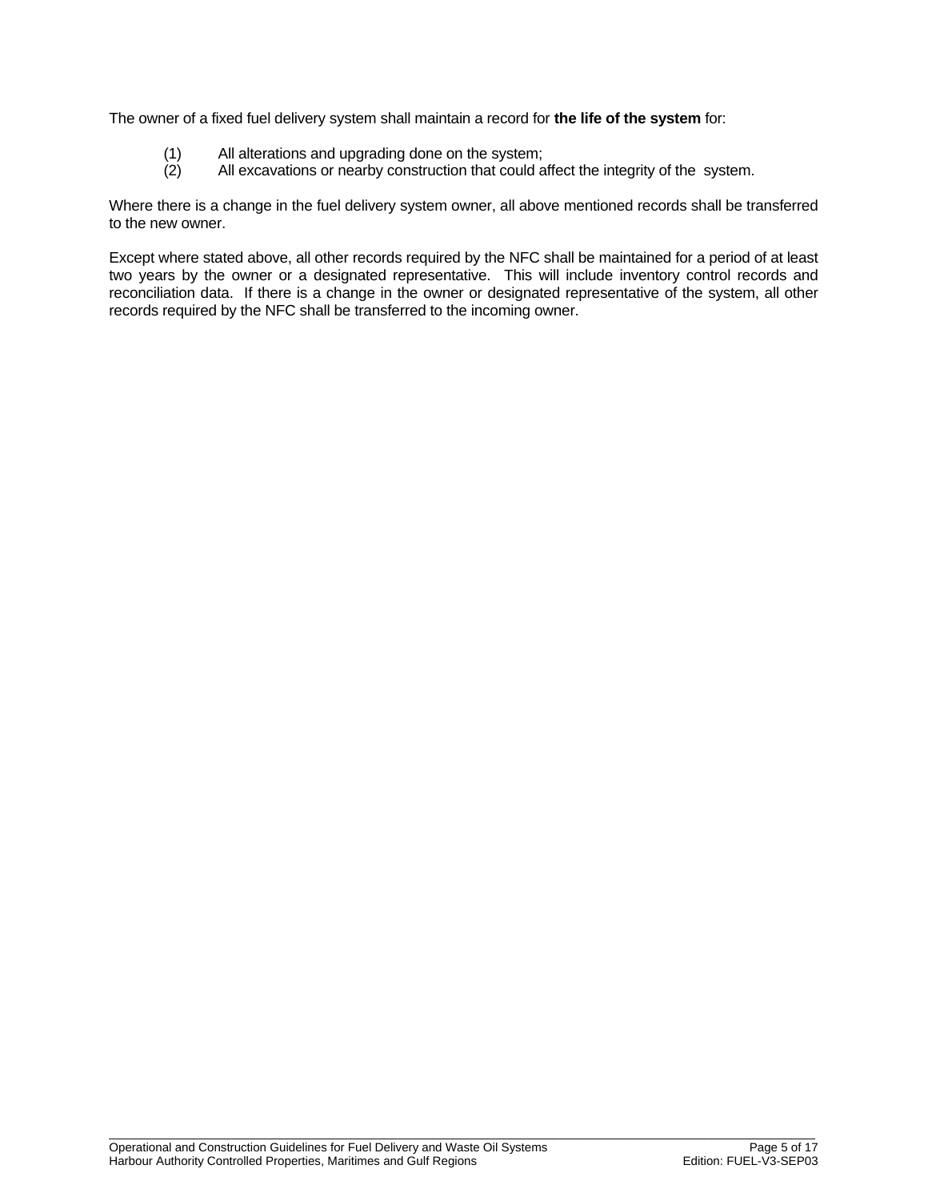The owner of a fixed fuel delivery system shall maintain a record for **the life of the system** for:

(1) All alterations and upgrading done on the system;
(2) All excavations or nearby construction that could affect the integrity of the system.

Where there is a change in the fuel delivery system owner, all above mentioned records shall be transferred to the new owner.

Except where stated above, all other records required by the NFC shall be maintained for a period of at least two years by the owner or a designated representative. This will include inventory control records and reconciliation data. If there is a change in the owner or designated representative of the system, all other records required by the NFC shall be transferred to the incoming owner.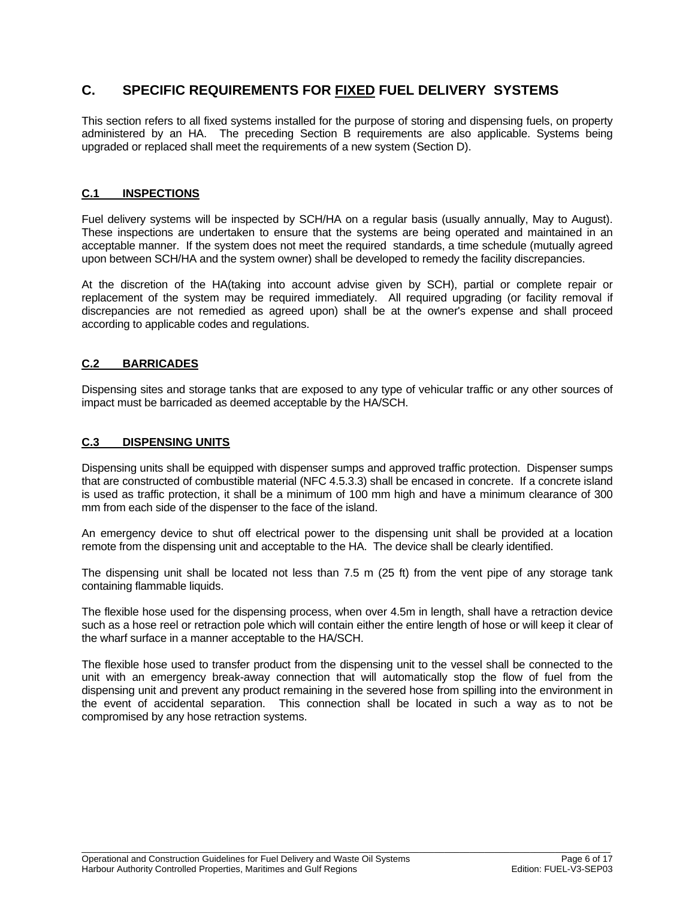## C. SPECIFIC REQUIREMENTS FOR FIXED FUEL DELIVERY SYSTEMS

This section refers to all fixed systems installed for the purpose of storing and dispensing fuels, on property administered by an HA. The preceding Section B requirements are also applicable. Systems being upgraded or replaced shall meet the requirements of a new system (Section D).

### C.1 INSPECTIONS

Fuel delivery systems will be inspected by SCH/HA on a regular basis (usually annually, May to August). These inspections are undertaken to ensure that the systems are being operated and maintained in an acceptable manner. If the system does not meet the required standards, a time schedule (mutually agreed upon between SCH/HA and the system owner) shall be developed to remedy the facility discrepancies.

At the discretion of the HA(taking into account advise given by SCH), partial or complete repair or replacement of the system may be required immediately. All required upgrading (or facility removal if discrepancies are not remedied as agreed upon) shall be at the owner's expense and shall proceed according to applicable codes and regulations.

### C.2 BARRICADES

Dispensing sites and storage tanks that are exposed to any type of vehicular traffic or any other sources of impact must be barricaded as deemed acceptable by the HA/SCH.

### C.3 DISPENSING UNITS

Dispensing units shall be equipped with dispenser sumps and approved traffic protection. Dispenser sumps that are constructed of combustible material (NFC 4.5.3.3) shall be encased in concrete. If a concrete island is used as traffic protection, it shall be a minimum of 100 mm high and have a minimum clearance of 300 mm from each side of the dispenser to the face of the island.

An emergency device to shut off electrical power to the dispensing unit shall be provided at a location remote from the dispensing unit and acceptable to the HA. The device shall be clearly identified.

The dispensing unit shall be located not less than 7.5 m (25 ft) from the vent pipe of any storage tank containing flammable liquids.

The flexible hose used for the dispensing process, when over 4.5m in length, shall have a retraction device such as a hose reel or retraction pole which will contain either the entire length of hose or will keep it clear of the wharf surface in a manner acceptable to the HA/SCH.

The flexible hose used to transfer product from the dispensing unit to the vessel shall be connected to the unit with an emergency break-away connection that will automatically stop the flow of fuel from the dispensing unit and prevent any product remaining in the severed hose from spilling into the environment in the event of accidental separation. This connection shall be located in such a way as to not be compromised by any hose retraction systems.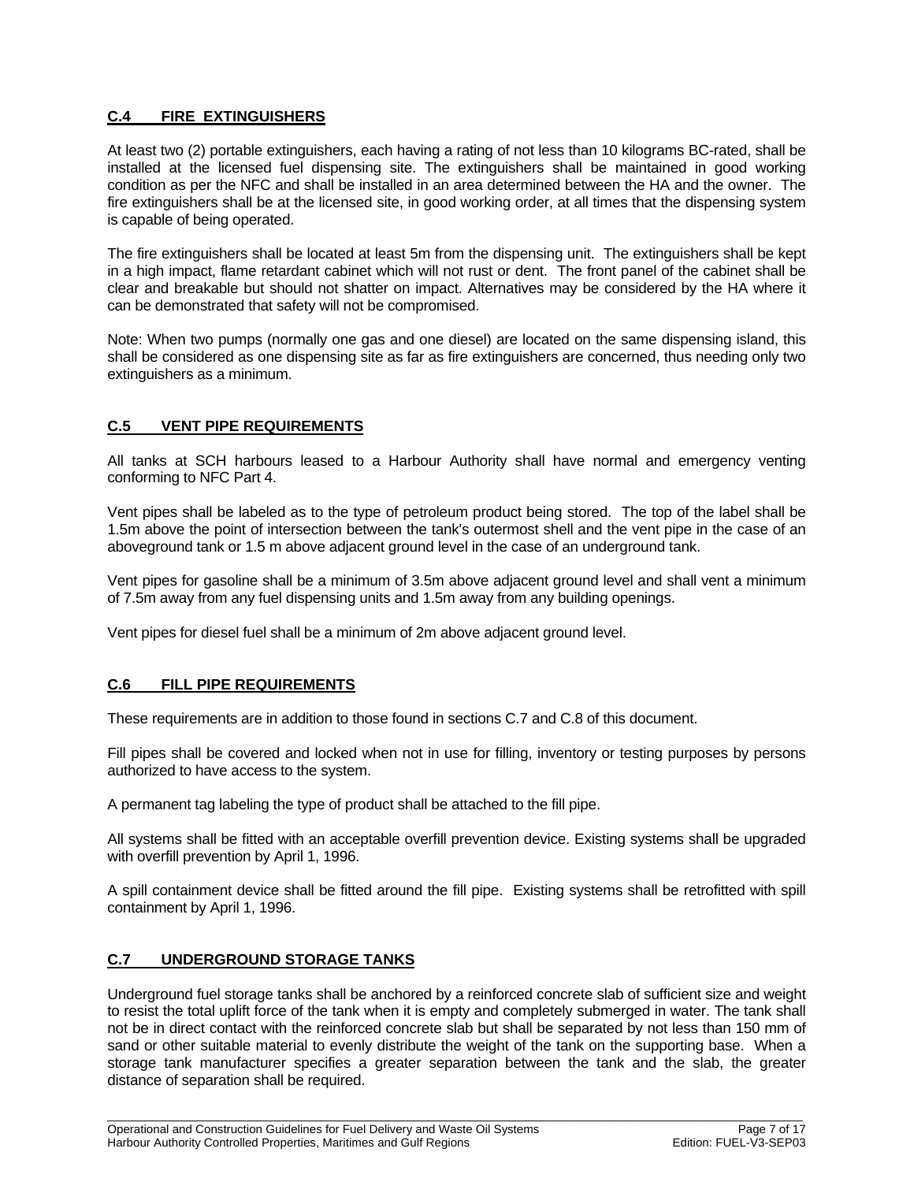## C.4 FIRE EXTINGUISHERS

At least two (2) portable extinguishers, each having a rating of not less than 10 kilograms BC-rated, shall be installed at the licensed fuel dispensing site. The extinguishers shall be maintained in good working condition as per the NFC and shall be installed in an area determined between the HA and the owner. The fire extinguishers shall be at the licensed site, in good working order, at all times that the dispensing system is capable of being operated.

The fire extinguishers shall be located at least 5m from the dispensing unit. The extinguishers shall be kept in a high impact, flame retardant cabinet which will not rust or dent. The front panel of the cabinet shall be clear and breakable but should not shatter on impact. Alternatives may be considered by the HA where it can be demonstrated that safety will not be compromised.

Note: When two pumps (normally one gas and one diesel) are located on the same dispensing island, this shall be considered as one dispensing site as far as fire extinguishers are concerned, thus needing only two extinguishers as a minimum.

## C.5 VENT PIPE REQUIREMENTS

All tanks at SCH harbours leased to a Harbour Authority shall have normal and emergency venting conforming to NFC Part 4.

Vent pipes shall be labeled as to the type of petroleum product being stored. The top of the label shall be 1.5m above the point of intersection between the tank's outermost shell and the vent pipe in the case of an aboveground tank or 1.5 m above adjacent ground level in the case of an underground tank.

Vent pipes for gasoline shall be a minimum of 3.5m above adjacent ground level and shall vent a minimum of 7.5m away from any fuel dispensing units and 1.5m away from any building openings.

Vent pipes for diesel fuel shall be a minimum of 2m above adjacent ground level.

## C.6 FILL PIPE REQUIREMENTS

These requirements are in addition to those found in sections C.7 and C.8 of this document.

Fill pipes shall be covered and locked when not in use for filling, inventory or testing purposes by persons authorized to have access to the system.

A permanent tag labeling the type of product shall be attached to the fill pipe.

All systems shall be fitted with an acceptable overfill prevention device. Existing systems shall be upgraded with overfill prevention by April 1, 1996.

A spill containment device shall be fitted around the fill pipe. Existing systems shall be retrofitted with spill containment by April 1, 1996.

## C.7 UNDERGROUND STORAGE TANKS

Underground fuel storage tanks shall be anchored by a reinforced concrete slab of sufficient size and weight to resist the total uplift force of the tank when it is empty and completely submerged in water. The tank shall not be in direct contact with the reinforced concrete slab but shall be separated by not less than 150 mm of sand or other suitable material to evenly distribute the weight of the tank on the supporting base. When a storage tank manufacturer specifies a greater separation between the tank and the slab, the greater distance of separation shall be required.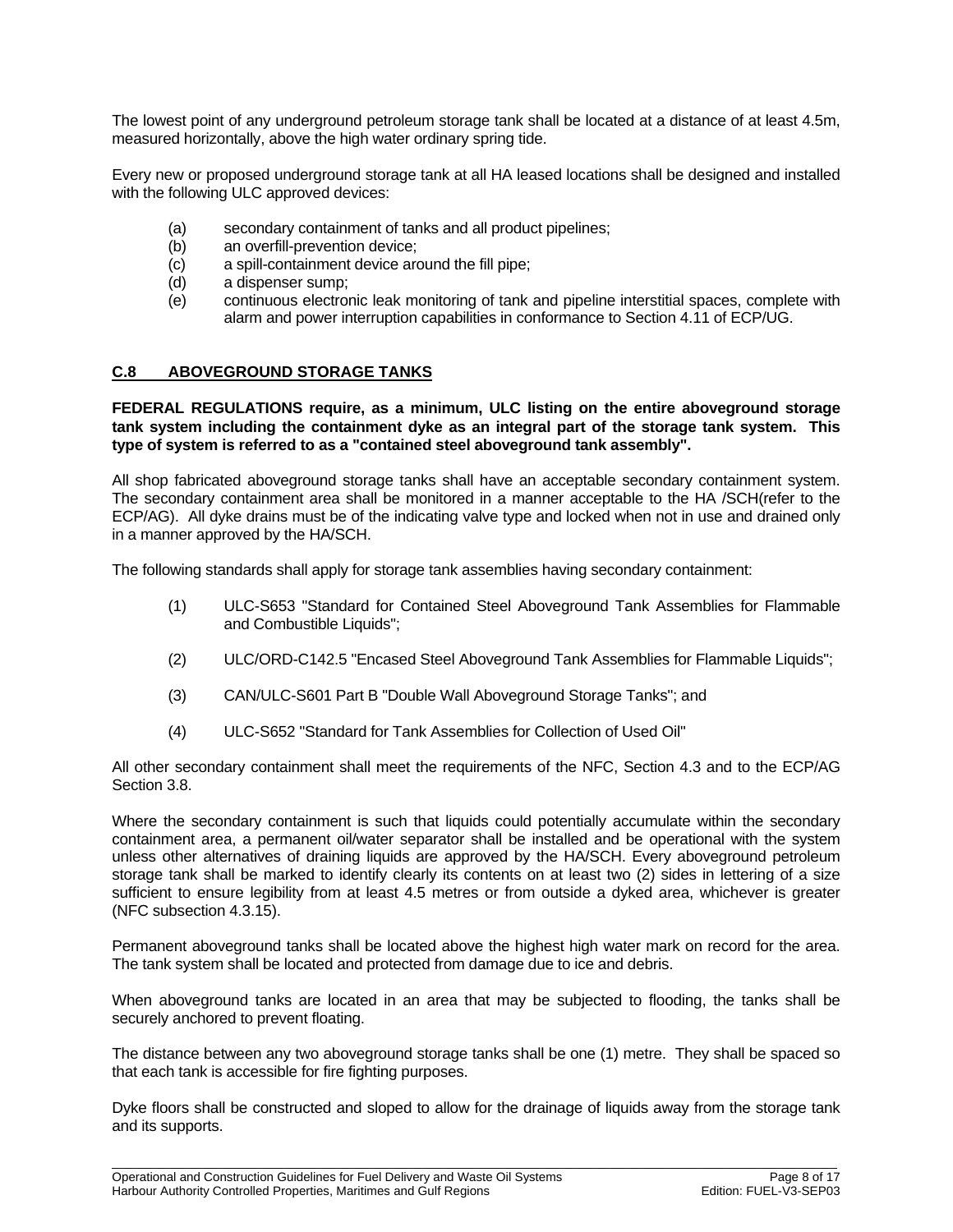The lowest point of any underground petroleum storage tank shall be located at a distance of at least 4.5m, measured horizontally, above the high water ordinary spring tide.

Every new or proposed underground storage tank at all HA leased locations shall be designed and installed with the following ULC approved devices:

(a) secondary containment of tanks and all product pipelines;
(b) an overfill-prevention device;
(c) a spill-containment device around the fill pipe;
(d) a dispenser sump;
(e) continuous electronic leak monitoring of tank and pipeline interstitial spaces, complete with alarm and power interruption capabilities in conformance to Section 4.11 of ECP/UG.

## C.8 ABOVEGROUND STORAGE TANKS

**FEDERAL REGULATIONS require, as a minimum, ULC listing on the entire aboveground storage tank system including the containment dyke as an integral part of the storage tank system. This type of system is referred to as a "contained steel aboveground tank assembly".**

All shop fabricated aboveground storage tanks shall have an acceptable secondary containment system. The secondary containment area shall be monitored in a manner acceptable to the HA /SCH(refer to the ECP/AG). All dyke drains must be of the indicating valve type and locked when not in use and drained only in a manner approved by the HA/SCH.

The following standards shall apply for storage tank assemblies having secondary containment:

(1) ULC-S653 "Standard for Contained Steel Aboveground Tank Assemblies for Flammable and Combustible Liquids";

(2) ULC/ORD-C142.5 "Encased Steel Aboveground Tank Assemblies for Flammable Liquids";

(3) CAN/ULC-S601 Part B "Double Wall Aboveground Storage Tanks"; and

(4) ULC-S652 "Standard for Tank Assemblies for Collection of Used Oil"

All other secondary containment shall meet the requirements of the NFC, Section 4.3 and to the ECP/AG Section 3.8.

Where the secondary containment is such that liquids could potentially accumulate within the secondary containment area, a permanent oil/water separator shall be installed and be operational with the system unless other alternatives of draining liquids are approved by the HA/SCH. Every aboveground petroleum storage tank shall be marked to identify clearly its contents on at least two (2) sides in lettering of a size sufficient to ensure legibility from at least 4.5 metres or from outside a dyked area, whichever is greater (NFC subsection 4.3.15).

Permanent aboveground tanks shall be located above the highest high water mark on record for the area. The tank system shall be located and protected from damage due to ice and debris.

When aboveground tanks are located in an area that may be subjected to flooding, the tanks shall be securely anchored to prevent floating.

The distance between any two aboveground storage tanks shall be one (1) metre. They shall be spaced so that each tank is accessible for fire fighting purposes.

Dyke floors shall be constructed and sloped to allow for the drainage of liquids away from the storage tank and its supports.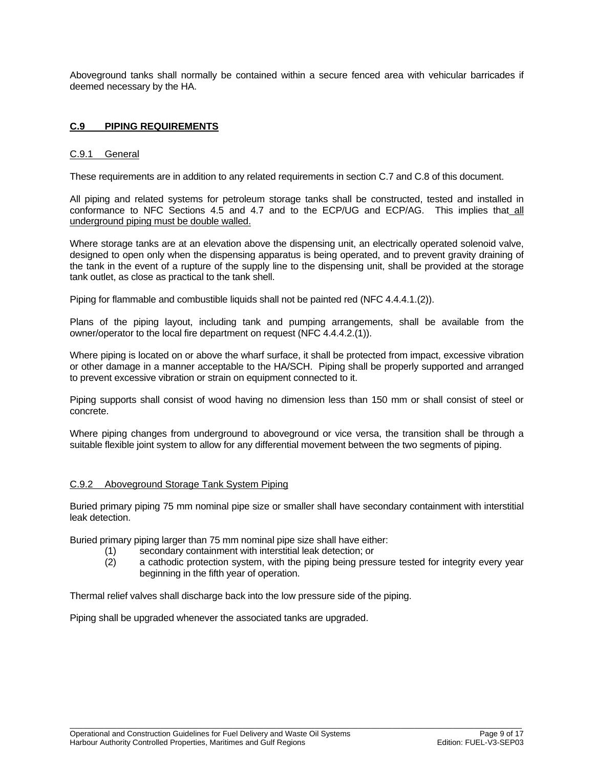Aboveground tanks shall normally be contained within a secure fenced area with vehicular barricades if deemed necessary by the HA.

## C.9 PIPING REQUIREMENTS

### C.9.1 General

These requirements are in addition to any related requirements in section C.7 and C.8 of this document.

All piping and related systems for petroleum storage tanks shall be constructed, tested and installed in conformance to NFC Sections 4.5 and 4.7 and to the ECP/UG and ECP/AG. This implies that all underground piping must be double walled.

Where storage tanks are at an elevation above the dispensing unit, an electrically operated solenoid valve, designed to open only when the dispensing apparatus is being operated, and to prevent gravity draining of the tank in the event of a rupture of the supply line to the dispensing unit, shall be provided at the storage tank outlet, as close as practical to the tank shell.

Piping for flammable and combustible liquids shall not be painted red (NFC 4.4.4.1.(2)).

Plans of the piping layout, including tank and pumping arrangements, shall be available from the owner/operator to the local fire department on request (NFC 4.4.4.2.(1)).

Where piping is located on or above the wharf surface, it shall be protected from impact, excessive vibration or other damage in a manner acceptable to the HA/SCH. Piping shall be properly supported and arranged to prevent excessive vibration or strain on equipment connected to it.

Piping supports shall consist of wood having no dimension less than 150 mm or shall consist of steel or concrete.

Where piping changes from underground to aboveground or vice versa, the transition shall be through a suitable flexible joint system to allow for any differential movement between the two segments of piping.

### C.9.2 Aboveground Storage Tank System Piping

Buried primary piping 75 mm nominal pipe size or smaller shall have secondary containment with interstitial leak detection.

Buried primary piping larger than 75 mm nominal pipe size shall have either:

(1) secondary containment with interstitial leak detection; or
(2) a cathodic protection system, with the piping being pressure tested for integrity every year beginning in the fifth year of operation.

Thermal relief valves shall discharge back into the low pressure side of the piping.

Piping shall be upgraded whenever the associated tanks are upgraded.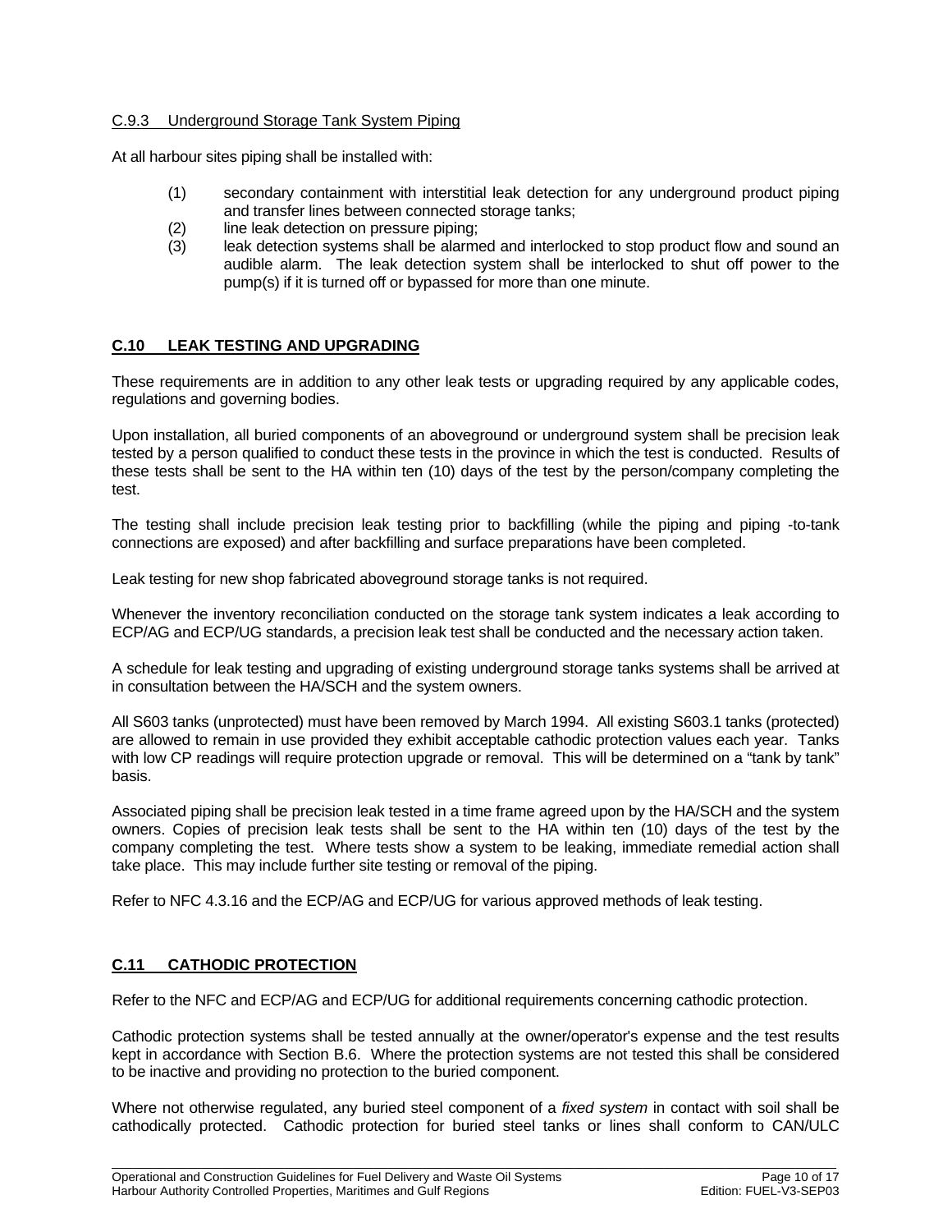### C.9.3 Underground Storage Tank System Piping

At all harbour sites piping shall be installed with:

(1) secondary containment with interstitial leak detection for any underground product piping and transfer lines between connected storage tanks;
(2) line leak detection on pressure piping;
(3) leak detection systems shall be alarmed and interlocked to stop product flow and sound an audible alarm. The leak detection system shall be interlocked to shut off power to the pump(s) if it is turned off or bypassed for more than one minute.

## C.10 LEAK TESTING AND UPGRADING

These requirements are in addition to any other leak tests or upgrading required by any applicable codes, regulations and governing bodies.

Upon installation, all buried components of an aboveground or underground system shall be precision leak tested by a person qualified to conduct these tests in the province in which the test is conducted. Results of these tests shall be sent to the HA within ten (10) days of the test by the person/company completing the test.

The testing shall include precision leak testing prior to backfilling (while the piping and piping -to-tank connections are exposed) and after backfilling and surface preparations have been completed.

Leak testing for new shop fabricated aboveground storage tanks is not required.

Whenever the inventory reconciliation conducted on the storage tank system indicates a leak according to ECP/AG and ECP/UG standards, a precision leak test shall be conducted and the necessary action taken.

A schedule for leak testing and upgrading of existing underground storage tanks systems shall be arrived at in consultation between the HA/SCH and the system owners.

All S603 tanks (unprotected) must have been removed by March 1994. All existing S603.1 tanks (protected) are allowed to remain in use provided they exhibit acceptable cathodic protection values each year. Tanks with low CP readings will require protection upgrade or removal. This will be determined on a "tank by tank" basis.

Associated piping shall be precision leak tested in a time frame agreed upon by the HA/SCH and the system owners. Copies of precision leak tests shall be sent to the HA within ten (10) days of the test by the company completing the test. Where tests show a system to be leaking, immediate remedial action shall take place. This may include further site testing or removal of the piping.

Refer to NFC 4.3.16 and the ECP/AG and ECP/UG for various approved methods of leak testing.

## C.11 CATHODIC PROTECTION

Refer to the NFC and ECP/AG and ECP/UG for additional requirements concerning cathodic protection.

Cathodic protection systems shall be tested annually at the owner/operator's expense and the test results kept in accordance with Section B.6. Where the protection systems are not tested this shall be considered to be inactive and providing no protection to the buried component.

Where not otherwise regulated, any buried steel component of a *fixed system* in contact with soil shall be cathodically protected. Cathodic protection for buried steel tanks or lines shall conform to CAN/ULC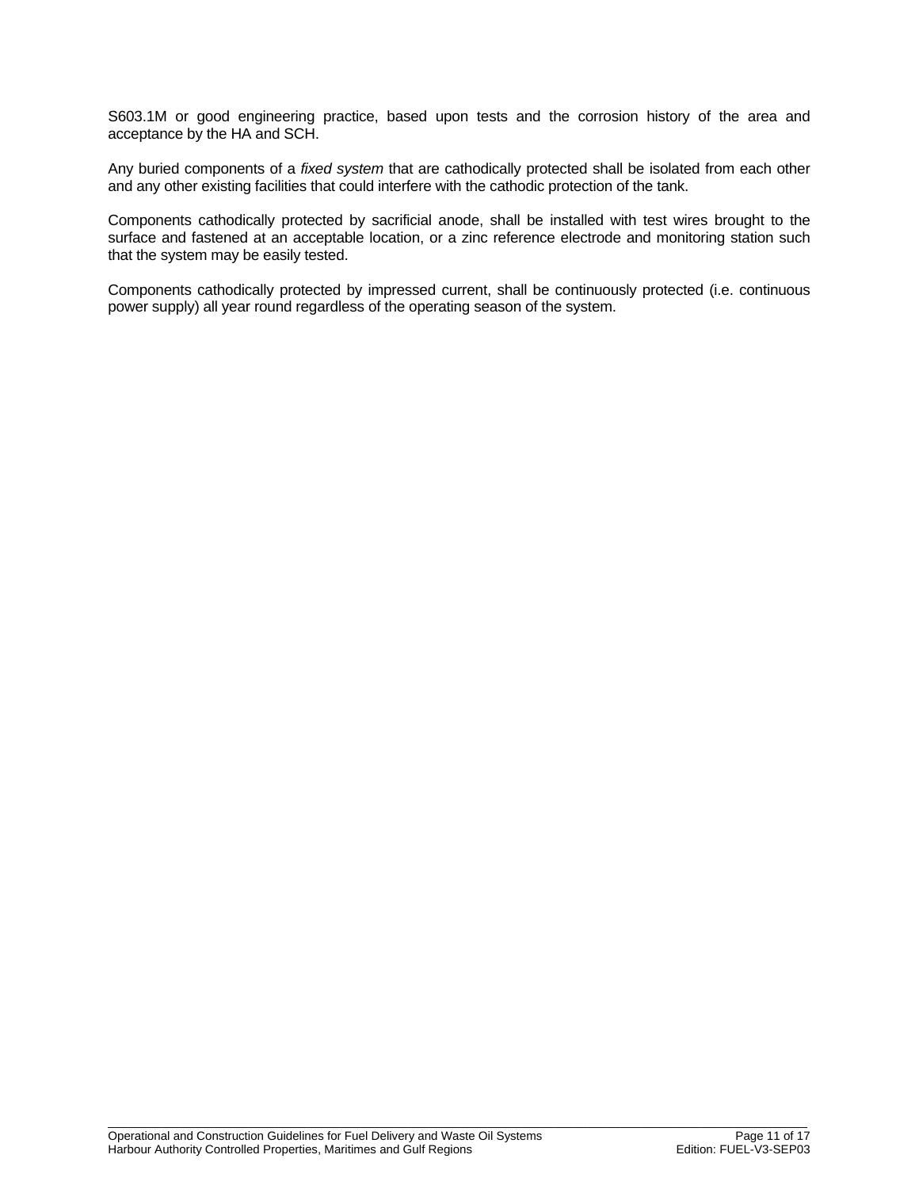S603.1M or good engineering practice, based upon tests and the corrosion history of the area and acceptance by the HA and SCH.

Any buried components of a *fixed system* that are cathodically protected shall be isolated from each other and any other existing facilities that could interfere with the cathodic protection of the tank.

Components cathodically protected by sacrificial anode, shall be installed with test wires brought to the surface and fastened at an acceptable location, or a zinc reference electrode and monitoring station such that the system may be easily tested.

Components cathodically protected by impressed current, shall be continuously protected (i.e. continuous power supply) all year round regardless of the operating season of the system.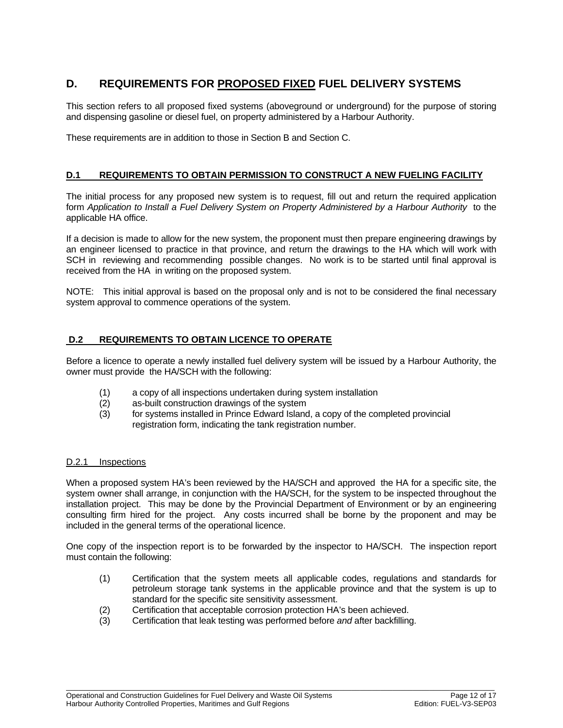## D. REQUIREMENTS FOR PROPOSED FIXED FUEL DELIVERY SYSTEMS

This section refers to all proposed fixed systems (aboveground or underground) for the purpose of storing and dispensing gasoline or diesel fuel, on property administered by a Harbour Authority.

These requirements are in addition to those in Section B and Section C.

### D.1 REQUIREMENTS TO OBTAIN PERMISSION TO CONSTRUCT A NEW FUELING FACILITY

The initial process for any proposed new system is to request, fill out and return the required application form *Application to Install a Fuel Delivery System on Property Administered by a Harbour Authority* to the applicable HA office.

If a decision is made to allow for the new system, the proponent must then prepare engineering drawings by an engineer licensed to practice in that province, and return the drawings to the HA which will work with SCH in reviewing and recommending possible changes. No work is to be started until final approval is received from the HA in writing on the proposed system.

NOTE: This initial approval is based on the proposal only and is not to be considered the final necessary system approval to commence operations of the system.

### D.2 REQUIREMENTS TO OBTAIN LICENCE TO OPERATE

Before a licence to operate a newly installed fuel delivery system will be issued by a Harbour Authority, the owner must provide the HA/SCH with the following:

(1) a copy of all inspections undertaken during system installation
(2) as-built construction drawings of the system
(3) for systems installed in Prince Edward Island, a copy of the completed provincial registration form, indicating the tank registration number.

#### D.2.1 Inspections

When a proposed system HA's been reviewed by the HA/SCH and approved the HA for a specific site, the system owner shall arrange, in conjunction with the HA/SCH, for the system to be inspected throughout the installation project. This may be done by the Provincial Department of Environment or by an engineering consulting firm hired for the project. Any costs incurred shall be borne by the proponent and may be included in the general terms of the operational licence.

One copy of the inspection report is to be forwarded by the inspector to HA/SCH. The inspection report must contain the following:

(1) Certification that the system meets all applicable codes, regulations and standards for petroleum storage tank systems in the applicable province and that the system is up to standard for the specific site sensitivity assessment.
(2) Certification that acceptable corrosion protection HA's been achieved.
(3) Certification that leak testing was performed before *and* after backfilling.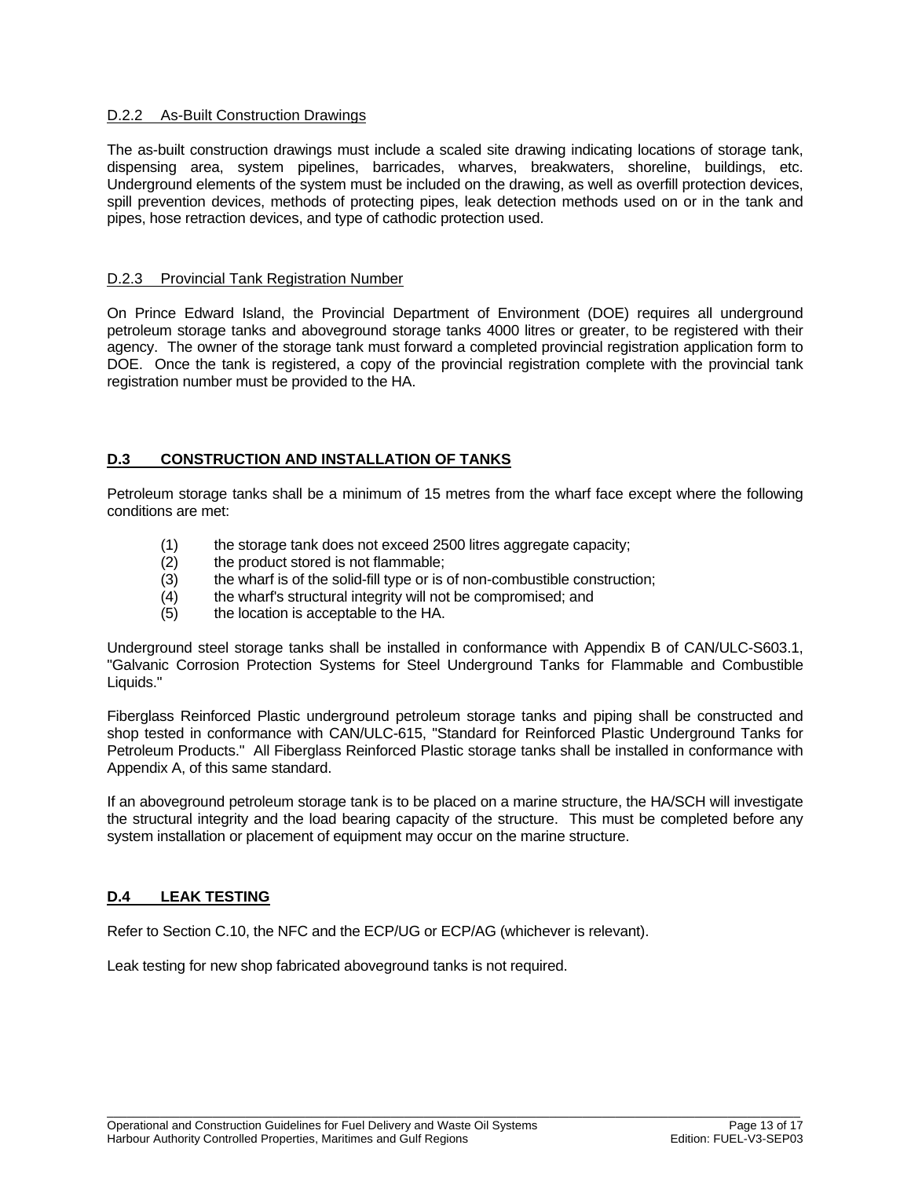### D.2.2 As-Built Construction Drawings

The as-built construction drawings must include a scaled site drawing indicating locations of storage tank, dispensing area, system pipelines, barricades, wharves, breakwaters, shoreline, buildings, etc. Underground elements of the system must be included on the drawing, as well as overfill protection devices, spill prevention devices, methods of protecting pipes, leak detection methods used on or in the tank and pipes, hose retraction devices, and type of cathodic protection used.

### D.2.3 Provincial Tank Registration Number

On Prince Edward Island, the Provincial Department of Environment (DOE) requires all underground petroleum storage tanks and aboveground storage tanks 4000 litres or greater, to be registered with their agency. The owner of the storage tank must forward a completed provincial registration application form to DOE. Once the tank is registered, a copy of the provincial registration complete with the provincial tank registration number must be provided to the HA.

## D.3 CONSTRUCTION AND INSTALLATION OF TANKS

Petroleum storage tanks shall be a minimum of 15 metres from the wharf face except where the following conditions are met:

(1) the storage tank does not exceed 2500 litres aggregate capacity;
(2) the product stored is not flammable;
(3) the wharf is of the solid-fill type or is of non-combustible construction;
(4) the wharf's structural integrity will not be compromised; and
(5) the location is acceptable to the HA.

Underground steel storage tanks shall be installed in conformance with Appendix B of CAN/ULC-S603.1, "Galvanic Corrosion Protection Systems for Steel Underground Tanks for Flammable and Combustible Liquids."

Fiberglass Reinforced Plastic underground petroleum storage tanks and piping shall be constructed and shop tested in conformance with CAN/ULC-615, "Standard for Reinforced Plastic Underground Tanks for Petroleum Products." All Fiberglass Reinforced Plastic storage tanks shall be installed in conformance with Appendix A, of this same standard.

If an aboveground petroleum storage tank is to be placed on a marine structure, the HA/SCH will investigate the structural integrity and the load bearing capacity of the structure. This must be completed before any system installation or placement of equipment may occur on the marine structure.

## D.4 LEAK TESTING

Refer to Section C.10, the NFC and the ECP/UG or ECP/AG (whichever is relevant).

Leak testing for new shop fabricated aboveground tanks is not required.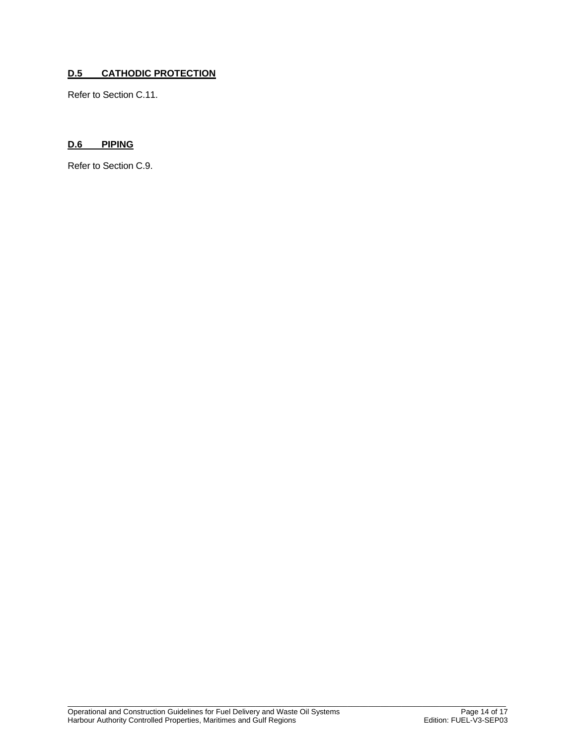## D.5 CATHODIC PROTECTION

Refer to Section C.11.

## D.6 PIPING

Refer to Section C.9.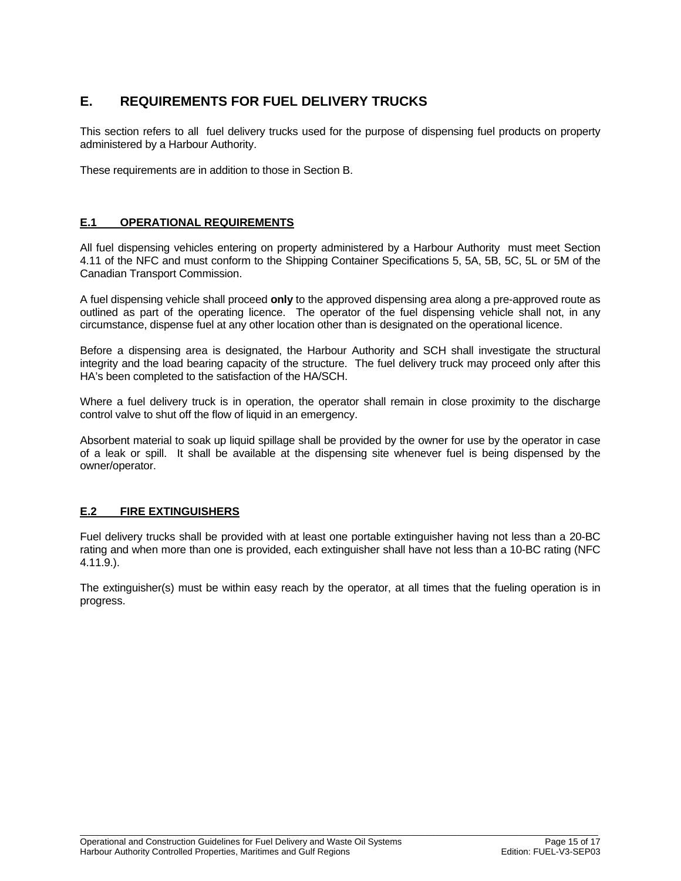## E. REQUIREMENTS FOR FUEL DELIVERY TRUCKS

This section refers to all fuel delivery trucks used for the purpose of dispensing fuel products on property administered by a Harbour Authority.

These requirements are in addition to those in Section B.

### E.1 OPERATIONAL REQUIREMENTS

All fuel dispensing vehicles entering on property administered by a Harbour Authority must meet Section 4.11 of the NFC and must conform to the Shipping Container Specifications 5, 5A, 5B, 5C, 5L or 5M of the Canadian Transport Commission.

A fuel dispensing vehicle shall proceed **only** to the approved dispensing area along a pre-approved route as outlined as part of the operating licence. The operator of the fuel dispensing vehicle shall not, in any circumstance, dispense fuel at any other location other than is designated on the operational licence.

Before a dispensing area is designated, the Harbour Authority and SCH shall investigate the structural integrity and the load bearing capacity of the structure. The fuel delivery truck may proceed only after this HA's been completed to the satisfaction of the HA/SCH.

Where a fuel delivery truck is in operation, the operator shall remain in close proximity to the discharge control valve to shut off the flow of liquid in an emergency.

Absorbent material to soak up liquid spillage shall be provided by the owner for use by the operator in case of a leak or spill. It shall be available at the dispensing site whenever fuel is being dispensed by the owner/operator.

### E.2 FIRE EXTINGUISHERS

Fuel delivery trucks shall be provided with at least one portable extinguisher having not less than a 20-BC rating and when more than one is provided, each extinguisher shall have not less than a 10-BC rating (NFC 4.11.9.).

The extinguisher(s) must be within easy reach by the operator, at all times that the fueling operation is in progress.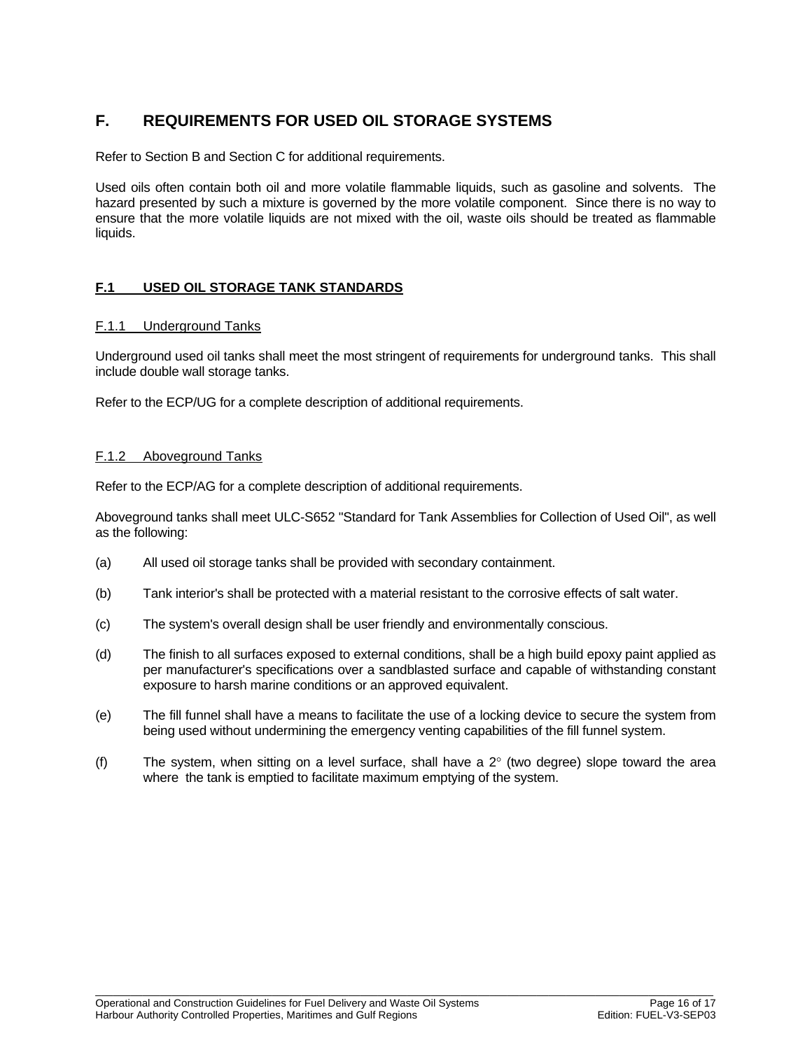# F. REQUIREMENTS FOR USED OIL STORAGE SYSTEMS

Refer to Section B and Section C for additional requirements.

Used oils often contain both oil and more volatile flammable liquids, such as gasoline and solvents. The hazard presented by such a mixture is governed by the more volatile component. Since there is no way to ensure that the more volatile liquids are not mixed with the oil, waste oils should be treated as flammable liquids.

## F.1 USED OIL STORAGE TANK STANDARDS

### F.1.1 Underground Tanks

Underground used oil tanks shall meet the most stringent of requirements for underground tanks. This shall include double wall storage tanks.

Refer to the ECP/UG for a complete description of additional requirements.

### F.1.2 Aboveground Tanks

Refer to the ECP/AG for a complete description of additional requirements.

Aboveground tanks shall meet ULC-S652 "Standard for Tank Assemblies for Collection of Used Oil", as well as the following:

(a) All used oil storage tanks shall be provided with secondary containment.

(b) Tank interior's shall be protected with a material resistant to the corrosive effects of salt water.

(c) The system's overall design shall be user friendly and environmentally conscious.

(d) The finish to all surfaces exposed to external conditions, shall be a high build epoxy paint applied as per manufacturer's specifications over a sandblasted surface and capable of withstanding constant exposure to harsh marine conditions or an approved equivalent.

(e) The fill funnel shall have a means to facilitate the use of a locking device to secure the system from being used without undermining the emergency venting capabilities of the fill funnel system.

(f) The system, when sitting on a level surface, shall have a 2° (two degree) slope toward the area where the tank is emptied to facilitate maximum emptying of the system.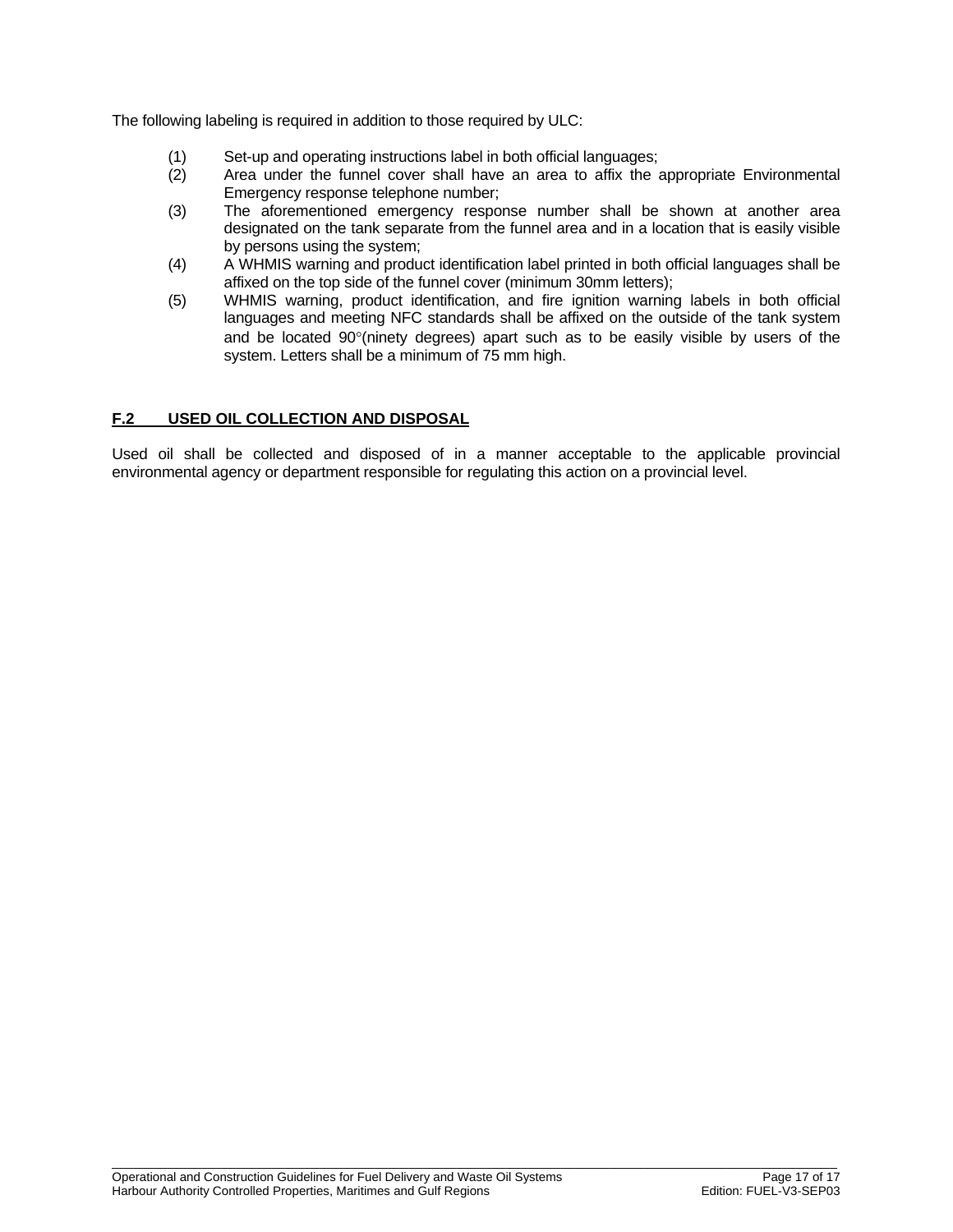The following labeling is required in addition to those required by ULC:

(1) Set-up and operating instructions label in both official languages;

(2) Area under the funnel cover shall have an area to affix the appropriate Environmental Emergency response telephone number;

(3) The aforementioned emergency response number shall be shown at another area designated on the tank separate from the funnel area and in a location that is easily visible by persons using the system;

(4) A WHMIS warning and product identification label printed in both official languages shall be affixed on the top side of the funnel cover (minimum 30mm letters);

(5) WHMIS warning, product identification, and fire ignition warning labels in both official languages and meeting NFC standards shall be affixed on the outside of the tank system and be located 90°(ninety degrees) apart such as to be easily visible by users of the system. Letters shall be a minimum of 75 mm high.

## F.2 USED OIL COLLECTION AND DISPOSAL

Used oil shall be collected and disposed of in a manner acceptable to the applicable provincial environmental agency or department responsible for regulating this action on a provincial level.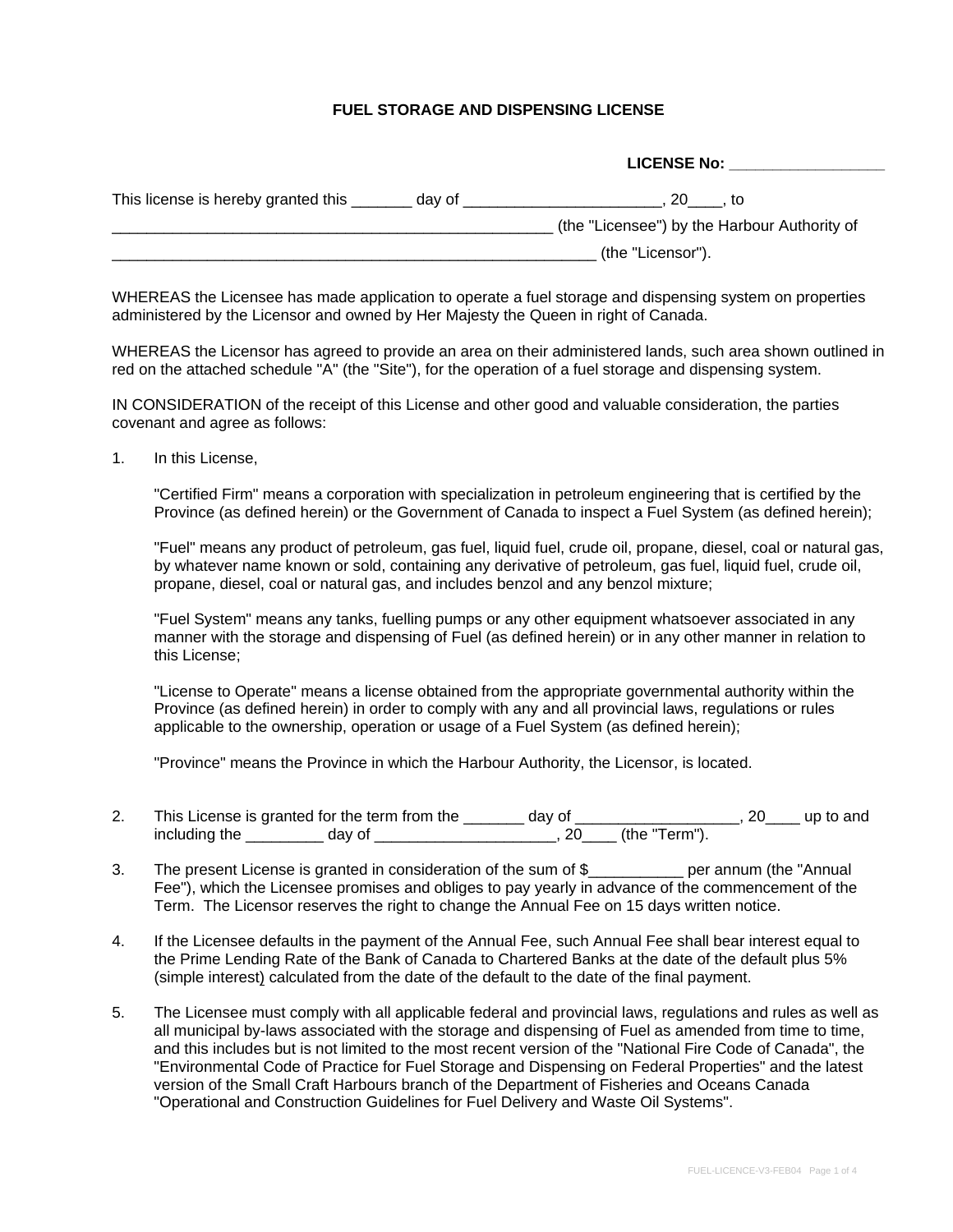# FUEL STORAGE AND DISPENSING LICENSE

**LICENSE No: ________________**

This license is hereby granted this _______ day of ______________________, 20____, to ____________________________________________________ (the "Licensee") by the Harbour Authority of ________________________________________________________ (the "Licensor").

WHEREAS the Licensee has made application to operate a fuel storage and dispensing system on properties administered by the Licensor and owned by Her Majesty the Queen in right of Canada.

WHEREAS the Licensor has agreed to provide an area on their administered lands, such area shown outlined in red on the attached schedule "A" (the "Site"), for the operation of a fuel storage and dispensing system.

IN CONSIDERATION of the receipt of this License and other good and valuable consideration, the parties covenant and agree as follows:

1. In this License,

   "Certified Firm" means a corporation with specialization in petroleum engineering that is certified by the Province (as defined herein) or the Government of Canada to inspect a Fuel System (as defined herein);

   "Fuel" means any product of petroleum, gas fuel, liquid fuel, crude oil, propane, diesel, coal or natural gas, by whatever name known or sold, containing any derivative of petroleum, gas fuel, liquid fuel, crude oil, propane, diesel, coal or natural gas, and includes benzol and any benzol mixture;

   "Fuel System" means any tanks, fuelling pumps or any other equipment whatsoever associated in any manner with the storage and dispensing of Fuel (as defined herein) or in any other manner in relation to this License;

   "License to Operate" means a license obtained from the appropriate governmental authority within the Province (as defined herein) in order to comply with any and all provincial laws, regulations or rules applicable to the ownership, operation or usage of a Fuel System (as defined herein);

   "Province" means the Province in which the Harbour Authority, the Licensor, is located.

2. This License is granted for the term from the _______ day of ___________________, 20____ up to and including the _________ day of _____________________, 20____ (the "Term").

3. The present License is granted in consideration of the sum of $___________ per annum (the "Annual Fee"), which the Licensee promises and obliges to pay yearly in advance of the commencement of the Term. The Licensor reserves the right to change the Annual Fee on 15 days written notice.

4. If the Licensee defaults in the payment of the Annual Fee, such Annual Fee shall bear interest equal to the Prime Lending Rate of the Bank of Canada to Chartered Banks at the date of the default plus 5% (simple interest) calculated from the date of the default to the date of the final payment.

5. The Licensee must comply with all applicable federal and provincial laws, regulations and rules as well as all municipal by-laws associated with the storage and dispensing of Fuel as amended from time to time, and this includes but is not limited to the most recent version of the "National Fire Code of Canada", the "Environmental Code of Practice for Fuel Storage and Dispensing on Federal Properties" and the latest version of the Small Craft Harbours branch of the Department of Fisheries and Oceans Canada "Operational and Construction Guidelines for Fuel Delivery and Waste Oil Systems".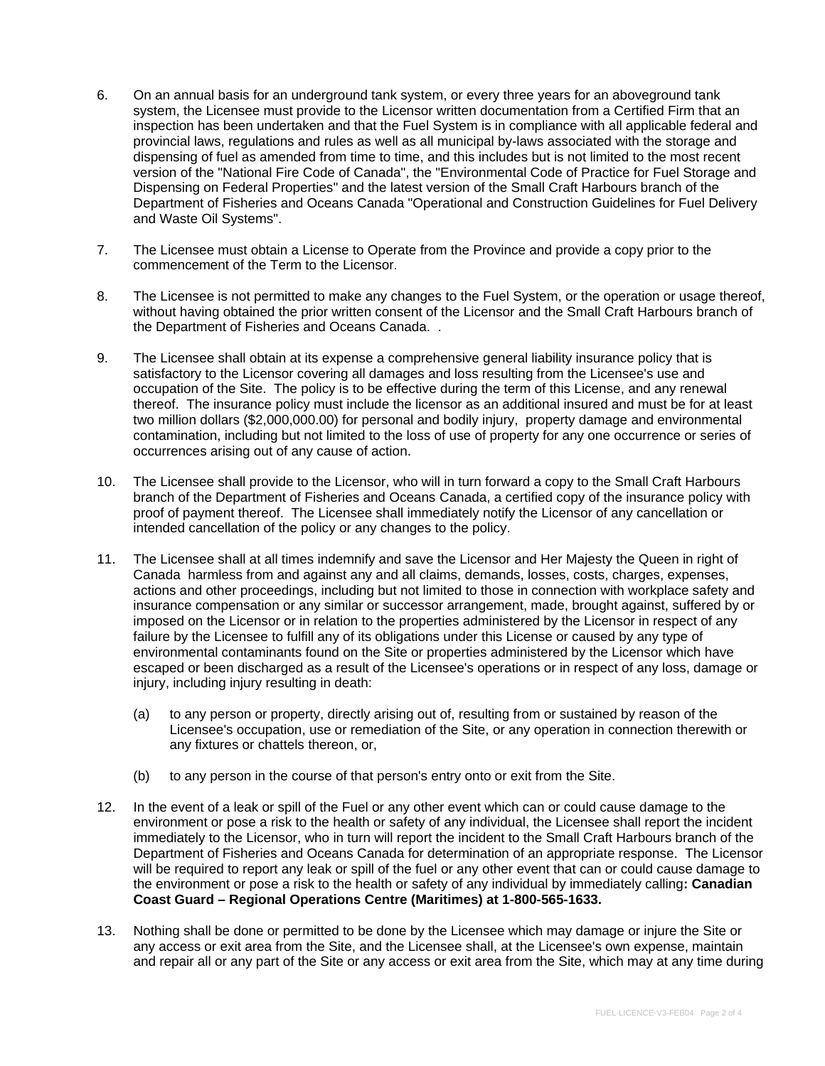6. On an annual basis for an underground tank system, or every three years for an aboveground tank system, the Licensee must provide to the Licensor written documentation from a Certified Firm that an inspection has been undertaken and that the Fuel System is in compliance with all applicable federal and provincial laws, regulations and rules as well as all municipal by-laws associated with the storage and dispensing of fuel as amended from time to time, and this includes but is not limited to the most recent version of the "National Fire Code of Canada", the "Environmental Code of Practice for Fuel Storage and Dispensing on Federal Properties" and the latest version of the Small Craft Harbours branch of the Department of Fisheries and Oceans Canada "Operational and Construction Guidelines for Fuel Delivery and Waste Oil Systems".

7. The Licensee must obtain a License to Operate from the Province and provide a copy prior to the commencement of the Term to the Licensor.

8. The Licensee is not permitted to make any changes to the Fuel System, or the operation or usage thereof, without having obtained the prior written consent of the Licensor and the Small Craft Harbours branch of the Department of Fisheries and Oceans Canada. .

9. The Licensee shall obtain at its expense a comprehensive general liability insurance policy that is satisfactory to the Licensor covering all damages and loss resulting from the Licensee's use and occupation of the Site. The policy is to be effective during the term of this License, and any renewal thereof. The insurance policy must include the licensor as an additional insured and must be for at least two million dollars ($2,000,000.00) for personal and bodily injury, property damage and environmental contamination, including but not limited to the loss of use of property for any one occurrence or series of occurrences arising out of any cause of action.

10. The Licensee shall provide to the Licensor, who will in turn forward a copy to the Small Craft Harbours branch of the Department of Fisheries and Oceans Canada, a certified copy of the insurance policy with proof of payment thereof. The Licensee shall immediately notify the Licensor of any cancellation or intended cancellation of the policy or any changes to the policy.

11. The Licensee shall at all times indemnify and save the Licensor and Her Majesty the Queen in right of Canada harmless from and against any and all claims, demands, losses, costs, charges, expenses, actions and other proceedings, including but not limited to those in connection with workplace safety and insurance compensation or any similar or successor arrangement, made, brought against, suffered by or imposed on the Licensor or in relation to the properties administered by the Licensor in respect of any failure by the Licensee to fulfill any of its obligations under this License or caused by any type of environmental contaminants found on the Site or properties administered by the Licensor which have escaped or been discharged as a result of the Licensee's operations or in respect of any loss, damage or injury, including injury resulting in death:

    (a) to any person or property, directly arising out of, resulting from or sustained by reason of the Licensee's occupation, use or remediation of the Site, or any operation in connection therewith or any fixtures or chattels thereon, or,

    (b) to any person in the course of that person's entry onto or exit from the Site.

12. In the event of a leak or spill of the Fuel or any other event which can or could cause damage to the environment or pose a risk to the health or safety of any individual, the Licensee shall report the incident immediately to the Licensor, who in turn will report the incident to the Small Craft Harbours branch of the Department of Fisheries and Oceans Canada for determination of an appropriate response. The Licensor will be required to report any leak or spill of the fuel or any other event that can or could cause damage to the environment or pose a risk to the health or safety of any individual by immediately calling**: Canadian Coast Guard – Regional Operations Centre (Maritimes) at 1-800-565-1633.**

13. Nothing shall be done or permitted to be done by the Licensee which may damage or injure the Site or any access or exit area from the Site, and the Licensee shall, at the Licensee's own expense, maintain and repair all or any part of the Site or any access or exit area from the Site, which may at any time during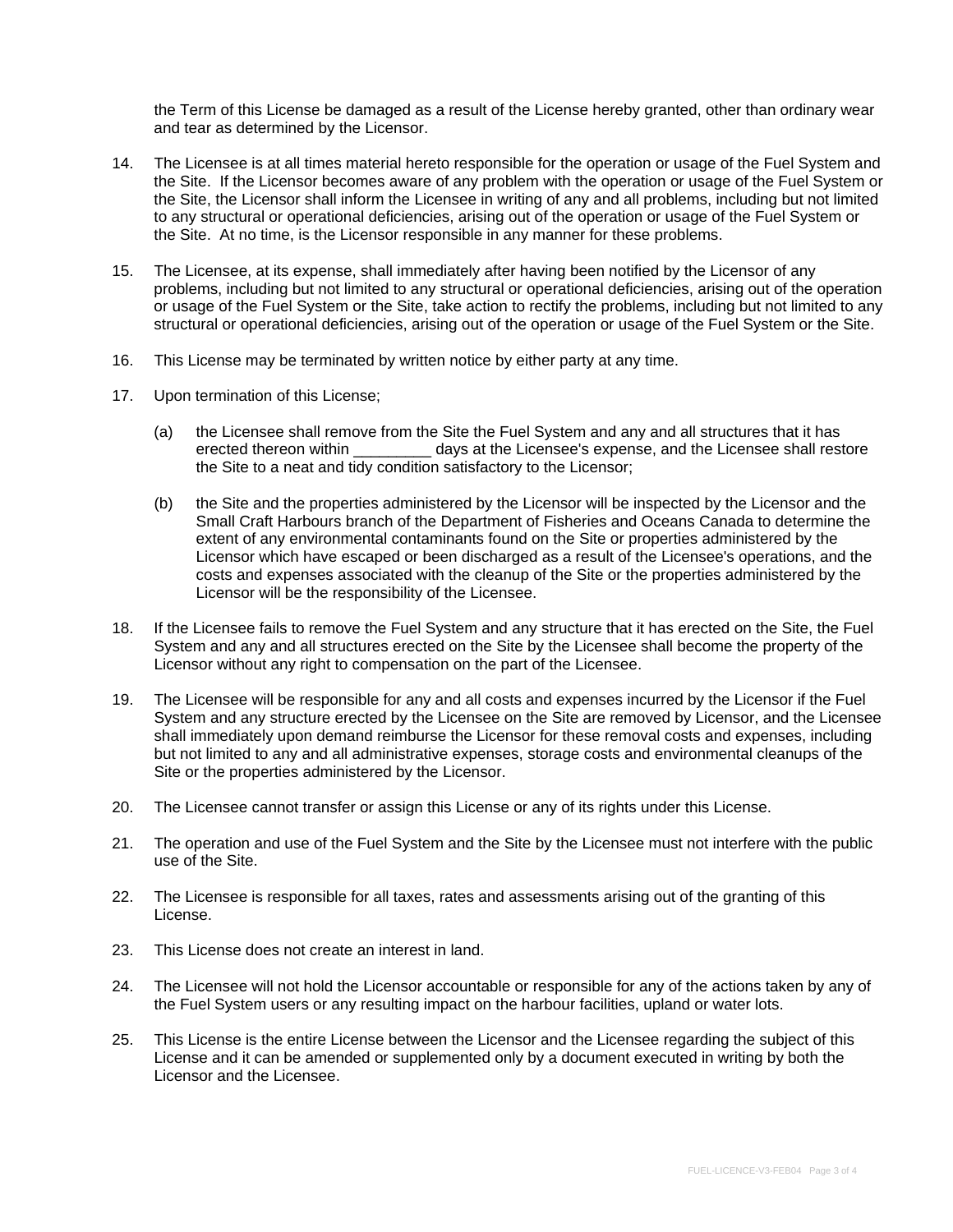the Term of this License be damaged as a result of the License hereby granted, other than ordinary wear and tear as determined by the Licensor.

14. The Licensee is at all times material hereto responsible for the operation or usage of the Fuel System and the Site. If the Licensor becomes aware of any problem with the operation or usage of the Fuel System or the Site, the Licensor shall inform the Licensee in writing of any and all problems, including but not limited to any structural or operational deficiencies, arising out of the operation or usage of the Fuel System or the Site. At no time, is the Licensor responsible in any manner for these problems.

15. The Licensee, at its expense, shall immediately after having been notified by the Licensor of any problems, including but not limited to any structural or operational deficiencies, arising out of the operation or usage of the Fuel System or the Site, take action to rectify the problems, including but not limited to any structural or operational deficiencies, arising out of the operation or usage of the Fuel System or the Site.

16. This License may be terminated by written notice by either party at any time.

17. Upon termination of this License;

    (a) the Licensee shall remove from the Site the Fuel System and any and all structures that it has erected thereon within _________ days at the Licensee's expense, and the Licensee shall restore the Site to a neat and tidy condition satisfactory to the Licensor;

    (b) the Site and the properties administered by the Licensor will be inspected by the Licensor and the Small Craft Harbours branch of the Department of Fisheries and Oceans Canada to determine the extent of any environmental contaminants found on the Site or properties administered by the Licensor which have escaped or been discharged as a result of the Licensee's operations, and the costs and expenses associated with the cleanup of the Site or the properties administered by the Licensor will be the responsibility of the Licensee.

18. If the Licensee fails to remove the Fuel System and any structure that it has erected on the Site, the Fuel System and any and all structures erected on the Site by the Licensee shall become the property of the Licensor without any right to compensation on the part of the Licensee.

19. The Licensee will be responsible for any and all costs and expenses incurred by the Licensor if the Fuel System and any structure erected by the Licensee on the Site are removed by Licensor, and the Licensee shall immediately upon demand reimburse the Licensor for these removal costs and expenses, including but not limited to any and all administrative expenses, storage costs and environmental cleanups of the Site or the properties administered by the Licensor.

20. The Licensee cannot transfer or assign this License or any of its rights under this License.

21. The operation and use of the Fuel System and the Site by the Licensee must not interfere with the public use of the Site.

22. The Licensee is responsible for all taxes, rates and assessments arising out of the granting of this License.

23. This License does not create an interest in land.

24. The Licensee will not hold the Licensor accountable or responsible for any of the actions taken by any of the Fuel System users or any resulting impact on the harbour facilities, upland or water lots.

25. This License is the entire License between the Licensor and the Licensee regarding the subject of this License and it can be amended or supplemented only by a document executed in writing by both the Licensor and the Licensee.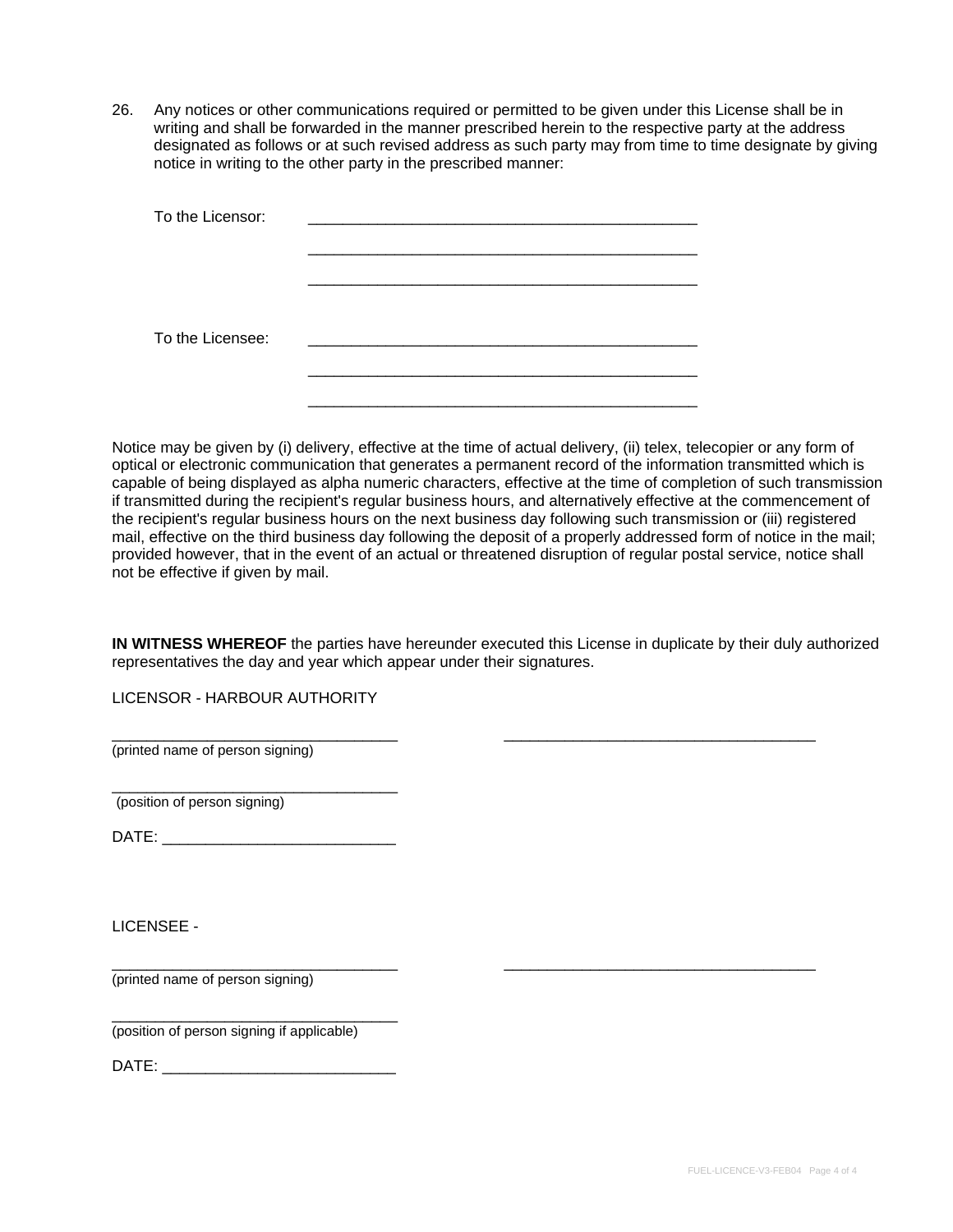26. Any notices or other communications required or permitted to be given under this License shall be in writing and shall be forwarded in the manner prescribed herein to the respective party at the address designated as follows or at such revised address as such party may from time to time designate by giving notice in writing to the other party in the prescribed manner:

To the Licensor: _______________________________________________

_______________________________________________

_______________________________________________

To the Licensee: _______________________________________________

_______________________________________________

_______________________________________________

Notice may be given by (i) delivery, effective at the time of actual delivery, (ii) telex, telecopier or any form of optical or electronic communication that generates a permanent record of the information transmitted which is capable of being displayed as alpha numeric characters, effective at the time of completion of such transmission if transmitted during the recipient's regular business hours, and alternatively effective at the commencement of the recipient's regular business hours on the next business day following such transmission or (iii) registered mail, effective on the third business day following the deposit of a properly addressed form of notice in the mail; provided however, that in the event of an actual or threatened disruption of regular postal service, notice shall not be effective if given by mail.

**IN WITNESS WHEREOF** the parties have hereunder executed this License in duplicate by their duly authorized representatives the day and year which appear under their signatures.

LICENSOR - HARBOUR AUTHORITY

___________________________________ ______________________________________
(printed name of person signing)

___________________________________
(position of person signing)

DATE: ___________________________

LICENSEE -

___________________________________ ______________________________________
(printed name of person signing)

___________________________________
(position of person signing if applicable)

DATE: ___________________________